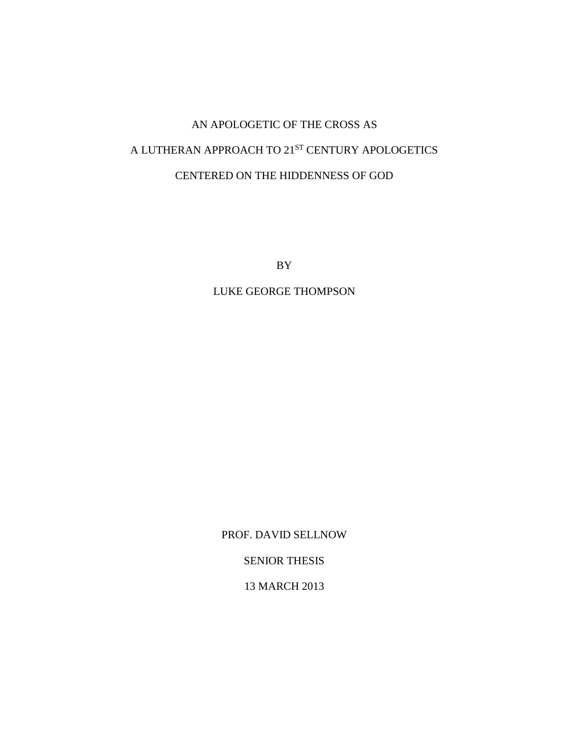# AN APOLOGETIC OF THE CROSS AS A LUTHERAN APPROACH TO 21ST CENTURY APOLOGETICS CENTERED ON THE HIDDENNESS OF GOD

BY

LUKE GEORGE THOMPSON

PROF. DAVID SELLNOW

SENIOR THESIS

13 MARCH 2013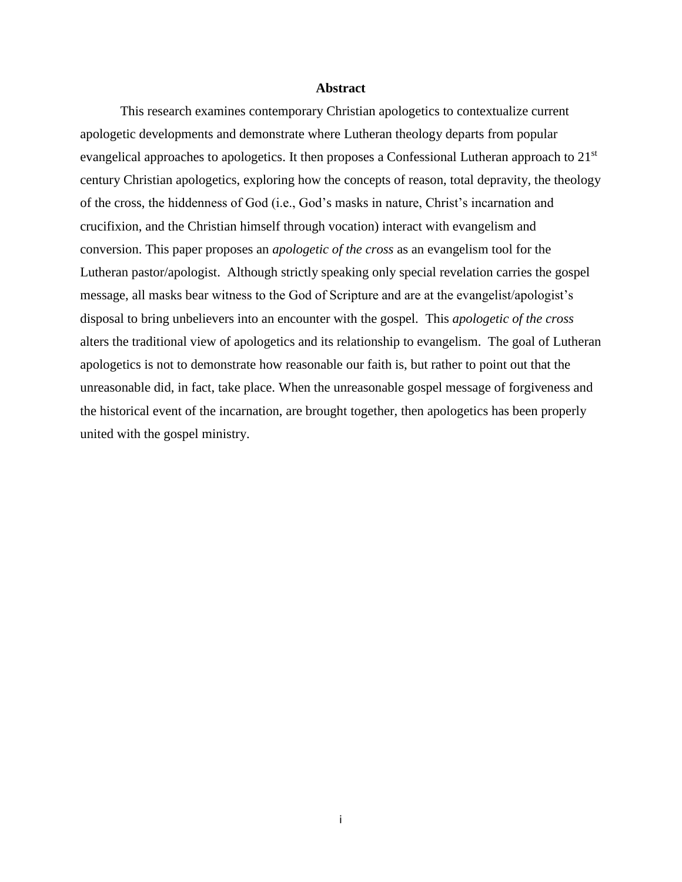# Abstract

This research examines contemporary Christian apologetics to contextualize current apologetic developments and demonstrate where Lutheran theology departs from popular evangelical approaches to apologetics. It then proposes a Confessional Lutheran approach to 21st century Christian apologetics, exploring how the concepts of reason, total depravity, the theology of the cross, the hiddenness of God (i.e., God's masks in nature, Christ's incarnation and crucifixion, and the Christian himself through vocation) interact with evangelism and conversion. This paper proposes an *apologetic of the cross* as an evangelism tool for the Lutheran pastor/apologist. Although strictly speaking only special revelation carries the gospel message, all masks bear witness to the God of Scripture and are at the evangelist/apologist's disposal to bring unbelievers into an encounter with the gospel. This *apologetic of the cross* alters the traditional view of apologetics and its relationship to evangelism. The goal of Lutheran apologetics is not to demonstrate how reasonable our faith is, but rather to point out that the unreasonable did, in fact, take place. When the unreasonable gospel message of forgiveness and the historical event of the incarnation, are brought together, then apologetics has been properly united with the gospel ministry.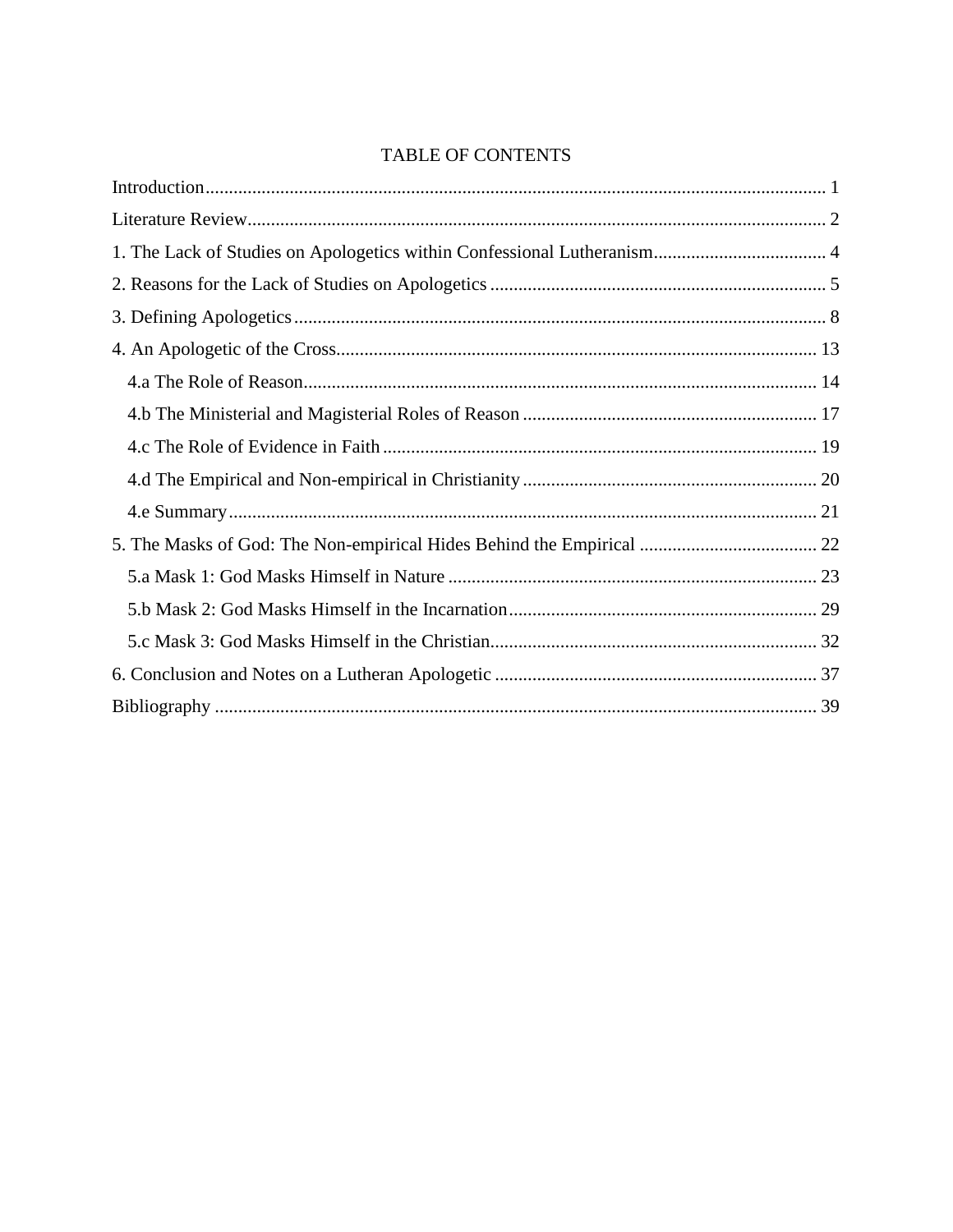# TABLE OF CONTENTS

Introduction ... 1

Literature Review ... 2

1. The Lack of Studies on Apologetics within Confessional Lutheranism ... 4

2. Reasons for the Lack of Studies on Apologetics ... 5

3. Defining Apologetics ... 8

4. An Apologetic of the Cross ... 13

   4.a The Role of Reason ... 14

   4.b The Ministerial and Magisterial Roles of Reason ... 17

   4.c The Role of Evidence in Faith ... 19

   4.d The Empirical and Non-empirical in Christianity ... 20

   4.e Summary ... 21

5. The Masks of God: The Non-empirical Hides Behind the Empirical ... 22

   5.a Mask 1: God Masks Himself in Nature ... 23

   5.b Mask 2: God Masks Himself in the Incarnation ... 29

   5.c Mask 3: God Masks Himself in the Christian ... 32

6. Conclusion and Notes on a Lutheran Apologetic ... 37

Bibliography ... 39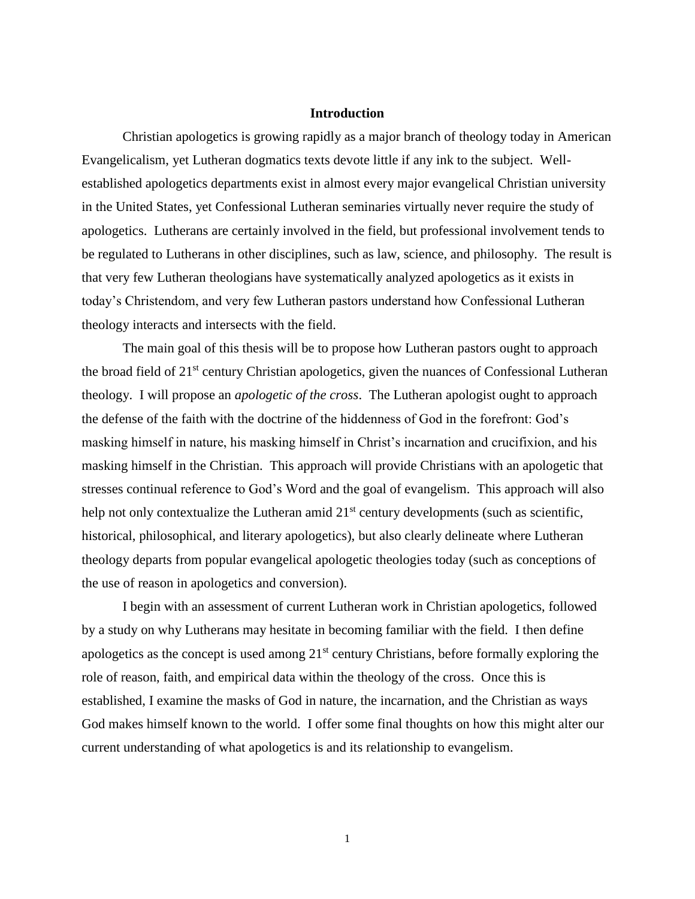# Introduction

Christian apologetics is growing rapidly as a major branch of theology today in American Evangelicalism, yet Lutheran dogmatics texts devote little if any ink to the subject. Well-established apologetics departments exist in almost every major evangelical Christian university in the United States, yet Confessional Lutheran seminaries virtually never require the study of apologetics. Lutherans are certainly involved in the field, but professional involvement tends to be regulated to Lutherans in other disciplines, such as law, science, and philosophy. The result is that very few Lutheran theologians have systematically analyzed apologetics as it exists in today's Christendom, and very few Lutheran pastors understand how Confessional Lutheran theology interacts and intersects with the field.

The main goal of this thesis will be to propose how Lutheran pastors ought to approach the broad field of 21st century Christian apologetics, given the nuances of Confessional Lutheran theology. I will propose an *apologetic of the cross*. The Lutheran apologist ought to approach the defense of the faith with the doctrine of the hiddenness of God in the forefront: God's masking himself in nature, his masking himself in Christ's incarnation and crucifixion, and his masking himself in the Christian. This approach will provide Christians with an apologetic that stresses continual reference to God's Word and the goal of evangelism. This approach will also help not only contextualize the Lutheran amid 21st century developments (such as scientific, historical, philosophical, and literary apologetics), but also clearly delineate where Lutheran theology departs from popular evangelical apologetic theologies today (such as conceptions of the use of reason in apologetics and conversion).

I begin with an assessment of current Lutheran work in Christian apologetics, followed by a study on why Lutherans may hesitate in becoming familiar with the field. I then define apologetics as the concept is used among 21st century Christians, before formally exploring the role of reason, faith, and empirical data within the theology of the cross. Once this is established, I examine the masks of God in nature, the incarnation, and the Christian as ways God makes himself known to the world. I offer some final thoughts on how this might alter our current understanding of what apologetics is and its relationship to evangelism.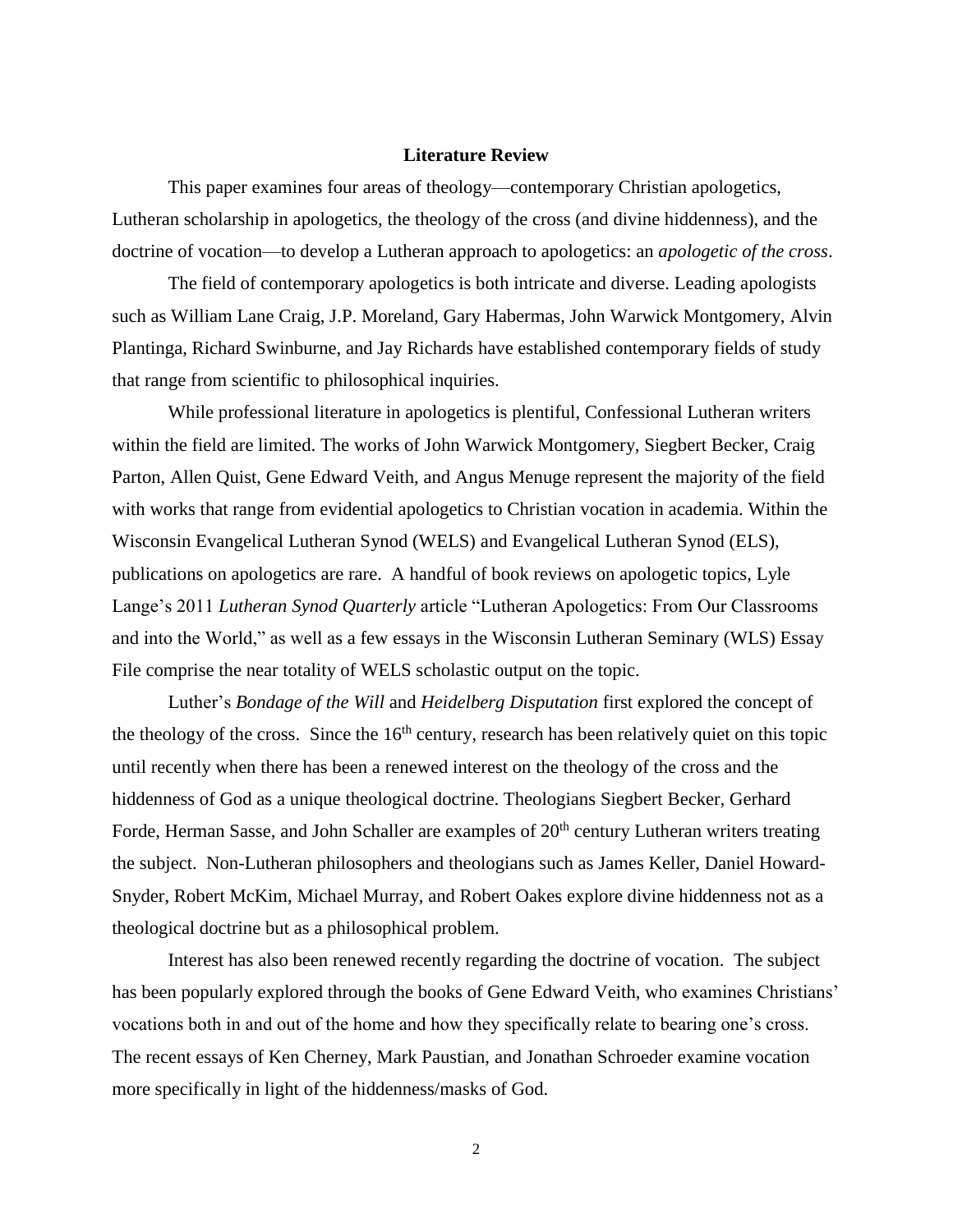## Literature Review

This paper examines four areas of theology—contemporary Christian apologetics, Lutheran scholarship in apologetics, the theology of the cross (and divine hiddenness), and the doctrine of vocation—to develop a Lutheran approach to apologetics: an *apologetic of the cross*.

The field of contemporary apologetics is both intricate and diverse. Leading apologists such as William Lane Craig, J.P. Moreland, Gary Habermas, John Warwick Montgomery, Alvin Plantinga, Richard Swinburne, and Jay Richards have established contemporary fields of study that range from scientific to philosophical inquiries.

While professional literature in apologetics is plentiful, Confessional Lutheran writers within the field are limited. The works of John Warwick Montgomery, Siegbert Becker, Craig Parton, Allen Quist, Gene Edward Veith, and Angus Menuge represent the majority of the field with works that range from evidential apologetics to Christian vocation in academia. Within the Wisconsin Evangelical Lutheran Synod (WELS) and Evangelical Lutheran Synod (ELS), publications on apologetics are rare. A handful of book reviews on apologetic topics, Lyle Lange's 2011 *Lutheran Synod Quarterly* article "Lutheran Apologetics: From Our Classrooms and into the World," as well as a few essays in the Wisconsin Lutheran Seminary (WLS) Essay File comprise the near totality of WELS scholastic output on the topic.

Luther's *Bondage of the Will* and *Heidelberg Disputation* first explored the concept of the theology of the cross. Since the 16th century, research has been relatively quiet on this topic until recently when there has been a renewed interest on the theology of the cross and the hiddenness of God as a unique theological doctrine. Theologians Siegbert Becker, Gerhard Forde, Herman Sasse, and John Schaller are examples of 20th century Lutheran writers treating the subject. Non-Lutheran philosophers and theologians such as James Keller, Daniel Howard-Snyder, Robert McKim, Michael Murray, and Robert Oakes explore divine hiddenness not as a theological doctrine but as a philosophical problem.

Interest has also been renewed recently regarding the doctrine of vocation. The subject has been popularly explored through the books of Gene Edward Veith, who examines Christians' vocations both in and out of the home and how they specifically relate to bearing one's cross. The recent essays of Ken Cherney, Mark Paustian, and Jonathan Schroeder examine vocation more specifically in light of the hiddenness/masks of God.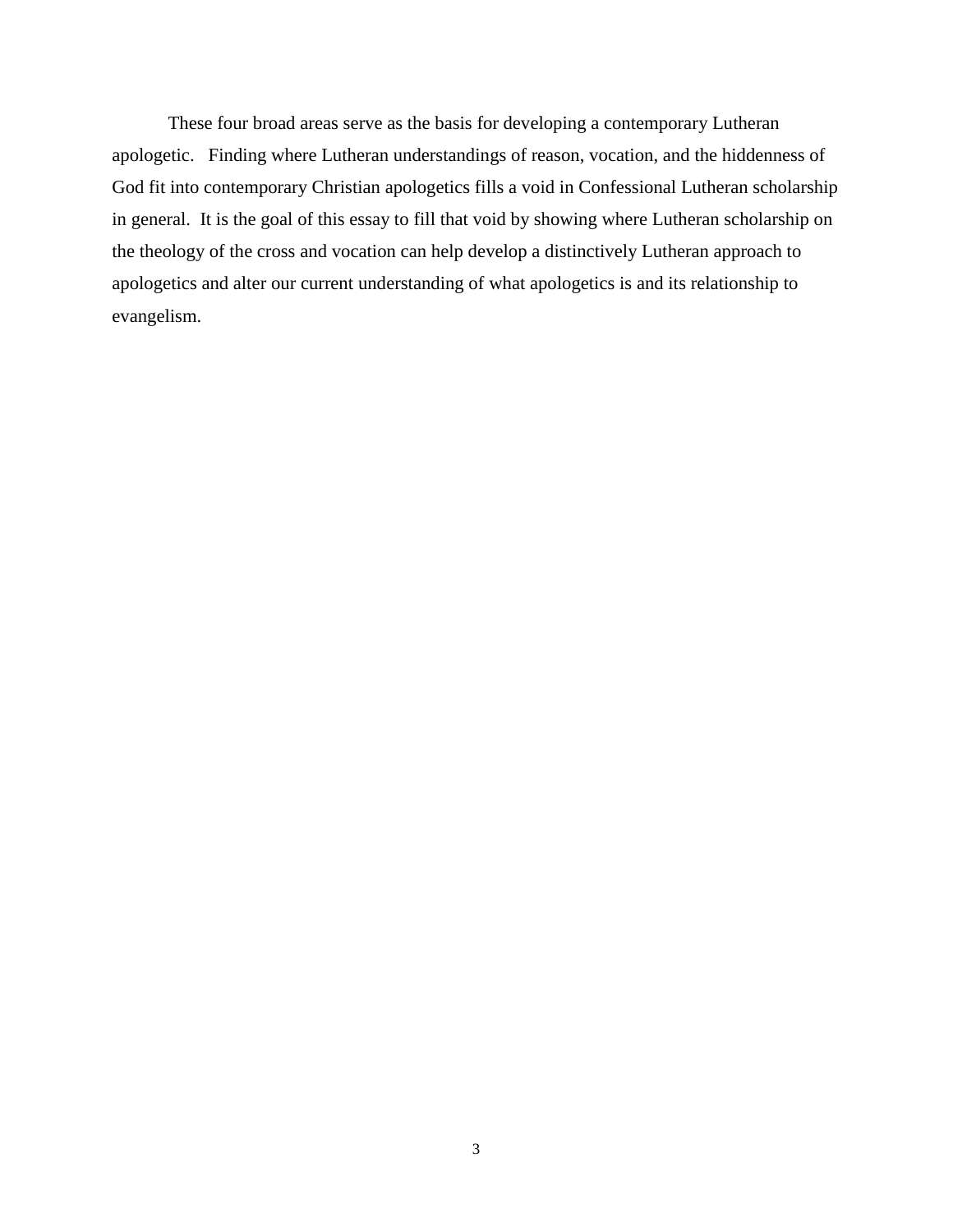These four broad areas serve as the basis for developing a contemporary Lutheran apologetic. Finding where Lutheran understandings of reason, vocation, and the hiddenness of God fit into contemporary Christian apologetics fills a void in Confessional Lutheran scholarship in general. It is the goal of this essay to fill that void by showing where Lutheran scholarship on the theology of the cross and vocation can help develop a distinctively Lutheran approach to apologetics and alter our current understanding of what apologetics is and its relationship to evangelism.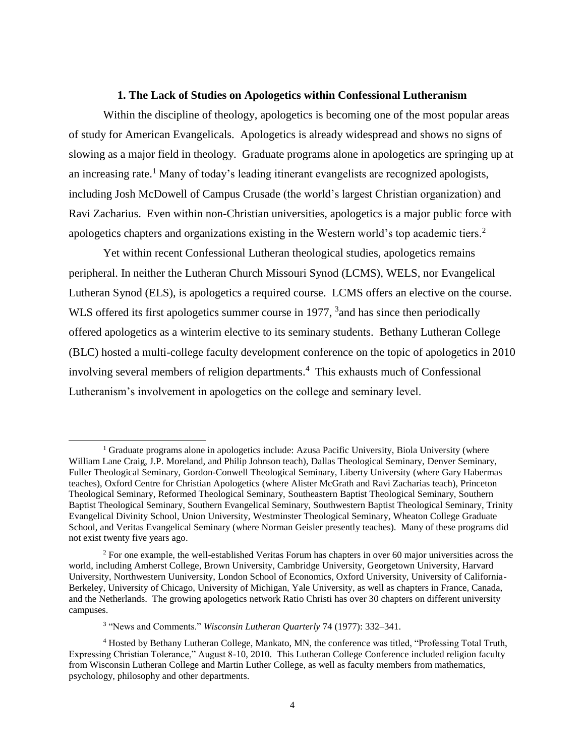### 1. The Lack of Studies on Apologetics within Confessional Lutheranism

Within the discipline of theology, apologetics is becoming one of the most popular areas of study for American Evangelicals. Apologetics is already widespread and shows no signs of slowing as a major field in theology. Graduate programs alone in apologetics are springing up at an increasing rate.[1] Many of today's leading itinerant evangelists are recognized apologists, including Josh McDowell of Campus Crusade (the world's largest Christian organization) and Ravi Zacharius. Even within non-Christian universities, apologetics is a major public force with apologetics chapters and organizations existing in the Western world's top academic tiers.[2]

Yet within recent Confessional Lutheran theological studies, apologetics remains peripheral. In neither the Lutheran Church Missouri Synod (LCMS), WELS, nor Evangelical Lutheran Synod (ELS), is apologetics a required course. LCMS offers an elective on the course. WLS offered its first apologetics summer course in 1977, [3]and has since then periodically offered apologetics as a winterim elective to its seminary students. Bethany Lutheran College (BLC) hosted a multi-college faculty development conference on the topic of apologetics in 2010 involving several members of religion departments.[4] This exhausts much of Confessional Lutheranism's involvement in apologetics on the college and seminary level.

---

[1] Graduate programs alone in apologetics include: Azusa Pacific University, Biola University (where William Lane Craig, J.P. Moreland, and Philip Johnson teach), Dallas Theological Seminary, Denver Seminary, Fuller Theological Seminary, Gordon-Conwell Theological Seminary, Liberty University (where Gary Habermas teaches), Oxford Centre for Christian Apologetics (where Alister McGrath and Ravi Zacharias teach), Princeton Theological Seminary, Reformed Theological Seminary, Southeastern Baptist Theological Seminary, Southern Baptist Theological Seminary, Southern Evangelical Seminary, Southwestern Baptist Theological Seminary, Trinity Evangelical Divinity School, Union University, Westminster Theological Seminary, Wheaton College Graduate School, and Veritas Evangelical Seminary (where Norman Geisler presently teaches). Many of these programs did not exist twenty five years ago.

[2] For one example, the well-established Veritas Forum has chapters in over 60 major universities across the world, including Amherst College, Brown University, Cambridge University, Georgetown University, Harvard University, Northwestern Uuniversity, London School of Economics, Oxford University, University of California-Berkeley, University of Chicago, University of Michigan, Yale University, as well as chapters in France, Canada, and the Netherlands. The growing apologetics network Ratio Christi has over 30 chapters on different university campuses.

[3] "News and Comments." *Wisconsin Lutheran Quarterly* 74 (1977): 332–341.

[4] Hosted by Bethany Lutheran College, Mankato, MN, the conference was titled, "Professing Total Truth, Expressing Christian Tolerance," August 8-10, 2010. This Lutheran College Conference included religion faculty from Wisconsin Lutheran College and Martin Luther College, as well as faculty members from mathematics, psychology, philosophy and other departments.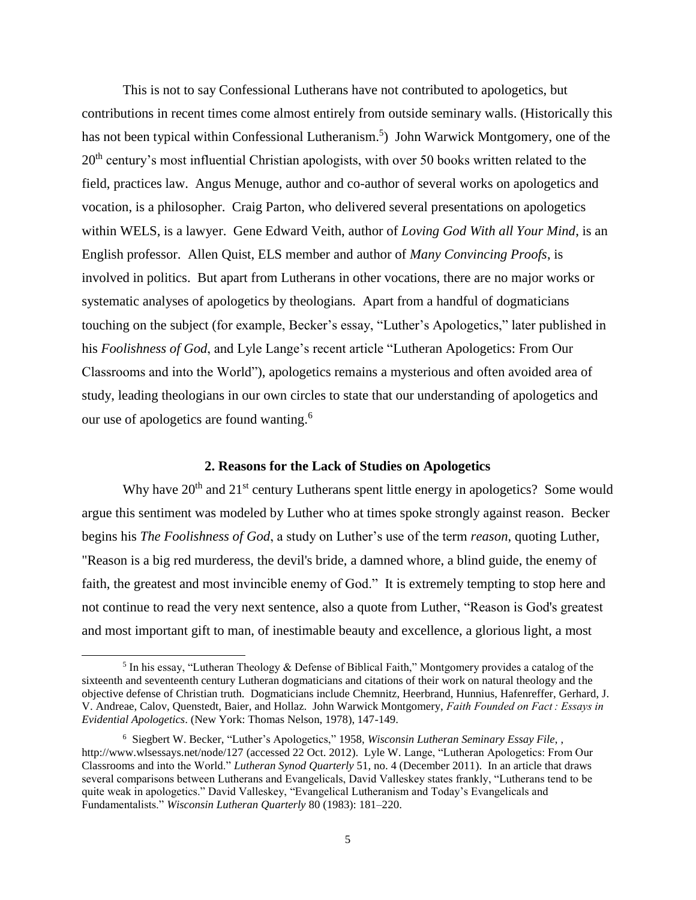This is not to say Confessional Lutherans have not contributed to apologetics, but contributions in recent times come almost entirely from outside seminary walls. (Historically this has not been typical within Confessional Lutheranism.[5]) John Warwick Montgomery, one of the 20th century's most influential Christian apologists, with over 50 books written related to the field, practices law. Angus Menuge, author and co-author of several works on apologetics and vocation, is a philosopher. Craig Parton, who delivered several presentations on apologetics within WELS, is a lawyer. Gene Edward Veith, author of *Loving God With all Your Mind*, is an English professor. Allen Quist, ELS member and author of *Many Convincing Proofs*, is involved in politics. But apart from Lutherans in other vocations, there are no major works or systematic analyses of apologetics by theologians. Apart from a handful of dogmaticians touching on the subject (for example, Becker's essay, "Luther's Apologetics," later published in his *Foolishness of God*, and Lyle Lange's recent article "Lutheran Apologetics: From Our Classrooms and into the World"), apologetics remains a mysterious and often avoided area of study, leading theologians in our own circles to state that our understanding of apologetics and our use of apologetics are found wanting.[6]

## 2. Reasons for the Lack of Studies on Apologetics

Why have 20th and 21st century Lutherans spent little energy in apologetics? Some would argue this sentiment was modeled by Luther who at times spoke strongly against reason. Becker begins his *The Foolishness of God*, a study on Luther's use of the term *reason*, quoting Luther, "Reason is a big red murderess, the devil's bride, a damned whore, a blind guide, the enemy of faith, the greatest and most invincible enemy of God." It is extremely tempting to stop here and not continue to read the very next sentence, also a quote from Luther, "Reason is God's greatest and most important gift to man, of inestimable beauty and excellence, a glorious light, a most

---

[5] In his essay, "Lutheran Theology & Defense of Biblical Faith," Montgomery provides a catalog of the sixteenth and seventeenth century Lutheran dogmaticians and citations of their work on natural theology and the objective defense of Christian truth. Dogmaticians include Chemnitz, Heerbrand, Hunnius, Hafenreffer, Gerhard, J. V. Andreae, Calov, Quenstedt, Baier, and Hollaz. John Warwick Montgomery, *Faith Founded on Fact : Essays in Evidential Apologetics*. (New York: Thomas Nelson, 1978), 147-149.

[6] Siegbert W. Becker, "Luther's Apologetics," 1958, *Wisconsin Lutheran Seminary Essay File*, , http://www.wlsessays.net/node/127 (accessed 22 Oct. 2012). Lyle W. Lange, "Lutheran Apologetics: From Our Classrooms and into the World." *Lutheran Synod Quarterly* 51, no. 4 (December 2011). In an article that draws several comparisons between Lutherans and Evangelicals, David Valleskey states frankly, "Lutherans tend to be quite weak in apologetics." David Valleskey, "Evangelical Lutheranism and Today's Evangelicals and Fundamentalists." *Wisconsin Lutheran Quarterly* 80 (1983): 181–220.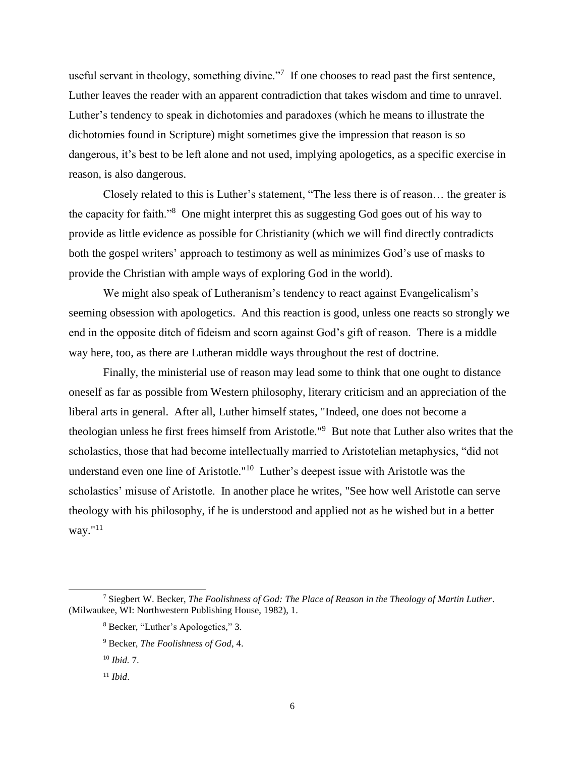useful servant in theology, something divine."[7] If one chooses to read past the first sentence, Luther leaves the reader with an apparent contradiction that takes wisdom and time to unravel. Luther's tendency to speak in dichotomies and paradoxes (which he means to illustrate the dichotomies found in Scripture) might sometimes give the impression that reason is so dangerous, it's best to be left alone and not used, implying apologetics, as a specific exercise in reason, is also dangerous.

Closely related to this is Luther's statement, "The less there is of reason… the greater is the capacity for faith."[8] One might interpret this as suggesting God goes out of his way to provide as little evidence as possible for Christianity (which we will find directly contradicts both the gospel writers' approach to testimony as well as minimizes God's use of masks to provide the Christian with ample ways of exploring God in the world).

We might also speak of Lutheranism's tendency to react against Evangelicalism's seeming obsession with apologetics. And this reaction is good, unless one reacts so strongly we end in the opposite ditch of fideism and scorn against God's gift of reason. There is a middle way here, too, as there are Lutheran middle ways throughout the rest of doctrine.

Finally, the ministerial use of reason may lead some to think that one ought to distance oneself as far as possible from Western philosophy, literary criticism and an appreciation of the liberal arts in general. After all, Luther himself states, "Indeed, one does not become a theologian unless he first frees himself from Aristotle."[9] But note that Luther also writes that the scholastics, those that had become intellectually married to Aristotelian metaphysics, "did not understand even one line of Aristotle."[10] Luther's deepest issue with Aristotle was the scholastics' misuse of Aristotle. In another place he writes, "See how well Aristotle can serve theology with his philosophy, if he is understood and applied not as he wished but in a better way."[11]

---

[7] Siegbert W. Becker, *The Foolishness of God: The Place of Reason in the Theology of Martin Luther*. (Milwaukee, WI: Northwestern Publishing House, 1982), 1.

[8] Becker, "Luther's Apologetics," 3.

[9] Becker, *The Foolishness of God*, 4.

[10] *Ibid.* 7.

[11] *Ibid*.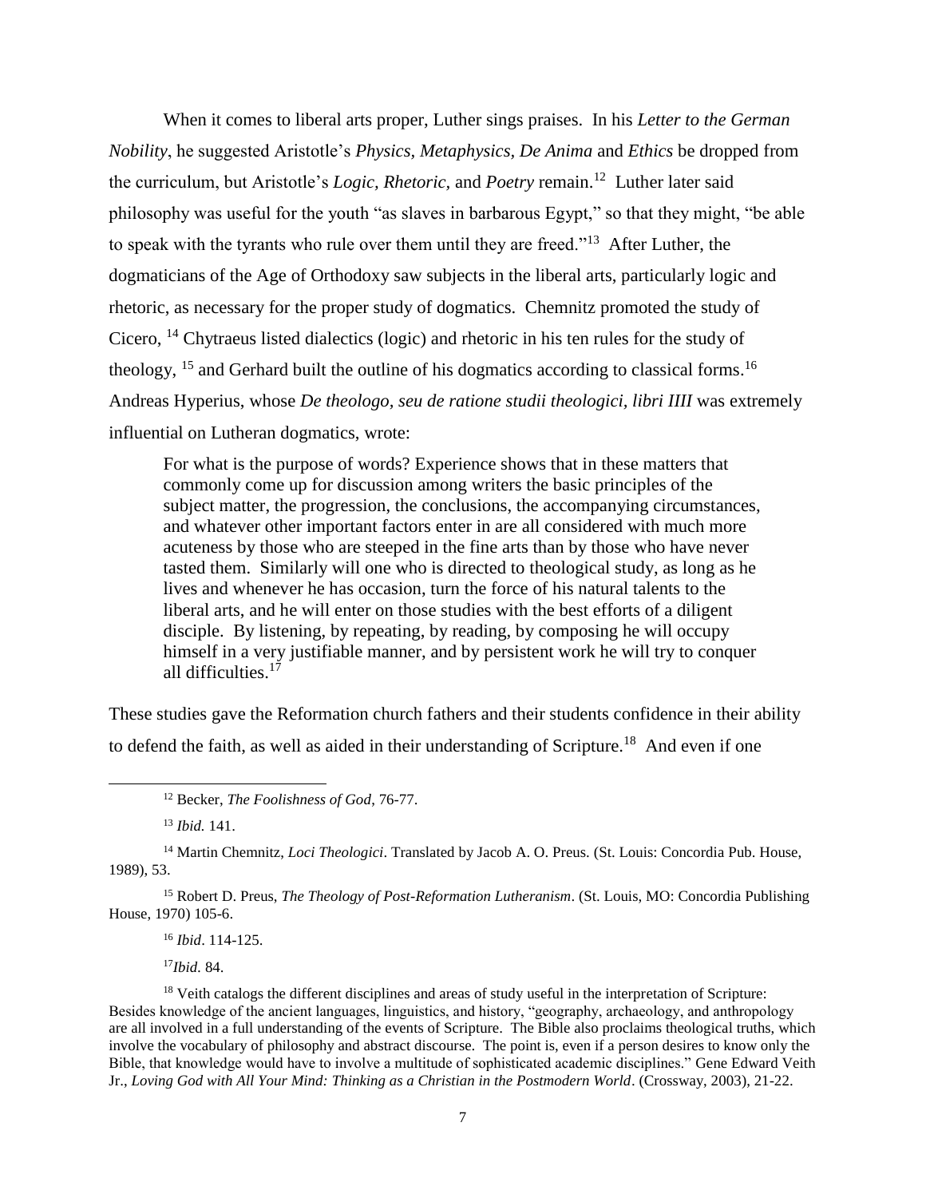When it comes to liberal arts proper, Luther sings praises. In his *Letter to the German Nobility*, he suggested Aristotle's *Physics, Metaphysics, De Anima* and *Ethics* be dropped from the curriculum, but Aristotle's *Logic, Rhetoric,* and *Poetry* remain.[12] Luther later said philosophy was useful for the youth "as slaves in barbarous Egypt," so that they might, "be able to speak with the tyrants who rule over them until they are freed."[13] After Luther, the dogmaticians of the Age of Orthodoxy saw subjects in the liberal arts, particularly logic and rhetoric, as necessary for the proper study of dogmatics. Chemnitz promoted the study of Cicero, [14] Chytraeus listed dialectics (logic) and rhetoric in his ten rules for the study of theology, [15] and Gerhard built the outline of his dogmatics according to classical forms.[16] Andreas Hyperius, whose *De theologo, seu de ratione studii theologici, libri IIII* was extremely influential on Lutheran dogmatics, wrote:

> For what is the purpose of words? Experience shows that in these matters that commonly come up for discussion among writers the basic principles of the subject matter, the progression, the conclusions, the accompanying circumstances, and whatever other important factors enter in are all considered with much more acuteness by those who are steeped in the fine arts than by those who have never tasted them. Similarly will one who is directed to theological study, as long as he lives and whenever he has occasion, turn the force of his natural talents to the liberal arts, and he will enter on those studies with the best efforts of a diligent disciple. By listening, by repeating, by reading, by composing he will occupy himself in a very justifiable manner, and by persistent work he will try to conquer all difficulties.[17]

These studies gave the Reformation church fathers and their students confidence in their ability to defend the faith, as well as aided in their understanding of Scripture.[18] And even if one

---

[12] Becker, *The Foolishness of God*, 76-77.

[13] *Ibid.* 141.

[14] Martin Chemnitz, *Loci Theologici*. Translated by Jacob A. O. Preus. (St. Louis: Concordia Pub. House, 1989), 53.

[15] Robert D. Preus, *The Theology of Post-Reformation Lutheranism*. (St. Louis, MO: Concordia Publishing House, 1970) 105-6.

[16] *Ibid*. 114-125.

[17] *Ibid.* 84.

[18] Veith catalogs the different disciplines and areas of study useful in the interpretation of Scripture: Besides knowledge of the ancient languages, linguistics, and history, "geography, archaeology, and anthropology are all involved in a full understanding of the events of Scripture. The Bible also proclaims theological truths, which involve the vocabulary of philosophy and abstract discourse. The point is, even if a person desires to know only the Bible, that knowledge would have to involve a multitude of sophisticated academic disciplines." Gene Edward Veith Jr., *Loving God with All Your Mind: Thinking as a Christian in the Postmodern World*. (Crossway, 2003), 21-22.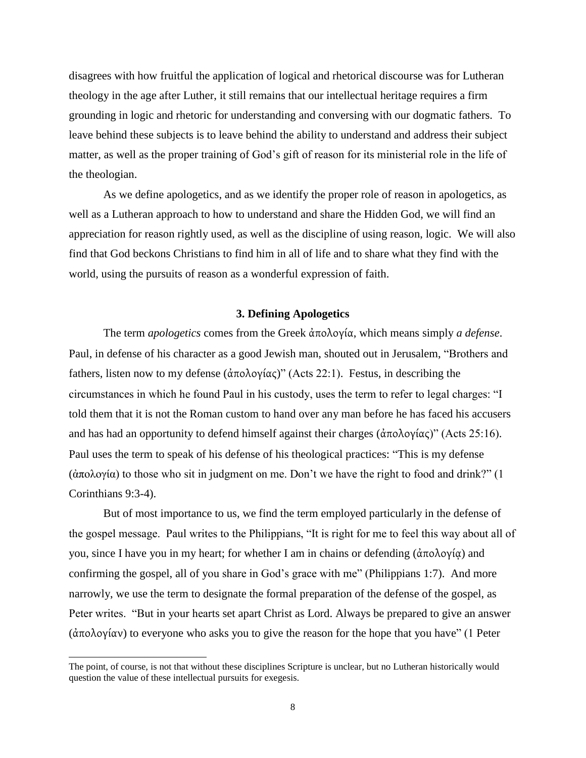disagrees with how fruitful the application of logical and rhetorical discourse was for Lutheran theology in the age after Luther, it still remains that our intellectual heritage requires a firm grounding in logic and rhetoric for understanding and conversing with our dogmatic fathers. To leave behind these subjects is to leave behind the ability to understand and address their subject matter, as well as the proper training of God's gift of reason for its ministerial role in the life of the theologian.

As we define apologetics, and as we identify the proper role of reason in apologetics, as well as a Lutheran approach to how to understand and share the Hidden God, we will find an appreciation for reason rightly used, as well as the discipline of using reason, logic. We will also find that God beckons Christians to find him in all of life and to share what they find with the world, using the pursuits of reason as a wonderful expression of faith.

### 3. Defining Apologetics

The term *apologetics* comes from the Greek ἀπολογία, which means simply *a defense*. Paul, in defense of his character as a good Jewish man, shouted out in Jerusalem, "Brothers and fathers, listen now to my defense (ἀπολογίας)" (Acts 22:1). Festus, in describing the circumstances in which he found Paul in his custody, uses the term to refer to legal charges: "I told them that it is not the Roman custom to hand over any man before he has faced his accusers and has had an opportunity to defend himself against their charges (ἀπολογίας)" (Acts 25:16). Paul uses the term to speak of his defense of his theological practices: "This is my defense (ἀπολογία) to those who sit in judgment on me. Don't we have the right to food and drink?" (1 Corinthians 9:3-4).

But of most importance to us, we find the term employed particularly in the defense of the gospel message. Paul writes to the Philippians, "It is right for me to feel this way about all of you, since I have you in my heart; for whether I am in chains or defending (ἀπολογίᾳ) and confirming the gospel, all of you share in God's grace with me" (Philippians 1:7). And more narrowly, we use the term to designate the formal preparation of the defense of the gospel, as Peter writes. "But in your hearts set apart Christ as Lord. Always be prepared to give an answer (ἀπολογίαν) to everyone who asks you to give the reason for the hope that you have" (1 Peter

---

The point, of course, is not that without these disciplines Scripture is unclear, but no Lutheran historically would question the value of these intellectual pursuits for exegesis.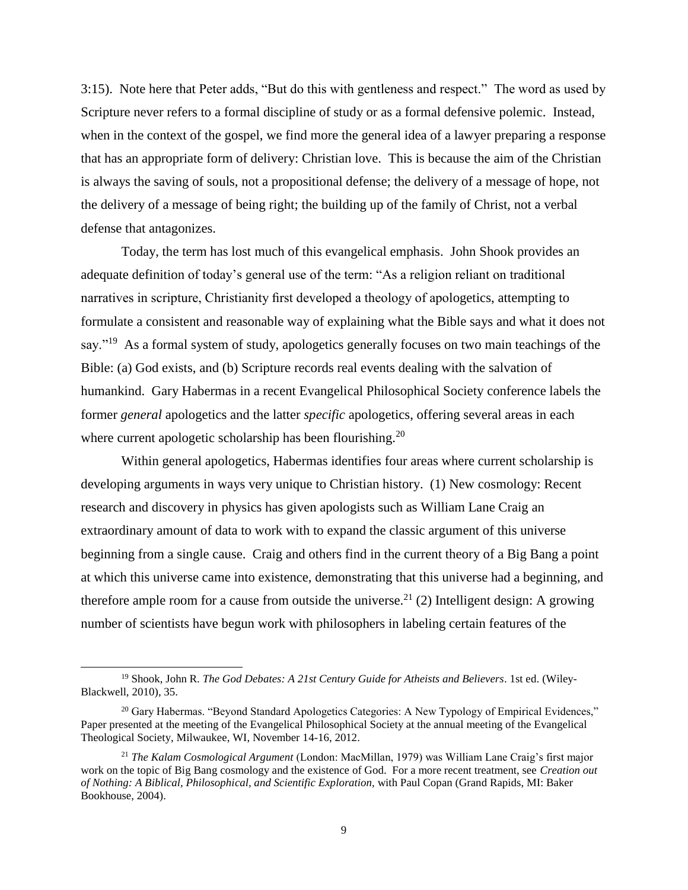3:15). Note here that Peter adds, "But do this with gentleness and respect." The word as used by Scripture never refers to a formal discipline of study or as a formal defensive polemic. Instead, when in the context of the gospel, we find more the general idea of a lawyer preparing a response that has an appropriate form of delivery: Christian love. This is because the aim of the Christian is always the saving of souls, not a propositional defense; the delivery of a message of hope, not the delivery of a message of being right; the building up of the family of Christ, not a verbal defense that antagonizes.

Today, the term has lost much of this evangelical emphasis. John Shook provides an adequate definition of today's general use of the term: "As a religion reliant on traditional narratives in scripture, Christianity first developed a theology of apologetics, attempting to formulate a consistent and reasonable way of explaining what the Bible says and what it does not say."[19] As a formal system of study, apologetics generally focuses on two main teachings of the Bible: (a) God exists, and (b) Scripture records real events dealing with the salvation of humankind. Gary Habermas in a recent Evangelical Philosophical Society conference labels the former *general* apologetics and the latter *specific* apologetics, offering several areas in each where current apologetic scholarship has been flourishing.[20]

Within general apologetics, Habermas identifies four areas where current scholarship is developing arguments in ways very unique to Christian history. (1) New cosmology: Recent research and discovery in physics has given apologists such as William Lane Craig an extraordinary amount of data to work with to expand the classic argument of this universe beginning from a single cause. Craig and others find in the current theory of a Big Bang a point at which this universe came into existence, demonstrating that this universe had a beginning, and therefore ample room for a cause from outside the universe.[21] (2) Intelligent design: A growing number of scientists have begun work with philosophers in labeling certain features of the

---

[19] Shook, John R. *The God Debates: A 21st Century Guide for Atheists and Believers*. 1st ed. (Wiley-Blackwell, 2010), 35.

[20] Gary Habermas. "Beyond Standard Apologetics Categories: A New Typology of Empirical Evidences," Paper presented at the meeting of the Evangelical Philosophical Society at the annual meeting of the Evangelical Theological Society, Milwaukee, WI, November 14-16, 2012.

[21] *The Kalam Cosmological Argument* (London: MacMillan, 1979) was William Lane Craig's first major work on the topic of Big Bang cosmology and the existence of God. For a more recent treatment, see *Creation out of Nothing: A Biblical, Philosophical, and Scientific Exploration*, with Paul Copan (Grand Rapids, MI: Baker Bookhouse, 2004).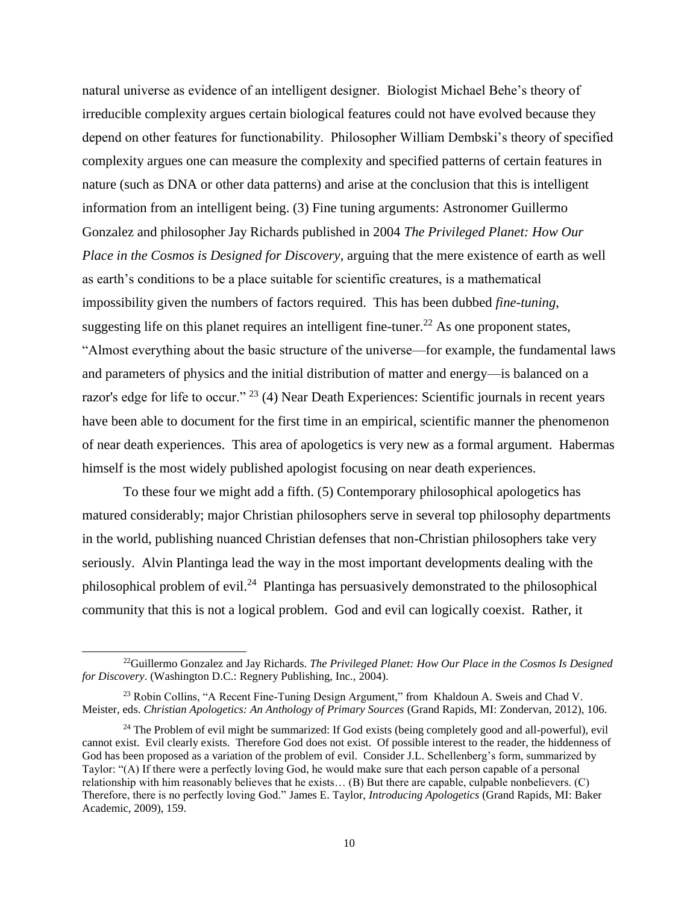natural universe as evidence of an intelligent designer. Biologist Michael Behe's theory of irreducible complexity argues certain biological features could not have evolved because they depend on other features for functionability. Philosopher William Dembski's theory of specified complexity argues one can measure the complexity and specified patterns of certain features in nature (such as DNA or other data patterns) and arise at the conclusion that this is intelligent information from an intelligent being. (3) Fine tuning arguments: Astronomer Guillermo Gonzalez and philosopher Jay Richards published in 2004 *The Privileged Planet: How Our Place in the Cosmos is Designed for Discovery*, arguing that the mere existence of earth as well as earth's conditions to be a place suitable for scientific creatures, is a mathematical impossibility given the numbers of factors required. This has been dubbed *fine-tuning*, suggesting life on this planet requires an intelligent fine-tuner.[22] As one proponent states, "Almost everything about the basic structure of the universe—for example, the fundamental laws and parameters of physics and the initial distribution of matter and energy—is balanced on a razor's edge for life to occur." [23] (4) Near Death Experiences: Scientific journals in recent years have been able to document for the first time in an empirical, scientific manner the phenomenon of near death experiences. This area of apologetics is very new as a formal argument. Habermas himself is the most widely published apologist focusing on near death experiences.

To these four we might add a fifth. (5) Contemporary philosophical apologetics has matured considerably; major Christian philosophers serve in several top philosophy departments in the world, publishing nuanced Christian defenses that non-Christian philosophers take very seriously. Alvin Plantinga lead the way in the most important developments dealing with the philosophical problem of evil.[24] Plantinga has persuasively demonstrated to the philosophical community that this is not a logical problem. God and evil can logically coexist. Rather, it

---

[22] Guillermo Gonzalez and Jay Richards. *The Privileged Planet: How Our Place in the Cosmos Is Designed for Discovery*. (Washington D.C.: Regnery Publishing, Inc., 2004).

[23] Robin Collins, "A Recent Fine-Tuning Design Argument," from Khaldoun A. Sweis and Chad V. Meister, eds. *Christian Apologetics: An Anthology of Primary Sources* (Grand Rapids, MI: Zondervan, 2012), 106.

[24] The Problem of evil might be summarized: If God exists (being completely good and all-powerful), evil cannot exist. Evil clearly exists. Therefore God does not exist. Of possible interest to the reader, the hiddenness of God has been proposed as a variation of the problem of evil. Consider J.L. Schellenberg's form, summarized by Taylor: "(A) If there were a perfectly loving God, he would make sure that each person capable of a personal relationship with him reasonably believes that he exists… (B) But there are capable, culpable nonbelievers. (C) Therefore, there is no perfectly loving God." James E. Taylor, *Introducing Apologetics* (Grand Rapids, MI: Baker Academic, 2009), 159.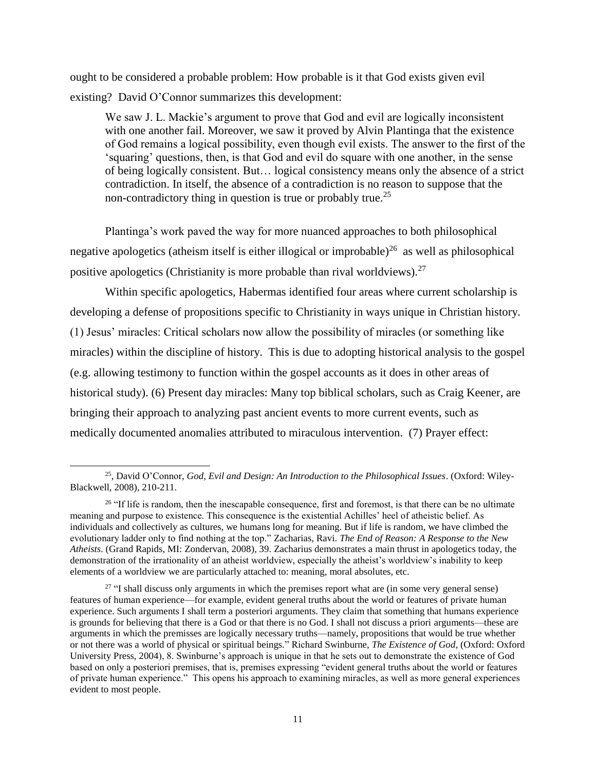ought to be considered a probable problem: How probable is it that God exists given evil existing? David O'Connor summarizes this development:

> We saw J. L. Mackie's argument to prove that God and evil are logically inconsistent with one another fail. Moreover, we saw it proved by Alvin Plantinga that the existence of God remains a logical possibility, even though evil exists. The answer to the first of the 'squaring' questions, then, is that God and evil do square with one another, in the sense of being logically consistent. But… logical consistency means only the absence of a strict contradiction. In itself, the absence of a contradiction is no reason to suppose that the non-contradictory thing in question is true or probably true.[25]

Plantinga's work paved the way for more nuanced approaches to both philosophical negative apologetics (atheism itself is either illogical or improbable)[26] as well as philosophical positive apologetics (Christianity is more probable than rival worldviews).[27]

Within specific apologetics, Habermas identified four areas where current scholarship is developing a defense of propositions specific to Christianity in ways unique in Christian history. (1) Jesus' miracles: Critical scholars now allow the possibility of miracles (or something like miracles) within the discipline of history. This is due to adopting historical analysis to the gospel (e.g. allowing testimony to function within the gospel accounts as it does in other areas of historical study). (6) Present day miracles: Many top biblical scholars, such as Craig Keener, are bringing their approach to analyzing past ancient events to more current events, such as medically documented anomalies attributed to miraculous intervention. (7) Prayer effect:

---

[25], David O'Connor, *God, Evil and Design: An Introduction to the Philosophical Issues*. (Oxford: Wiley-Blackwell, 2008), 210-211.

[26] "If life is random, then the inescapable consequence, first and foremost, is that there can be no ultimate meaning and purpose to existence. This consequence is the existential Achilles' heel of atheistic belief. As individuals and collectively as cultures, we humans long for meaning. But if life is random, we have climbed the evolutionary ladder only to find nothing at the top." Zacharias, Ravi. *The End of Reason: A Response to the New Atheists*. (Grand Rapids, MI: Zondervan, 2008), 39. Zacharius demonstrates a main thrust in apologetics today, the demonstration of the irrationality of an atheist worldview, especially the atheist's worldview's inability to keep elements of a worldview we are particularly attached to: meaning, moral absolutes, etc.

[27] "I shall discuss only arguments in which the premises report what are (in some very general sense) features of human experience—for example, evident general truths about the world or features of private human experience. Such arguments I shall term a posteriori arguments. They claim that something that humans experience is grounds for believing that there is a God or that there is no God. I shall not discuss a priori arguments—these are arguments in which the premisses are logically necessary truths—namely, propositions that would be true whether or not there was a world of physical or spiritual beings." Richard Swinburne, *The Existence of God*, (Oxford: Oxford University Press, 2004), 8. Swinburne's approach is unique in that he sets out to demonstrate the existence of God based on only a posteriori premises, that is, premises expressing "evident general truths about the world or features of private human experience." This opens his approach to examining miracles, as well as more general experiences evident to most people.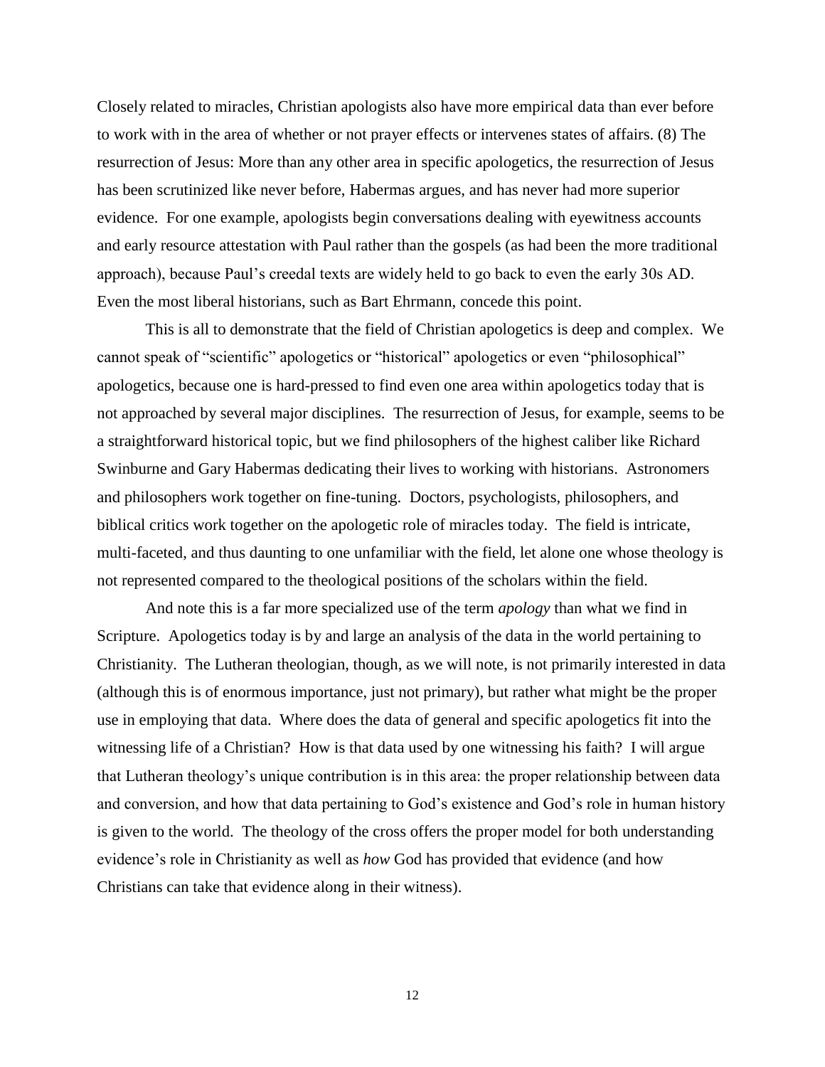Closely related to miracles, Christian apologists also have more empirical data than ever before to work with in the area of whether or not prayer effects or intervenes states of affairs. (8) The resurrection of Jesus: More than any other area in specific apologetics, the resurrection of Jesus has been scrutinized like never before, Habermas argues, and has never had more superior evidence. For one example, apologists begin conversations dealing with eyewitness accounts and early resource attestation with Paul rather than the gospels (as had been the more traditional approach), because Paul's creedal texts are widely held to go back to even the early 30s AD. Even the most liberal historians, such as Bart Ehrmann, concede this point.

This is all to demonstrate that the field of Christian apologetics is deep and complex. We cannot speak of "scientific" apologetics or "historical" apologetics or even "philosophical" apologetics, because one is hard-pressed to find even one area within apologetics today that is not approached by several major disciplines. The resurrection of Jesus, for example, seems to be a straightforward historical topic, but we find philosophers of the highest caliber like Richard Swinburne and Gary Habermas dedicating their lives to working with historians. Astronomers and philosophers work together on fine-tuning. Doctors, psychologists, philosophers, and biblical critics work together on the apologetic role of miracles today. The field is intricate, multi-faceted, and thus daunting to one unfamiliar with the field, let alone one whose theology is not represented compared to the theological positions of the scholars within the field.

And note this is a far more specialized use of the term *apology* than what we find in Scripture. Apologetics today is by and large an analysis of the data in the world pertaining to Christianity. The Lutheran theologian, though, as we will note, is not primarily interested in data (although this is of enormous importance, just not primary), but rather what might be the proper use in employing that data. Where does the data of general and specific apologetics fit into the witnessing life of a Christian? How is that data used by one witnessing his faith? I will argue that Lutheran theology's unique contribution is in this area: the proper relationship between data and conversion, and how that data pertaining to God's existence and God's role in human history is given to the world. The theology of the cross offers the proper model for both understanding evidence's role in Christianity as well as *how* God has provided that evidence (and how Christians can take that evidence along in their witness).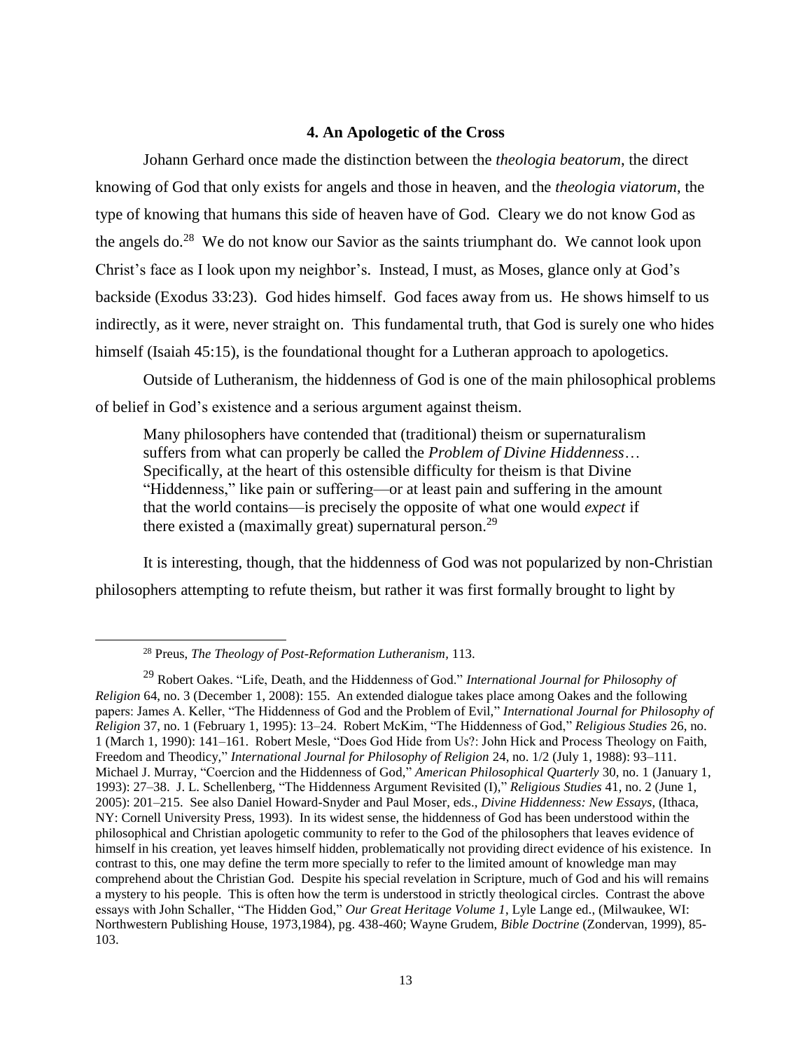### 4. An Apologetic of the Cross

Johann Gerhard once made the distinction between the *theologia beatorum*, the direct knowing of God that only exists for angels and those in heaven, and the *theologia viatorum*, the type of knowing that humans this side of heaven have of God. Cleary we do not know God as the angels do.[28] We do not know our Savior as the saints triumphant do. We cannot look upon Christ's face as I look upon my neighbor's. Instead, I must, as Moses, glance only at God's backside (Exodus 33:23). God hides himself. God faces away from us. He shows himself to us indirectly, as it were, never straight on. This fundamental truth, that God is surely one who hides himself (Isaiah 45:15), is the foundational thought for a Lutheran approach to apologetics.

Outside of Lutheranism, the hiddenness of God is one of the main philosophical problems of belief in God's existence and a serious argument against theism.

> Many philosophers have contended that (traditional) theism or supernaturalism suffers from what can properly be called the *Problem of Divine Hiddenness*… Specifically, at the heart of this ostensible difficulty for theism is that Divine "Hiddenness," like pain or suffering—or at least pain and suffering in the amount that the world contains—is precisely the opposite of what one would *expect* if there existed a (maximally great) supernatural person.[29]

It is interesting, though, that the hiddenness of God was not popularized by non-Christian philosophers attempting to refute theism, but rather it was first formally brought to light by

---

[28] Preus, *The Theology of Post-Reformation Lutheranism*, 113.

[29] Robert Oakes. "Life, Death, and the Hiddenness of God." *International Journal for Philosophy of Religion* 64, no. 3 (December 1, 2008): 155. An extended dialogue takes place among Oakes and the following papers: James A. Keller, "The Hiddenness of God and the Problem of Evil," *International Journal for Philosophy of Religion* 37, no. 1 (February 1, 1995): 13–24. Robert McKim, "The Hiddenness of God," *Religious Studies* 26, no. 1 (March 1, 1990): 141–161. Robert Mesle, "Does God Hide from Us?: John Hick and Process Theology on Faith, Freedom and Theodicy," *International Journal for Philosophy of Religion* 24, no. 1/2 (July 1, 1988): 93–111. Michael J. Murray, "Coercion and the Hiddenness of God," *American Philosophical Quarterly* 30, no. 1 (January 1, 1993): 27–38. J. L. Schellenberg, "The Hiddenness Argument Revisited (I)," *Religious Studies* 41, no. 2 (June 1, 2005): 201–215. See also Daniel Howard-Snyder and Paul Moser, eds., *Divine Hiddenness: New Essays*, (Ithaca, NY: Cornell University Press, 1993). In its widest sense, the hiddenness of God has been understood within the philosophical and Christian apologetic community to refer to the God of the philosophers that leaves evidence of himself in his creation, yet leaves himself hidden, problematically not providing direct evidence of his existence. In contrast to this, one may define the term more specially to refer to the limited amount of knowledge man may comprehend about the Christian God. Despite his special revelation in Scripture, much of God and his will remains a mystery to his people. This is often how the term is understood in strictly theological circles. Contrast the above essays with John Schaller, "The Hidden God," *Our Great Heritage Volume 1*, Lyle Lange ed., (Milwaukee, WI: Northwestern Publishing House, 1973,1984), pg. 438-460; Wayne Grudem, *Bible Doctrine* (Zondervan, 1999), 85-103.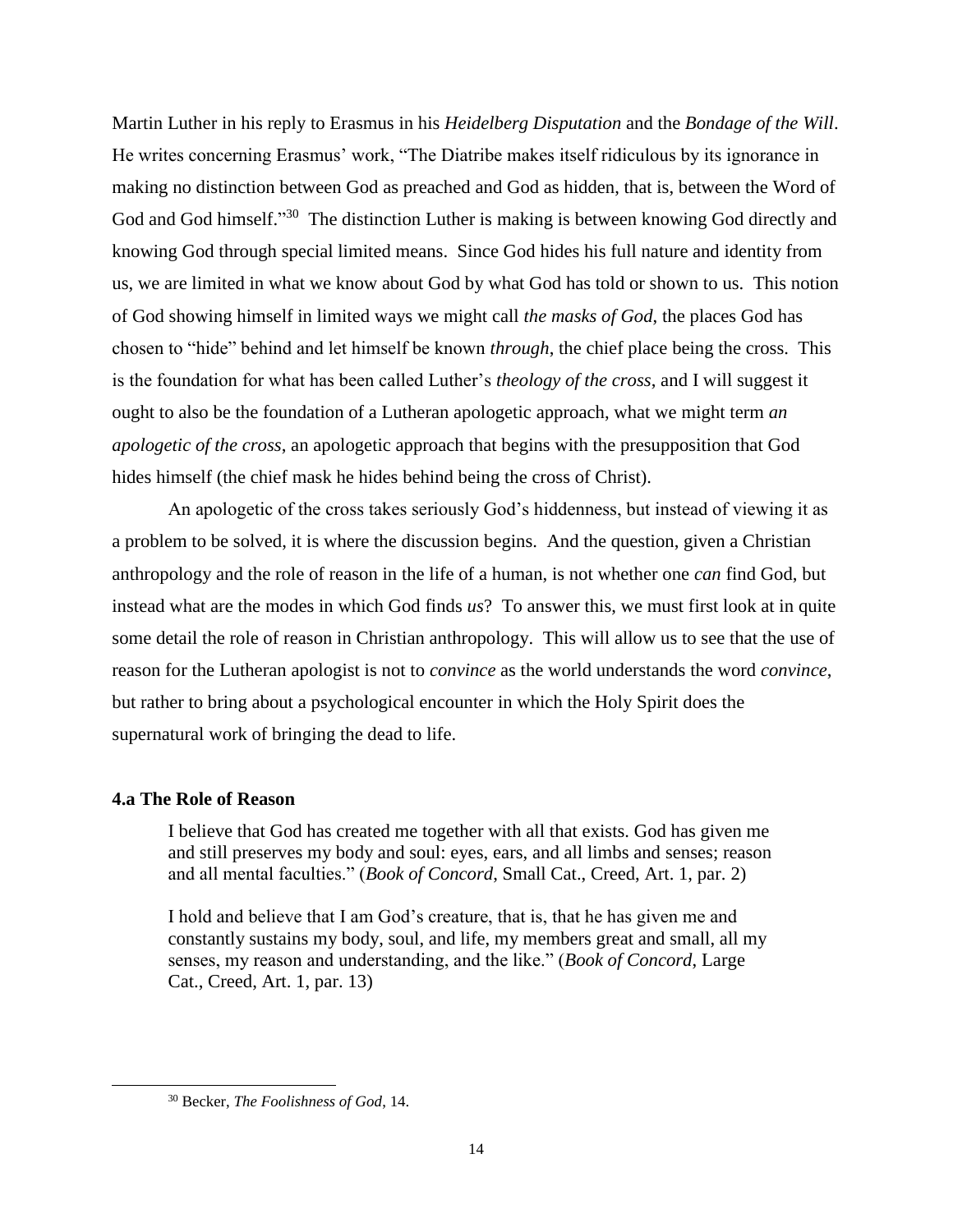Martin Luther in his reply to Erasmus in his *Heidelberg Disputation* and the *Bondage of the Will*. He writes concerning Erasmus' work, "The Diatribe makes itself ridiculous by its ignorance in making no distinction between God as preached and God as hidden, that is, between the Word of God and God himself."[30] The distinction Luther is making is between knowing God directly and knowing God through special limited means. Since God hides his full nature and identity from us, we are limited in what we know about God by what God has told or shown to us. This notion of God showing himself in limited ways we might call *the masks of God*, the places God has chosen to "hide" behind and let himself be known *through*, the chief place being the cross. This is the foundation for what has been called Luther's *theology of the cross*, and I will suggest it ought to also be the foundation of a Lutheran apologetic approach, what we might term *an apologetic of the cross*, an apologetic approach that begins with the presupposition that God hides himself (the chief mask he hides behind being the cross of Christ).

An apologetic of the cross takes seriously God's hiddenness, but instead of viewing it as a problem to be solved, it is where the discussion begins. And the question, given a Christian anthropology and the role of reason in the life of a human, is not whether one *can* find God, but instead what are the modes in which God finds *us*? To answer this, we must first look at in quite some detail the role of reason in Christian anthropology. This will allow us to see that the use of reason for the Lutheran apologist is not to *convince* as the world understands the word *convince*, but rather to bring about a psychological encounter in which the Holy Spirit does the supernatural work of bringing the dead to life.

### 4.a The Role of Reason

> I believe that God has created me together with all that exists. God has given me and still preserves my body and soul: eyes, ears, and all limbs and senses; reason and all mental faculties." (*Book of Concord*, Small Cat., Creed, Art. 1, par. 2)
>
> I hold and believe that I am God's creature, that is, that he has given me and constantly sustains my body, soul, and life, my members great and small, all my senses, my reason and understanding, and the like." (*Book of Concord*, Large Cat., Creed, Art. 1, par. 13)

---

[30] Becker, *The Foolishness of God*, 14.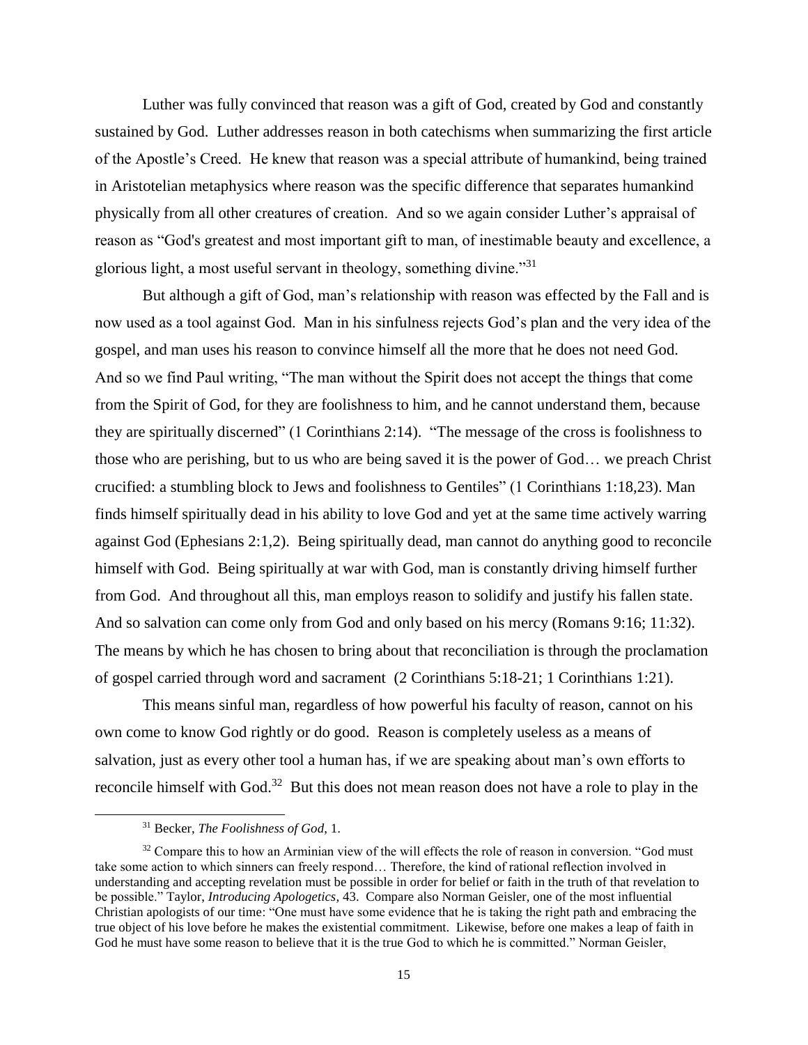Luther was fully convinced that reason was a gift of God, created by God and constantly sustained by God. Luther addresses reason in both catechisms when summarizing the first article of the Apostle's Creed. He knew that reason was a special attribute of humankind, being trained in Aristotelian metaphysics where reason was the specific difference that separates humankind physically from all other creatures of creation. And so we again consider Luther's appraisal of reason as "God's greatest and most important gift to man, of inestimable beauty and excellence, a glorious light, a most useful servant in theology, something divine."[31]

But although a gift of God, man's relationship with reason was effected by the Fall and is now used as a tool against God. Man in his sinfulness rejects God's plan and the very idea of the gospel, and man uses his reason to convince himself all the more that he does not need God. And so we find Paul writing, "The man without the Spirit does not accept the things that come from the Spirit of God, for they are foolishness to him, and he cannot understand them, because they are spiritually discerned" (1 Corinthians 2:14). "The message of the cross is foolishness to those who are perishing, but to us who are being saved it is the power of God… we preach Christ crucified: a stumbling block to Jews and foolishness to Gentiles" (1 Corinthians 1:18,23). Man finds himself spiritually dead in his ability to love God and yet at the same time actively warring against God (Ephesians 2:1,2). Being spiritually dead, man cannot do anything good to reconcile himself with God. Being spiritually at war with God, man is constantly driving himself further from God. And throughout all this, man employs reason to solidify and justify his fallen state. And so salvation can come only from God and only based on his mercy (Romans 9:16; 11:32). The means by which he has chosen to bring about that reconciliation is through the proclamation of gospel carried through word and sacrament (2 Corinthians 5:18-21; 1 Corinthians 1:21).

This means sinful man, regardless of how powerful his faculty of reason, cannot on his own come to know God rightly or do good. Reason is completely useless as a means of salvation, just as every other tool a human has, if we are speaking about man's own efforts to reconcile himself with God.[32] But this does not mean reason does not have a role to play in the

---

[31] Becker, *The Foolishness of God*, 1.

[32] Compare this to how an Arminian view of the will effects the role of reason in conversion. "God must take some action to which sinners can freely respond… Therefore, the kind of rational reflection involved in understanding and accepting revelation must be possible in order for belief or faith in the truth of that revelation to be possible." Taylor, *Introducing Apologetics*, 43. Compare also Norman Geisler, one of the most influential Christian apologists of our time: "One must have some evidence that he is taking the right path and embracing the true object of his love before he makes the existential commitment. Likewise, before one makes a leap of faith in God he must have some reason to believe that it is the true God to which he is committed." Norman Geisler,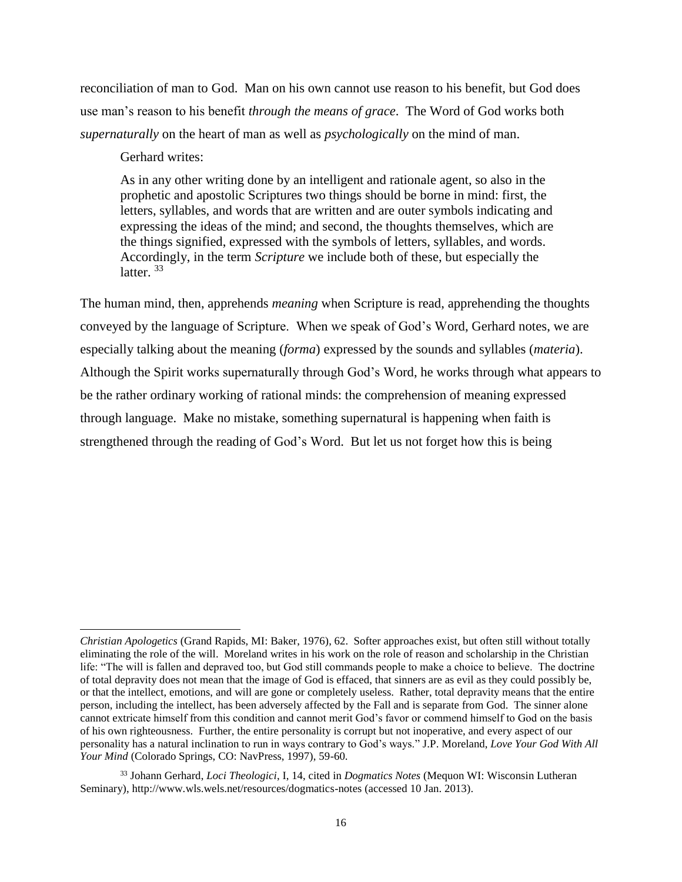reconciliation of man to God. Man on his own cannot use reason to his benefit, but God does use man's reason to his benefit *through the means of grace*. The Word of God works both *supernaturally* on the heart of man as well as *psychologically* on the mind of man.

Gerhard writes:

> As in any other writing done by an intelligent and rationale agent, so also in the prophetic and apostolic Scriptures two things should be borne in mind: first, the letters, syllables, and words that are written and are outer symbols indicating and expressing the ideas of the mind; and second, the thoughts themselves, which are the things signified, expressed with the symbols of letters, syllables, and words. Accordingly, in the term *Scripture* we include both of these, but especially the latter. [33]

The human mind, then, apprehends *meaning* when Scripture is read, apprehending the thoughts conveyed by the language of Scripture. When we speak of God's Word, Gerhard notes, we are especially talking about the meaning (*forma*) expressed by the sounds and syllables (*materia*). Although the Spirit works supernaturally through God's Word, he works through what appears to be the rather ordinary working of rational minds: the comprehension of meaning expressed through language. Make no mistake, something supernatural is happening when faith is strengthened through the reading of God's Word. But let us not forget how this is being

---

*Christian Apologetics* (Grand Rapids, MI: Baker, 1976), 62. Softer approaches exist, but often still without totally eliminating the role of the will. Moreland writes in his work on the role of reason and scholarship in the Christian life: "The will is fallen and depraved too, but God still commands people to make a choice to believe. The doctrine of total depravity does not mean that the image of God is effaced, that sinners are as evil as they could possibly be, or that the intellect, emotions, and will are gone or completely useless. Rather, total depravity means that the entire person, including the intellect, has been adversely affected by the Fall and is separate from God. The sinner alone cannot extricate himself from this condition and cannot merit God's favor or commend himself to God on the basis of his own righteousness. Further, the entire personality is corrupt but not inoperative, and every aspect of our personality has a natural inclination to run in ways contrary to God's ways." J.P. Moreland, *Love Your God With All Your Mind* (Colorado Springs, CO: NavPress, 1997), 59-60.

[33] Johann Gerhard, *Loci Theologici*, I, 14, cited in *Dogmatics Notes* (Mequon WI: Wisconsin Lutheran Seminary), http://www.wls.wels.net/resources/dogmatics-notes (accessed 10 Jan. 2013).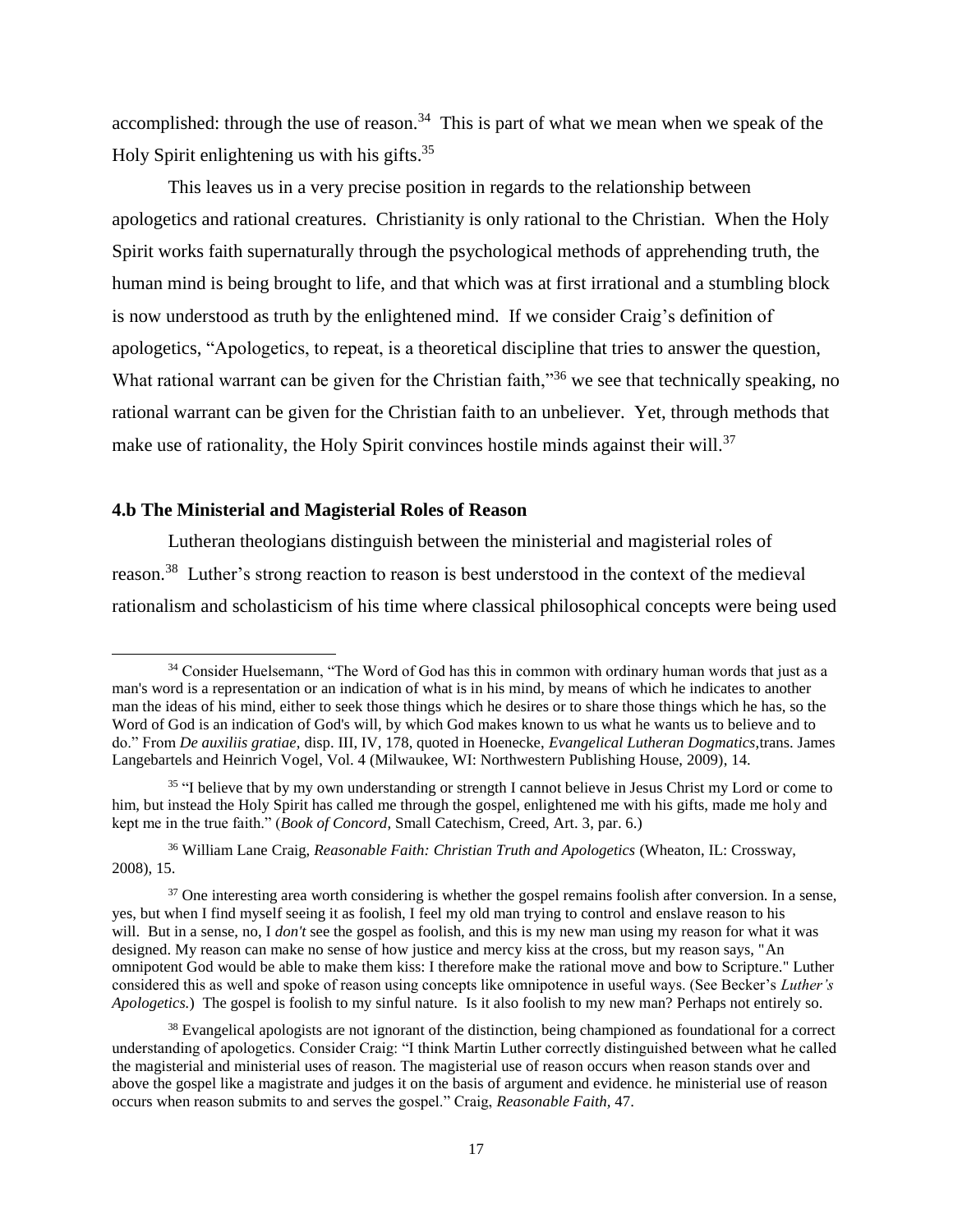accomplished: through the use of reason.[34] This is part of what we mean when we speak of the Holy Spirit enlightening us with his gifts.[35]

This leaves us in a very precise position in regards to the relationship between apologetics and rational creatures. Christianity is only rational to the Christian. When the Holy Spirit works faith supernaturally through the psychological methods of apprehending truth, the human mind is being brought to life, and that which was at first irrational and a stumbling block is now understood as truth by the enlightened mind. If we consider Craig's definition of apologetics, "Apologetics, to repeat, is a theoretical discipline that tries to answer the question, What rational warrant can be given for the Christian faith,"[36] we see that technically speaking, no rational warrant can be given for the Christian faith to an unbeliever. Yet, through methods that make use of rationality, the Holy Spirit convinces hostile minds against their will.[37]

### 4.b The Ministerial and Magisterial Roles of Reason

Lutheran theologians distinguish between the ministerial and magisterial roles of reason.[38] Luther's strong reaction to reason is best understood in the context of the medieval rationalism and scholasticism of his time where classical philosophical concepts were being used

---

[34] Consider Huelsemann, "The Word of God has this in common with ordinary human words that just as a man's word is a representation or an indication of what is in his mind, by means of which he indicates to another man the ideas of his mind, either to seek those things which he desires or to share those things which he has, so the Word of God is an indication of God's will, by which God makes known to us what he wants us to believe and to do." From *De auxiliis gratiae*, disp. III, IV, 178, quoted in Hoenecke, *Evangelical Lutheran Dogmatics*,trans. James Langebartels and Heinrich Vogel, Vol. 4 (Milwaukee, WI: Northwestern Publishing House, 2009), 14.

[35] "I believe that by my own understanding or strength I cannot believe in Jesus Christ my Lord or come to him, but instead the Holy Spirit has called me through the gospel, enlightened me with his gifts, made me holy and kept me in the true faith." (*Book of Concord*, Small Catechism, Creed, Art. 3, par. 6.)

[36] William Lane Craig, *Reasonable Faith: Christian Truth and Apologetics* (Wheaton, IL: Crossway, 2008), 15.

[37] One interesting area worth considering is whether the gospel remains foolish after conversion. In a sense, yes, but when I find myself seeing it as foolish, I feel my old man trying to control and enslave reason to his will. But in a sense, no, I *don't* see the gospel as foolish, and this is my new man using my reason for what it was designed. My reason can make no sense of how justice and mercy kiss at the cross, but my reason says, "An omnipotent God would be able to make them kiss: I therefore make the rational move and bow to Scripture." Luther considered this as well and spoke of reason using concepts like omnipotence in useful ways. (See Becker's *Luther's Apologetics.*) The gospel is foolish to my sinful nature. Is it also foolish to my new man? Perhaps not entirely so.

[38] Evangelical apologists are not ignorant of the distinction, being championed as foundational for a correct understanding of apologetics. Consider Craig: "I think Martin Luther correctly distinguished between what he called the magisterial and ministerial uses of reason. The magisterial use of reason occurs when reason stands over and above the gospel like a magistrate and judges it on the basis of argument and evidence. he ministerial use of reason occurs when reason submits to and serves the gospel." Craig, *Reasonable Faith*, 47.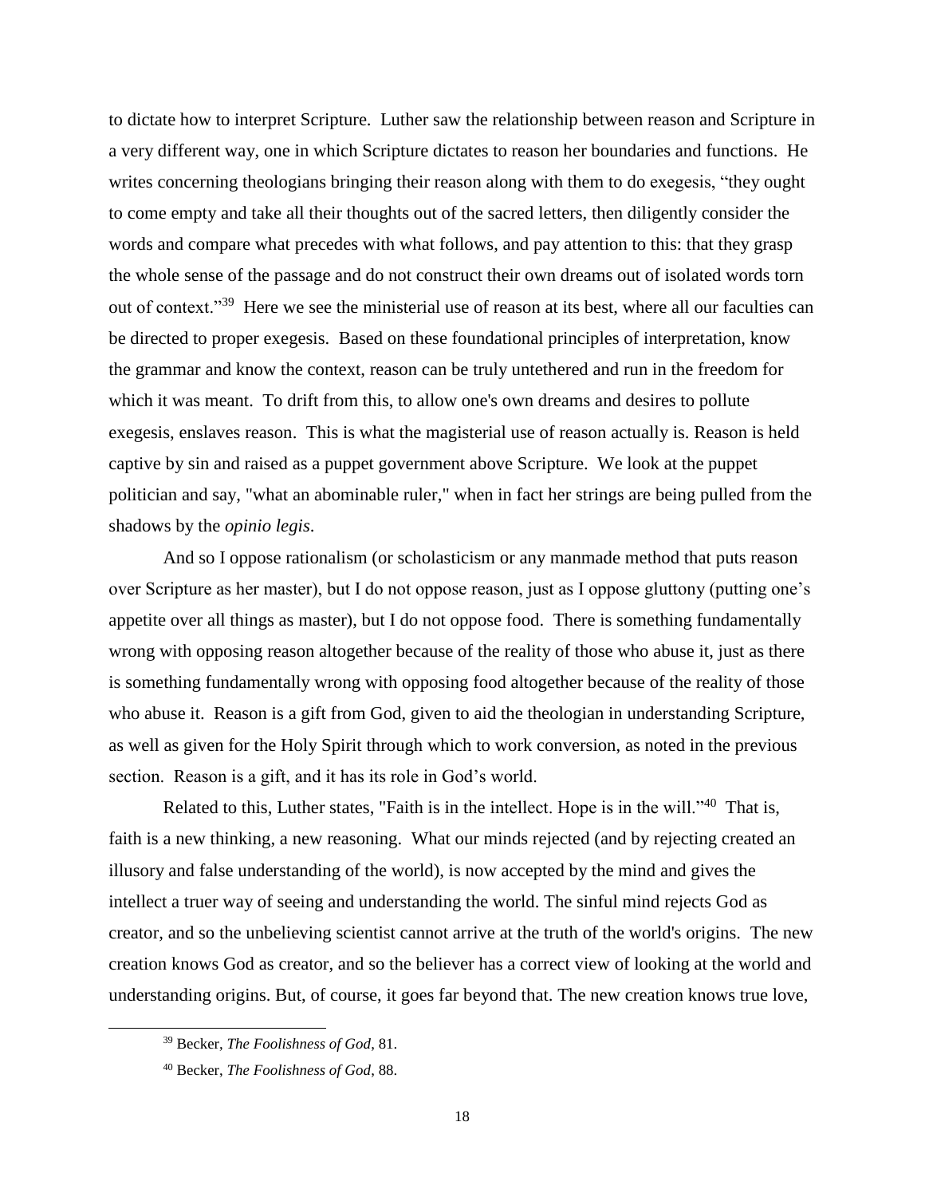to dictate how to interpret Scripture. Luther saw the relationship between reason and Scripture in a very different way, one in which Scripture dictates to reason her boundaries and functions. He writes concerning theologians bringing their reason along with them to do exegesis, "they ought to come empty and take all their thoughts out of the sacred letters, then diligently consider the words and compare what precedes with what follows, and pay attention to this: that they grasp the whole sense of the passage and do not construct their own dreams out of isolated words torn out of context."[39] Here we see the ministerial use of reason at its best, where all our faculties can be directed to proper exegesis. Based on these foundational principles of interpretation, know the grammar and know the context, reason can be truly untethered and run in the freedom for which it was meant. To drift from this, to allow one's own dreams and desires to pollute exegesis, enslaves reason. This is what the magisterial use of reason actually is. Reason is held captive by sin and raised as a puppet government above Scripture. We look at the puppet politician and say, "what an abominable ruler," when in fact her strings are being pulled from the shadows by the *opinio legis*.

And so I oppose rationalism (or scholasticism or any manmade method that puts reason over Scripture as her master), but I do not oppose reason, just as I oppose gluttony (putting one's appetite over all things as master), but I do not oppose food. There is something fundamentally wrong with opposing reason altogether because of the reality of those who abuse it, just as there is something fundamentally wrong with opposing food altogether because of the reality of those who abuse it. Reason is a gift from God, given to aid the theologian in understanding Scripture, as well as given for the Holy Spirit through which to work conversion, as noted in the previous section. Reason is a gift, and it has its role in God's world.

Related to this, Luther states, "Faith is in the intellect. Hope is in the will."[40] That is, faith is a new thinking, a new reasoning. What our minds rejected (and by rejecting created an illusory and false understanding of the world), is now accepted by the mind and gives the intellect a truer way of seeing and understanding the world. The sinful mind rejects God as creator, and so the unbelieving scientist cannot arrive at the truth of the world's origins. The new creation knows God as creator, and so the believer has a correct view of looking at the world and understanding origins. But, of course, it goes far beyond that. The new creation knows true love,

[39] Becker, *The Foolishness of God*, 81.

[40] Becker, *The Foolishness of God*, 88.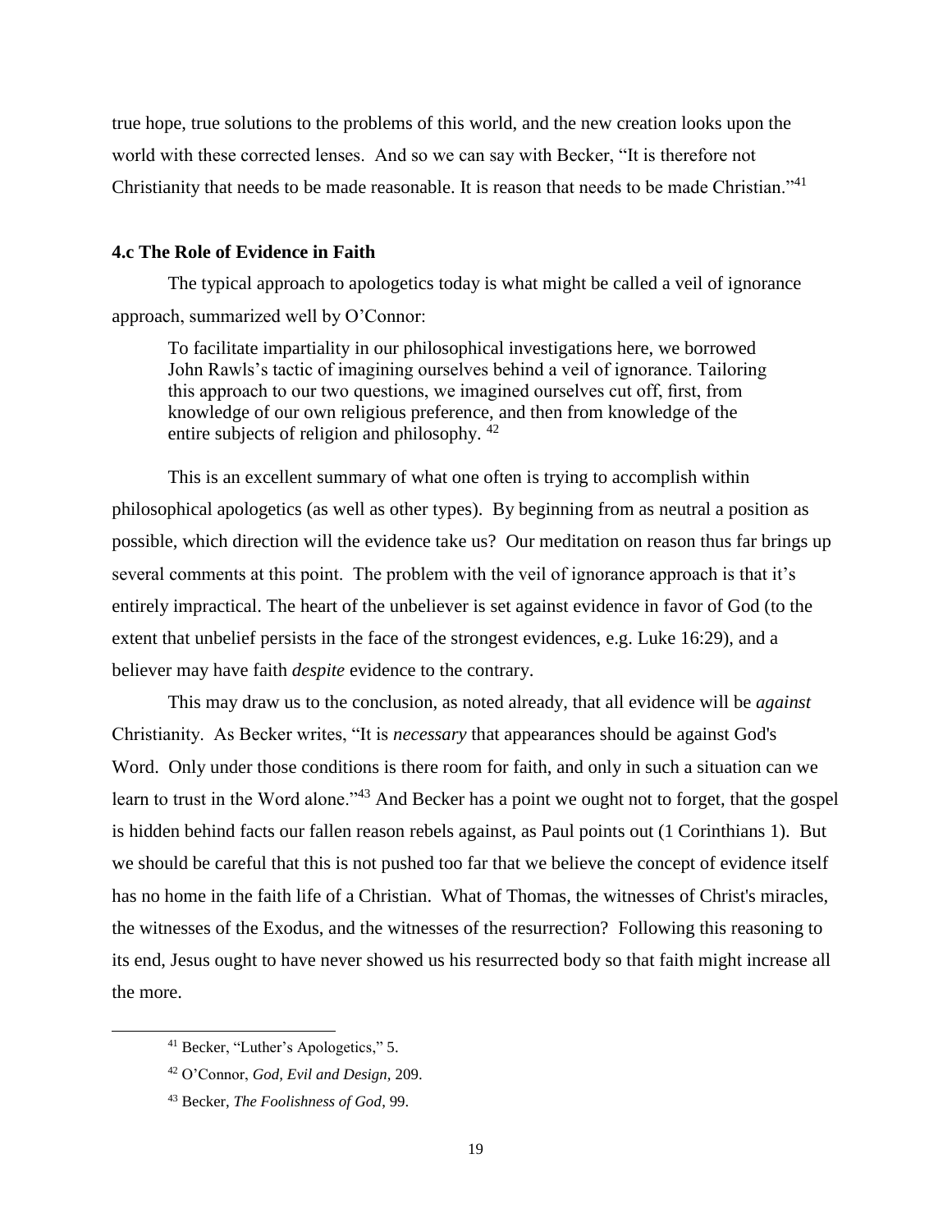true hope, true solutions to the problems of this world, and the new creation looks upon the world with these corrected lenses. And so we can say with Becker, "It is therefore not Christianity that needs to be made reasonable. It is reason that needs to be made Christian."[41]

### 4.c The Role of Evidence in Faith

The typical approach to apologetics today is what might be called a veil of ignorance approach, summarized well by O'Connor:

> To facilitate impartiality in our philosophical investigations here, we borrowed John Rawls's tactic of imagining ourselves behind a veil of ignorance. Tailoring this approach to our two questions, we imagined ourselves cut off, first, from knowledge of our own religious preference, and then from knowledge of the entire subjects of religion and philosophy. [42]

This is an excellent summary of what one often is trying to accomplish within philosophical apologetics (as well as other types). By beginning from as neutral a position as possible, which direction will the evidence take us? Our meditation on reason thus far brings up several comments at this point. The problem with the veil of ignorance approach is that it's entirely impractical. The heart of the unbeliever is set against evidence in favor of God (to the extent that unbelief persists in the face of the strongest evidences, e.g. Luke 16:29), and a believer may have faith *despite* evidence to the contrary.

This may draw us to the conclusion, as noted already, that all evidence will be *against* Christianity. As Becker writes, "It is *necessary* that appearances should be against God's Word. Only under those conditions is there room for faith, and only in such a situation can we learn to trust in the Word alone."[43] And Becker has a point we ought not to forget, that the gospel is hidden behind facts our fallen reason rebels against, as Paul points out (1 Corinthians 1). But we should be careful that this is not pushed too far that we believe the concept of evidence itself has no home in the faith life of a Christian. What of Thomas, the witnesses of Christ's miracles, the witnesses of the Exodus, and the witnesses of the resurrection? Following this reasoning to its end, Jesus ought to have never showed us his resurrected body so that faith might increase all the more.

---

[41] Becker, "Luther's Apologetics," 5.

[42] O'Connor, *God, Evil and Design*, 209.

[43] Becker, *The Foolishness of God*, 99.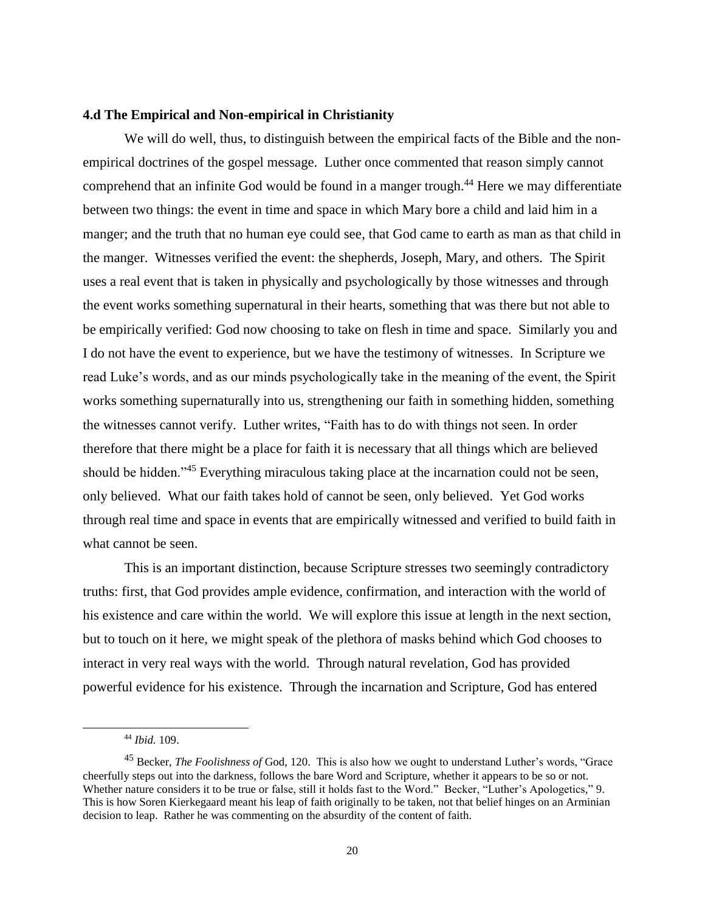### 4.d The Empirical and Non-empirical in Christianity

We will do well, thus, to distinguish between the empirical facts of the Bible and the non-empirical doctrines of the gospel message. Luther once commented that reason simply cannot comprehend that an infinite God would be found in a manger trough.[44] Here we may differentiate between two things: the event in time and space in which Mary bore a child and laid him in a manger; and the truth that no human eye could see, that God came to earth as man as that child in the manger. Witnesses verified the event: the shepherds, Joseph, Mary, and others. The Spirit uses a real event that is taken in physically and psychologically by those witnesses and through the event works something supernatural in their hearts, something that was there but not able to be empirically verified: God now choosing to take on flesh in time and space. Similarly you and I do not have the event to experience, but we have the testimony of witnesses. In Scripture we read Luke's words, and as our minds psychologically take in the meaning of the event, the Spirit works something supernaturally into us, strengthening our faith in something hidden, something the witnesses cannot verify. Luther writes, "Faith has to do with things not seen. In order therefore that there might be a place for faith it is necessary that all things which are believed should be hidden."[45] Everything miraculous taking place at the incarnation could not be seen, only believed. What our faith takes hold of cannot be seen, only believed. Yet God works through real time and space in events that are empirically witnessed and verified to build faith in what cannot be seen.

This is an important distinction, because Scripture stresses two seemingly contradictory truths: first, that God provides ample evidence, confirmation, and interaction with the world of his existence and care within the world. We will explore this issue at length in the next section, but to touch on it here, we might speak of the plethora of masks behind which God chooses to interact in very real ways with the world. Through natural revelation, God has provided powerful evidence for his existence. Through the incarnation and Scripture, God has entered

---

[44] *Ibid.* 109.

[45] Becker, *The Foolishness of* God, 120. This is also how we ought to understand Luther's words, "Grace cheerfully steps out into the darkness, follows the bare Word and Scripture, whether it appears to be so or not. Whether nature considers it to be true or false, still it holds fast to the Word." Becker, "Luther's Apologetics," 9. This is how Soren Kierkegaard meant his leap of faith originally to be taken, not that belief hinges on an Arminian decision to leap. Rather he was commenting on the absurdity of the content of faith.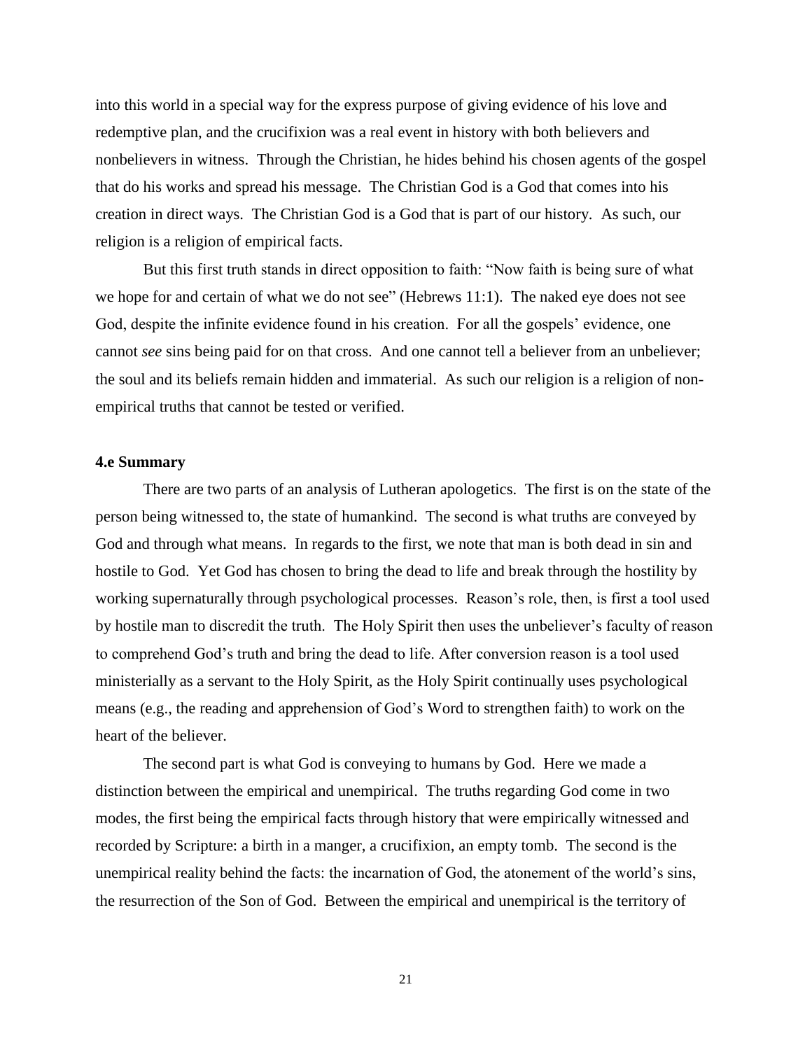into this world in a special way for the express purpose of giving evidence of his love and redemptive plan, and the crucifixion was a real event in history with both believers and nonbelievers in witness. Through the Christian, he hides behind his chosen agents of the gospel that do his works and spread his message. The Christian God is a God that comes into his creation in direct ways. The Christian God is a God that is part of our history. As such, our religion is a religion of empirical facts.

But this first truth stands in direct opposition to faith: "Now faith is being sure of what we hope for and certain of what we do not see" (Hebrews 11:1). The naked eye does not see God, despite the infinite evidence found in his creation. For all the gospels' evidence, one cannot *see* sins being paid for on that cross. And one cannot tell a believer from an unbeliever; the soul and its beliefs remain hidden and immaterial. As such our religion is a religion of non-empirical truths that cannot be tested or verified.

### 4.e Summary

There are two parts of an analysis of Lutheran apologetics. The first is on the state of the person being witnessed to, the state of humankind. The second is what truths are conveyed by God and through what means. In regards to the first, we note that man is both dead in sin and hostile to God. Yet God has chosen to bring the dead to life and break through the hostility by working supernaturally through psychological processes. Reason's role, then, is first a tool used by hostile man to discredit the truth. The Holy Spirit then uses the unbeliever's faculty of reason to comprehend God's truth and bring the dead to life. After conversion reason is a tool used ministerially as a servant to the Holy Spirit, as the Holy Spirit continually uses psychological means (e.g., the reading and apprehension of God's Word to strengthen faith) to work on the heart of the believer.

The second part is what God is conveying to humans by God. Here we made a distinction between the empirical and unempirical. The truths regarding God come in two modes, the first being the empirical facts through history that were empirically witnessed and recorded by Scripture: a birth in a manger, a crucifixion, an empty tomb. The second is the unempirical reality behind the facts: the incarnation of God, the atonement of the world's sins, the resurrection of the Son of God. Between the empirical and unempirical is the territory of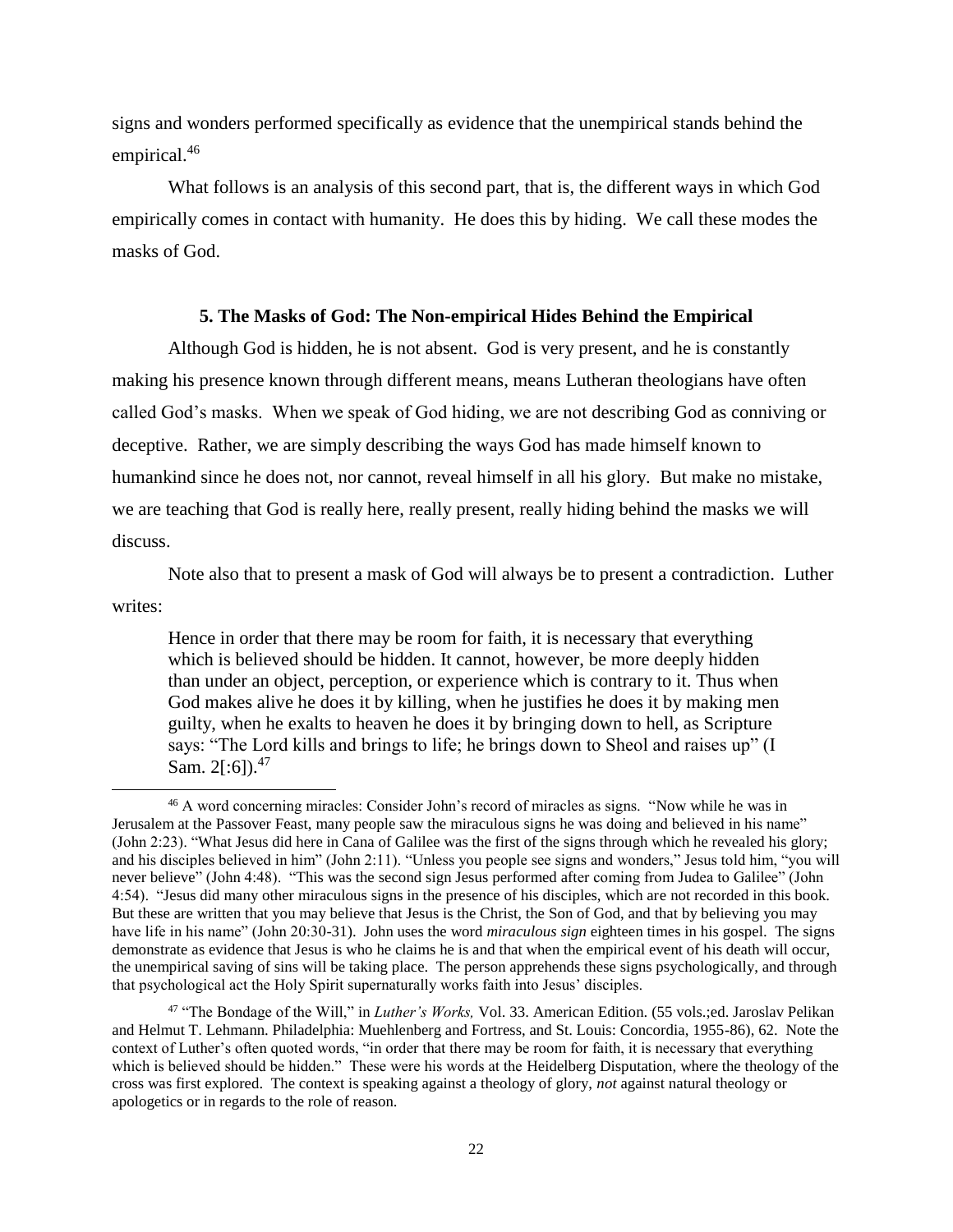signs and wonders performed specifically as evidence that the unempirical stands behind the empirical.[46]

What follows is an analysis of this second part, that is, the different ways in which God empirically comes in contact with humanity. He does this by hiding. We call these modes the masks of God.

### 5. The Masks of God: The Non-empirical Hides Behind the Empirical

Although God is hidden, he is not absent. God is very present, and he is constantly making his presence known through different means, means Lutheran theologians have often called God's masks. When we speak of God hiding, we are not describing God as conniving or deceptive. Rather, we are simply describing the ways God has made himself known to humankind since he does not, nor cannot, reveal himself in all his glory. But make no mistake, we are teaching that God is really here, really present, really hiding behind the masks we will discuss.

Note also that to present a mask of God will always be to present a contradiction. Luther writes:

> Hence in order that there may be room for faith, it is necessary that everything which is believed should be hidden. It cannot, however, be more deeply hidden than under an object, perception, or experience which is contrary to it. Thus when God makes alive he does it by killing, when he justifies he does it by making men guilty, when he exalts to heaven he does it by bringing down to hell, as Scripture says: "The Lord kills and brings to life; he brings down to Sheol and raises up" (I Sam. 2[:6]).[47]

---

[46] A word concerning miracles: Consider John's record of miracles as signs. "Now while he was in Jerusalem at the Passover Feast, many people saw the miraculous signs he was doing and believed in his name" (John 2:23). "What Jesus did here in Cana of Galilee was the first of the signs through which he revealed his glory; and his disciples believed in him" (John 2:11). "Unless you people see signs and wonders," Jesus told him, "you will never believe" (John 4:48). "This was the second sign Jesus performed after coming from Judea to Galilee" (John 4:54). "Jesus did many other miraculous signs in the presence of his disciples, which are not recorded in this book. But these are written that you may believe that Jesus is the Christ, the Son of God, and that by believing you may have life in his name" (John 20:30-31). John uses the word *miraculous sign* eighteen times in his gospel. The signs demonstrate as evidence that Jesus is who he claims he is and that when the empirical event of his death will occur, the unempirical saving of sins will be taking place. The person apprehends these signs psychologically, and through that psychological act the Holy Spirit supernaturally works faith into Jesus' disciples.

[47] "The Bondage of the Will," in *Luther's Works,* Vol. 33. American Edition. (55 vols.;ed. Jaroslav Pelikan and Helmut T. Lehmann. Philadelphia: Muehlenberg and Fortress, and St. Louis: Concordia, 1955-86), 62. Note the context of Luther's often quoted words, "in order that there may be room for faith, it is necessary that everything which is believed should be hidden." These were his words at the Heidelberg Disputation, where the theology of the cross was first explored. The context is speaking against a theology of glory, *not* against natural theology or apologetics or in regards to the role of reason.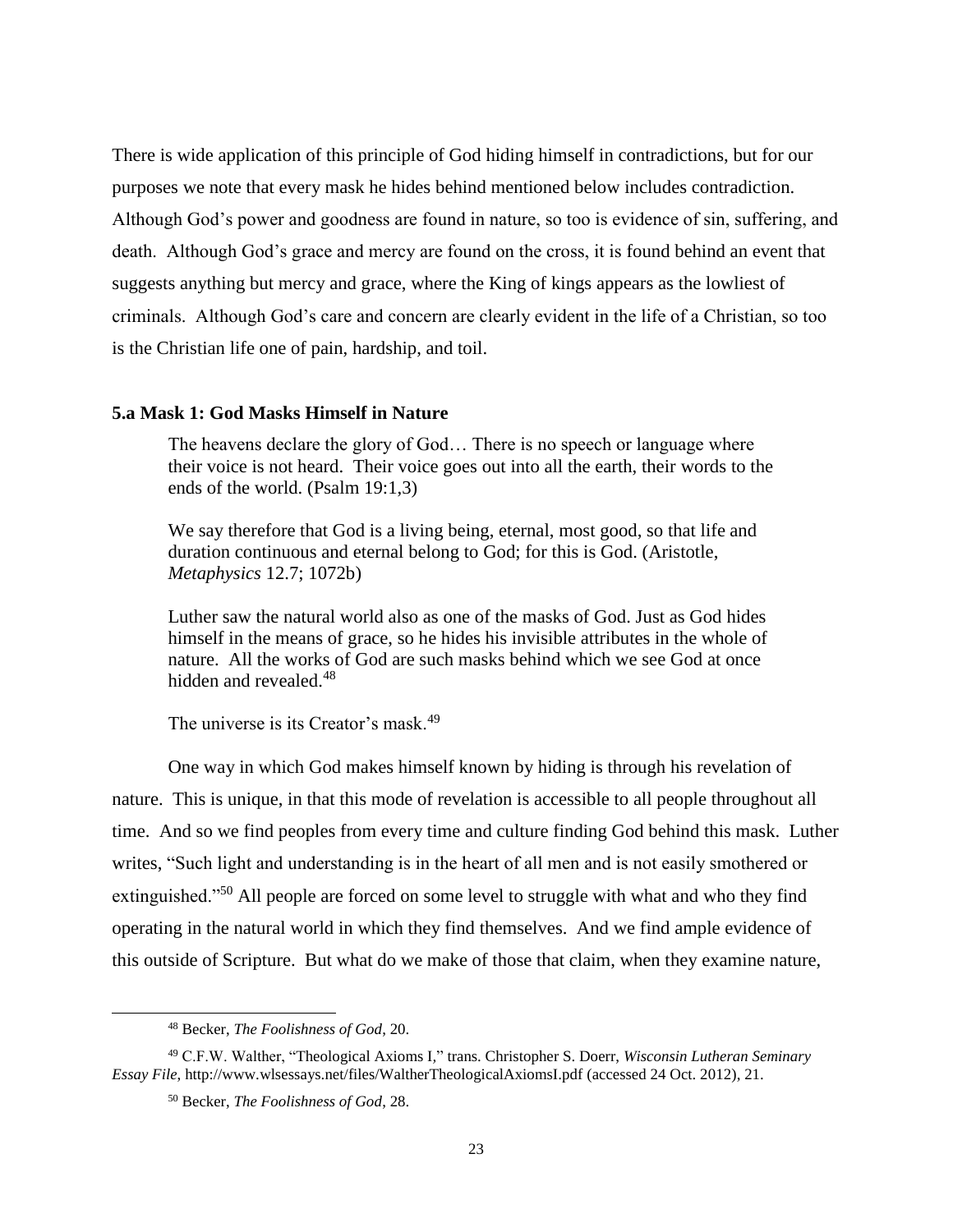There is wide application of this principle of God hiding himself in contradictions, but for our purposes we note that every mask he hides behind mentioned below includes contradiction. Although God's power and goodness are found in nature, so too is evidence of sin, suffering, and death. Although God's grace and mercy are found on the cross, it is found behind an event that suggests anything but mercy and grace, where the King of kings appears as the lowliest of criminals. Although God's care and concern are clearly evident in the life of a Christian, so too is the Christian life one of pain, hardship, and toil.

### 5.a Mask 1: God Masks Himself in Nature

> The heavens declare the glory of God… There is no speech or language where their voice is not heard. Their voice goes out into all the earth, their words to the ends of the world. (Psalm 19:1,3)
>
> We say therefore that God is a living being, eternal, most good, so that life and duration continuous and eternal belong to God; for this is God. (Aristotle, *Metaphysics* 12.7; 1072b)
>
> Luther saw the natural world also as one of the masks of God. Just as God hides himself in the means of grace, so he hides his invisible attributes in the whole of nature. All the works of God are such masks behind which we see God at once hidden and revealed.[48]
>
> The universe is its Creator's mask.[49]

One way in which God makes himself known by hiding is through his revelation of nature. This is unique, in that this mode of revelation is accessible to all people throughout all time. And so we find peoples from every time and culture finding God behind this mask. Luther writes, "Such light and understanding is in the heart of all men and is not easily smothered or extinguished."[50] All people are forced on some level to struggle with what and who they find operating in the natural world in which they find themselves. And we find ample evidence of this outside of Scripture. But what do we make of those that claim, when they examine nature,

---

[48] Becker, *The Foolishness of God*, 20.

[49] C.F.W. Walther, "Theological Axioms I," trans. Christopher S. Doerr, *Wisconsin Lutheran Seminary Essay File*, http://www.wlsessays.net/files/WaltherTheologicalAxiomsI.pdf (accessed 24 Oct. 2012), 21.

[50] Becker, *The Foolishness of God*, 28.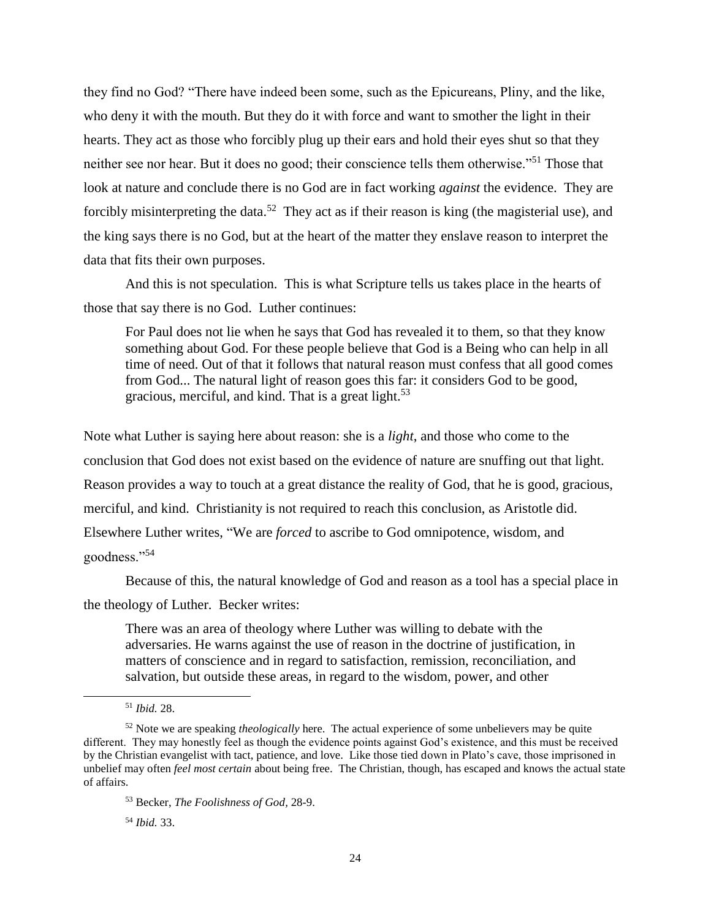they find no God? "There have indeed been some, such as the Epicureans, Pliny, and the like, who deny it with the mouth. But they do it with force and want to smother the light in their hearts. They act as those who forcibly plug up their ears and hold their eyes shut so that they neither see nor hear. But it does no good; their conscience tells them otherwise."[51] Those that look at nature and conclude there is no God are in fact working *against* the evidence. They are forcibly misinterpreting the data.[52] They act as if their reason is king (the magisterial use), and the king says there is no God, but at the heart of the matter they enslave reason to interpret the data that fits their own purposes.

And this is not speculation. This is what Scripture tells us takes place in the hearts of those that say there is no God. Luther continues:

> For Paul does not lie when he says that God has revealed it to them, so that they know something about God. For these people believe that God is a Being who can help in all time of need. Out of that it follows that natural reason must confess that all good comes from God... The natural light of reason goes this far: it considers God to be good, gracious, merciful, and kind. That is a great light.[53]

Note what Luther is saying here about reason: she is a *light*, and those who come to the conclusion that God does not exist based on the evidence of nature are snuffing out that light. Reason provides a way to touch at a great distance the reality of God, that he is good, gracious, merciful, and kind. Christianity is not required to reach this conclusion, as Aristotle did. Elsewhere Luther writes, "We are *forced* to ascribe to God omnipotence, wisdom, and goodness."[54]

Because of this, the natural knowledge of God and reason as a tool has a special place in the theology of Luther. Becker writes:

> There was an area of theology where Luther was willing to debate with the adversaries. He warns against the use of reason in the doctrine of justification, in matters of conscience and in regard to satisfaction, remission, reconciliation, and salvation, but outside these areas, in regard to the wisdom, power, and other

---

[51] *Ibid.* 28.

[52] Note we are speaking *theologically* here. The actual experience of some unbelievers may be quite different. They may honestly feel as though the evidence points against God's existence, and this must be received by the Christian evangelist with tact, patience, and love. Like those tied down in Plato's cave, those imprisoned in unbelief may often *feel most certain* about being free. The Christian, though, has escaped and knows the actual state of affairs.

[53] Becker, *The Foolishness of God*, 28-9.

[54] *Ibid.* 33.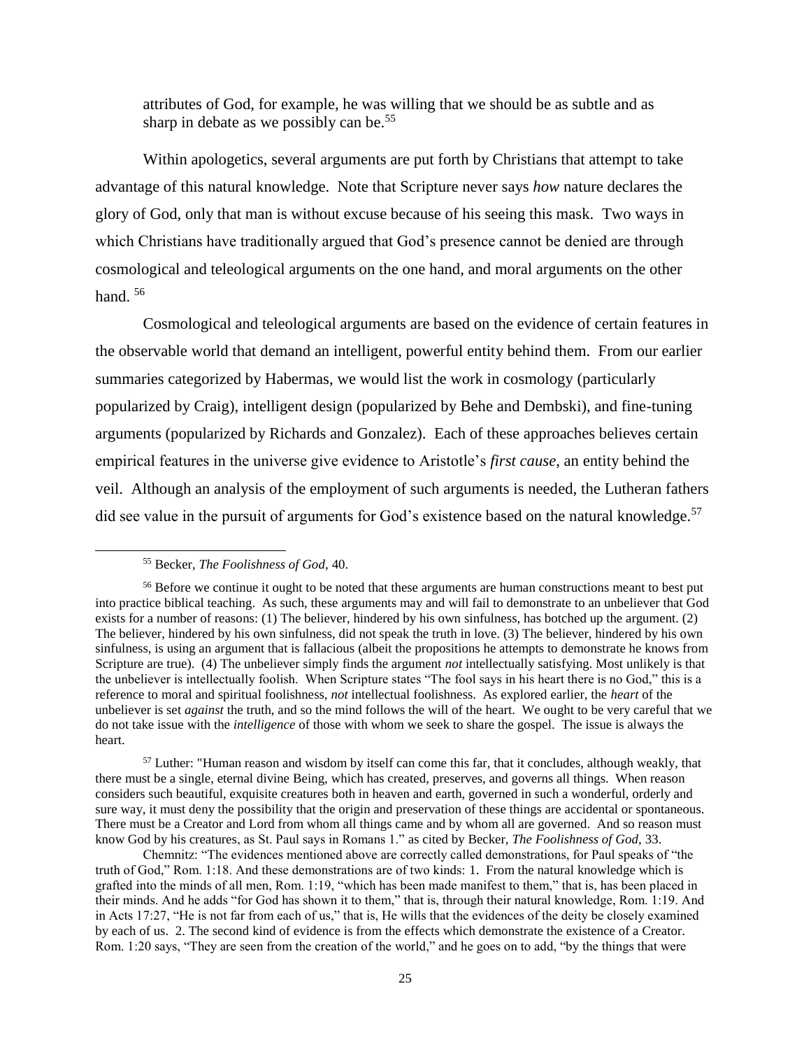> attributes of God, for example, he was willing that we should be as subtle and as sharp in debate as we possibly can be.[55]

Within apologetics, several arguments are put forth by Christians that attempt to take advantage of this natural knowledge. Note that Scripture never says *how* nature declares the glory of God, only that man is without excuse because of his seeing this mask. Two ways in which Christians have traditionally argued that God's presence cannot be denied are through cosmological and teleological arguments on the one hand, and moral arguments on the other hand. [56]

Cosmological and teleological arguments are based on the evidence of certain features in the observable world that demand an intelligent, powerful entity behind them. From our earlier summaries categorized by Habermas, we would list the work in cosmology (particularly popularized by Craig), intelligent design (popularized by Behe and Dembski), and fine-tuning arguments (popularized by Richards and Gonzalez). Each of these approaches believes certain empirical features in the universe give evidence to Aristotle's *first cause,* an entity behind the veil. Although an analysis of the employment of such arguments is needed, the Lutheran fathers did see value in the pursuit of arguments for God's existence based on the natural knowledge.[57]

---

[55] Becker, *The Foolishness of God,* 40.

[56] Before we continue it ought to be noted that these arguments are human constructions meant to best put into practice biblical teaching. As such, these arguments may and will fail to demonstrate to an unbeliever that God exists for a number of reasons: (1) The believer, hindered by his own sinfulness, has botched up the argument. (2) The believer, hindered by his own sinfulness, did not speak the truth in love. (3) The believer, hindered by his own sinfulness, is using an argument that is fallacious (albeit the propositions he attempts to demonstrate he knows from Scripture are true). (4) The unbeliever simply finds the argument *not* intellectually satisfying. Most unlikely is that the unbeliever is intellectually foolish. When Scripture states "The fool says in his heart there is no God," this is a reference to moral and spiritual foolishness, *not* intellectual foolishness. As explored earlier, the *heart* of the unbeliever is set *against* the truth, and so the mind follows the will of the heart. We ought to be very careful that we do not take issue with the *intelligence* of those with whom we seek to share the gospel. The issue is always the heart.

[57] Luther: "Human reason and wisdom by itself can come this far, that it concludes, although weakly, that there must be a single, eternal divine Being, which has created, preserves, and governs all things. When reason considers such beautiful, exquisite creatures both in heaven and earth, governed in such a wonderful, orderly and sure way, it must deny the possibility that the origin and preservation of these things are accidental or spontaneous. There must be a Creator and Lord from whom all things came and by whom all are governed. And so reason must know God by his creatures, as St. Paul says in Romans 1." as cited by Becker, *The Foolishness of God,* 33.

Chemnitz: "The evidences mentioned above are correctly called demonstrations, for Paul speaks of "the truth of God," Rom. 1:18. And these demonstrations are of two kinds: 1. From the natural knowledge which is grafted into the minds of all men, Rom. 1:19, "which has been made manifest to them," that is, has been placed in their minds. And he adds "for God has shown it to them," that is, through their natural knowledge, Rom. 1:19. And in Acts 17:27, "He is not far from each of us," that is, He wills that the evidences of the deity be closely examined by each of us. 2. The second kind of evidence is from the effects which demonstrate the existence of a Creator. Rom. 1:20 says, "They are seen from the creation of the world," and he goes on to add, "by the things that were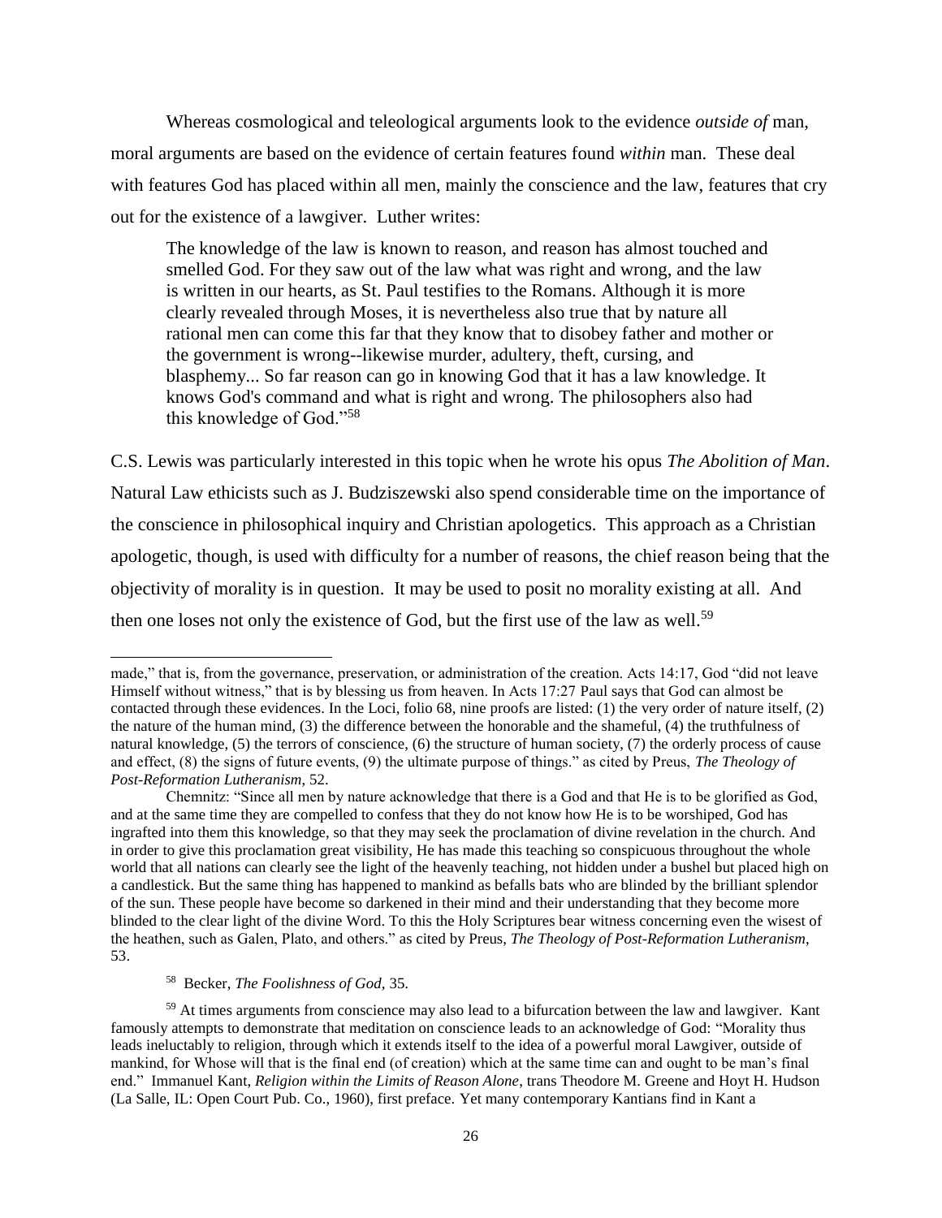Whereas cosmological and teleological arguments look to the evidence *outside of* man, moral arguments are based on the evidence of certain features found *within* man. These deal with features God has placed within all men, mainly the conscience and the law, features that cry out for the existence of a lawgiver. Luther writes:

> The knowledge of the law is known to reason, and reason has almost touched and smelled God. For they saw out of the law what was right and wrong, and the law is written in our hearts, as St. Paul testifies to the Romans. Although it is more clearly revealed through Moses, it is nevertheless also true that by nature all rational men can come this far that they know that to disobey father and mother or the government is wrong--likewise murder, adultery, theft, cursing, and blasphemy... So far reason can go in knowing God that it has a law knowledge. It knows God's command and what is right and wrong. The philosophers also had this knowledge of God."[58]

C.S. Lewis was particularly interested in this topic when he wrote his opus *The Abolition of Man*. Natural Law ethicists such as J. Budziszewski also spend considerable time on the importance of the conscience in philosophical inquiry and Christian apologetics. This approach as a Christian apologetic, though, is used with difficulty for a number of reasons, the chief reason being that the objectivity of morality is in question. It may be used to posit no morality existing at all. And then one loses not only the existence of God, but the first use of the law as well.[59]

---

made," that is, from the governance, preservation, or administration of the creation. Acts 14:17, God "did not leave Himself without witness," that is by blessing us from heaven. In Acts 17:27 Paul says that God can almost be contacted through these evidences. In the Loci, folio 68, nine proofs are listed: (1) the very order of nature itself, (2) the nature of the human mind, (3) the difference between the honorable and the shameful, (4) the truthfulness of natural knowledge, (5) the terrors of conscience, (6) the structure of human society, (7) the orderly process of cause and effect, (8) the signs of future events, (9) the ultimate purpose of things." as cited by Preus, *The Theology of Post-Reformation Lutheranism*, 52.

Chemnitz: "Since all men by nature acknowledge that there is a God and that He is to be glorified as God, and at the same time they are compelled to confess that they do not know how He is to be worshiped, God has ingrafted into them this knowledge, so that they may seek the proclamation of divine revelation in the church. And in order to give this proclamation great visibility, He has made this teaching so conspicuous throughout the whole world that all nations can clearly see the light of the heavenly teaching, not hidden under a bushel but placed high on a candlestick. But the same thing has happened to mankind as befalls bats who are blinded by the brilliant splendor of the sun. These people have become so darkened in their mind and their understanding that they become more blinded to the clear light of the divine Word. To this the Holy Scriptures bear witness concerning even the wisest of the heathen, such as Galen, Plato, and others." as cited by Preus, *The Theology of Post-Reformation Lutheranism*, 53.

[58] Becker, *The Foolishness of God*, 35.

[59] At times arguments from conscience may also lead to a bifurcation between the law and lawgiver. Kant famously attempts to demonstrate that meditation on conscience leads to an acknowledge of God: "Morality thus leads ineluctably to religion, through which it extends itself to the idea of a powerful moral Lawgiver, outside of mankind, for Whose will that is the final end (of creation) which at the same time can and ought to be man's final end." Immanuel Kant, *Religion within the Limits of Reason Alone*, trans Theodore M. Greene and Hoyt H. Hudson (La Salle, IL: Open Court Pub. Co., 1960), first preface. Yet many contemporary Kantians find in Kant a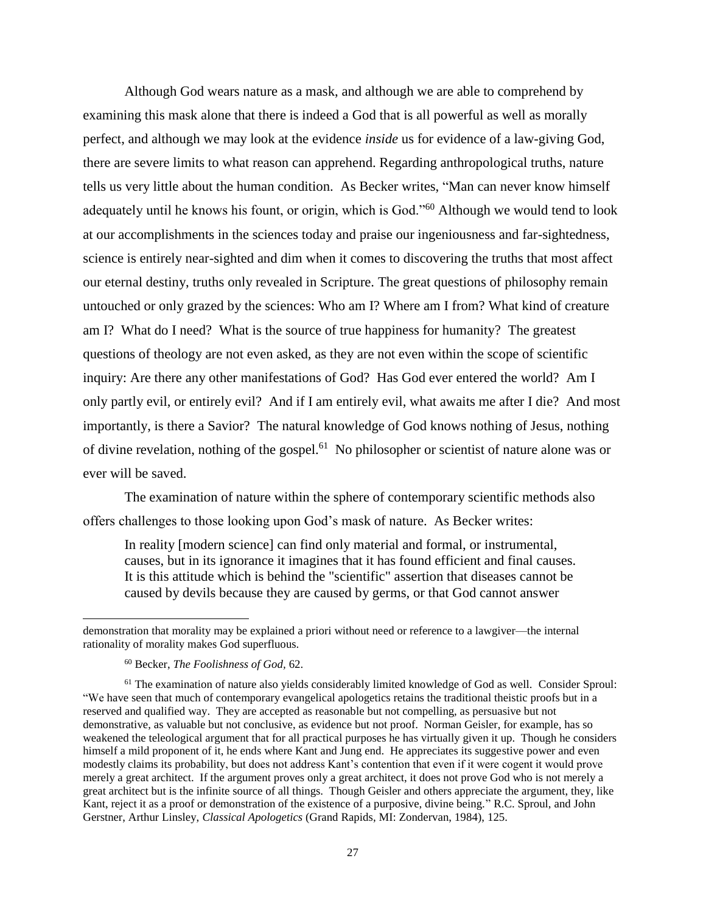Although God wears nature as a mask, and although we are able to comprehend by examining this mask alone that there is indeed a God that is all powerful as well as morally perfect, and although we may look at the evidence *inside* us for evidence of a law-giving God, there are severe limits to what reason can apprehend. Regarding anthropological truths, nature tells us very little about the human condition. As Becker writes, "Man can never know himself adequately until he knows his fount, or origin, which is God."[60] Although we would tend to look at our accomplishments in the sciences today and praise our ingeniousness and far-sightedness, science is entirely near-sighted and dim when it comes to discovering the truths that most affect our eternal destiny, truths only revealed in Scripture. The great questions of philosophy remain untouched or only grazed by the sciences: Who am I? Where am I from? What kind of creature am I? What do I need? What is the source of true happiness for humanity? The greatest questions of theology are not even asked, as they are not even within the scope of scientific inquiry: Are there any other manifestations of God? Has God ever entered the world? Am I only partly evil, or entirely evil? And if I am entirely evil, what awaits me after I die? And most importantly, is there a Savior? The natural knowledge of God knows nothing of Jesus, nothing of divine revelation, nothing of the gospel.[61] No philosopher or scientist of nature alone was or ever will be saved.

The examination of nature within the sphere of contemporary scientific methods also offers challenges to those looking upon God's mask of nature. As Becker writes:

> In reality [modern science] can find only material and formal, or instrumental, causes, but in its ignorance it imagines that it has found efficient and final causes. It is this attitude which is behind the "scientific" assertion that diseases cannot be caused by devils because they are caused by germs, or that God cannot answer

---

demonstration that morality may be explained a priori without need or reference to a lawgiver—the internal rationality of morality makes God superfluous.

[60] Becker, *The Foolishness of God*, 62.

[61] The examination of nature also yields considerably limited knowledge of God as well. Consider Sproul: "We have seen that much of contemporary evangelical apologetics retains the traditional theistic proofs but in a reserved and qualified way. They are accepted as reasonable but not compelling, as persuasive but not demonstrative, as valuable but not conclusive, as evidence but not proof. Norman Geisler, for example, has so weakened the teleological argument that for all practical purposes he has virtually given it up. Though he considers himself a mild proponent of it, he ends where Kant and Jung end. He appreciates its suggestive power and even modestly claims its probability, but does not address Kant's contention that even if it were cogent it would prove merely a great architect. If the argument proves only a great architect, it does not prove God who is not merely a great architect but is the infinite source of all things. Though Geisler and others appreciate the argument, they, like Kant, reject it as a proof or demonstration of the existence of a purposive, divine being." R.C. Sproul, and John Gerstner, Arthur Linsley, *Classical Apologetics* (Grand Rapids, MI: Zondervan, 1984), 125.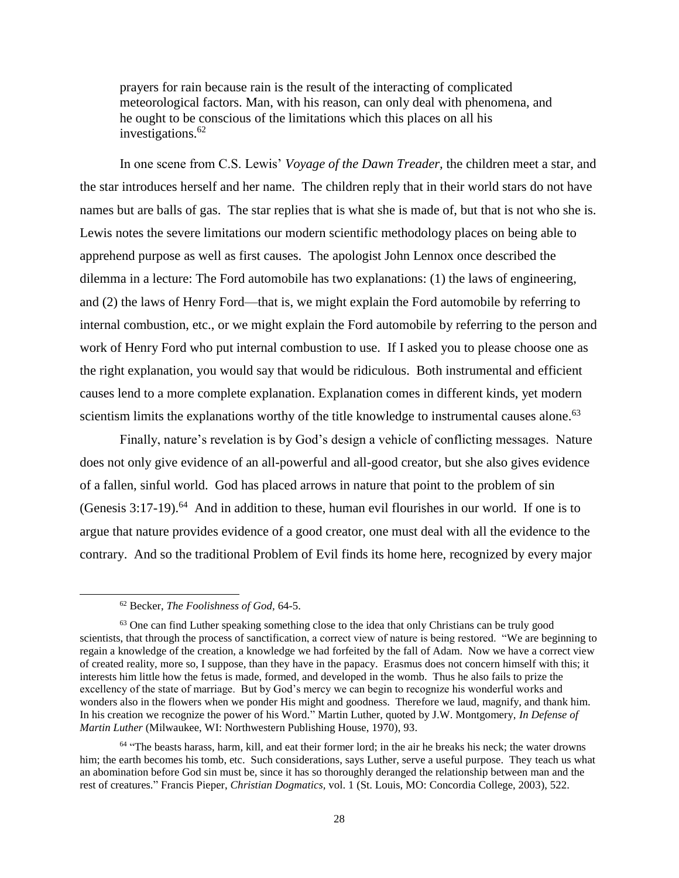> prayers for rain because rain is the result of the interacting of complicated meteorological factors. Man, with his reason, can only deal with phenomena, and he ought to be conscious of the limitations which this places on all his investigations.[62]

In one scene from C.S. Lewis' *Voyage of the Dawn Treader,* the children meet a star, and the star introduces herself and her name. The children reply that in their world stars do not have names but are balls of gas. The star replies that is what she is made of, but that is not who she is. Lewis notes the severe limitations our modern scientific methodology places on being able to apprehend purpose as well as first causes. The apologist John Lennox once described the dilemma in a lecture: The Ford automobile has two explanations: (1) the laws of engineering, and (2) the laws of Henry Ford—that is, we might explain the Ford automobile by referring to internal combustion, etc., or we might explain the Ford automobile by referring to the person and work of Henry Ford who put internal combustion to use. If I asked you to please choose one as the right explanation, you would say that would be ridiculous. Both instrumental and efficient causes lend to a more complete explanation. Explanation comes in different kinds, yet modern scientism limits the explanations worthy of the title knowledge to instrumental causes alone.[63]

Finally, nature's revelation is by God's design a vehicle of conflicting messages. Nature does not only give evidence of an all-powerful and all-good creator, but she also gives evidence of a fallen, sinful world. God has placed arrows in nature that point to the problem of sin (Genesis 3:17-19).[64] And in addition to these, human evil flourishes in our world. If one is to argue that nature provides evidence of a good creator, one must deal with all the evidence to the contrary. And so the traditional Problem of Evil finds its home here, recognized by every major

---

[62] Becker, *The Foolishness of God*, 64-5.

[63] One can find Luther speaking something close to the idea that only Christians can be truly good scientists, that through the process of sanctification, a correct view of nature is being restored. "We are beginning to regain a knowledge of the creation, a knowledge we had forfeited by the fall of Adam. Now we have a correct view of created reality, more so, I suppose, than they have in the papacy. Erasmus does not concern himself with this; it interests him little how the fetus is made, formed, and developed in the womb. Thus he also fails to prize the excellency of the state of marriage. But by God's mercy we can begin to recognize his wonderful works and wonders also in the flowers when we ponder His might and goodness. Therefore we laud, magnify, and thank him. In his creation we recognize the power of his Word." Martin Luther, quoted by J.W. Montgomery, *In Defense of Martin Luther* (Milwaukee, WI: Northwestern Publishing House, 1970), 93.

[64] "The beasts harass, harm, kill, and eat their former lord; in the air he breaks his neck; the water drowns him; the earth becomes his tomb, etc. Such considerations, says Luther, serve a useful purpose. They teach us what an abomination before God sin must be, since it has so thoroughly deranged the relationship between man and the rest of creatures." Francis Pieper, *Christian Dogmatics,* vol. 1 (St. Louis, MO: Concordia College, 2003), 522.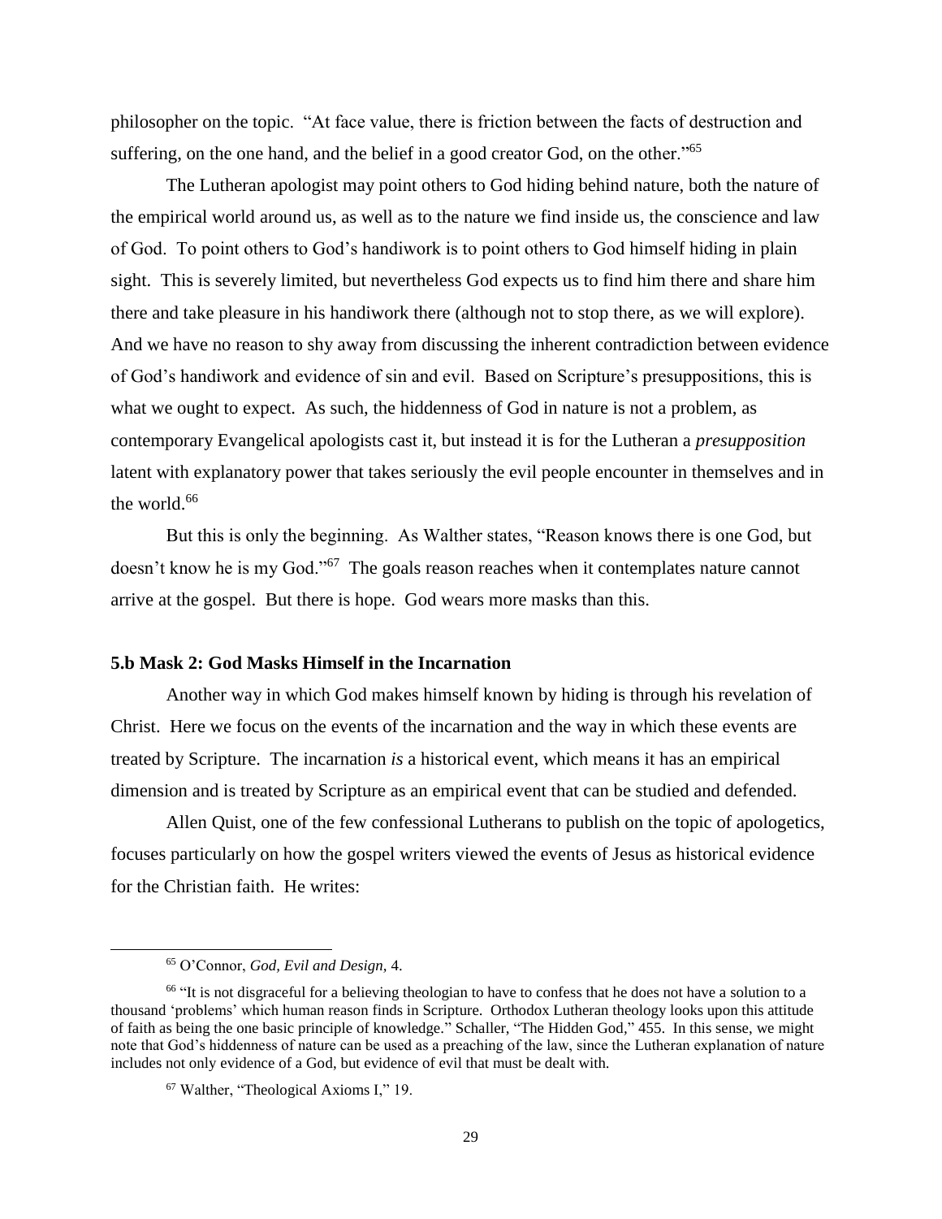philosopher on the topic. "At face value, there is friction between the facts of destruction and suffering, on the one hand, and the belief in a good creator God, on the other."[65]

The Lutheran apologist may point others to God hiding behind nature, both the nature of the empirical world around us, as well as to the nature we find inside us, the conscience and law of God. To point others to God's handiwork is to point others to God himself hiding in plain sight. This is severely limited, but nevertheless God expects us to find him there and share him there and take pleasure in his handiwork there (although not to stop there, as we will explore). And we have no reason to shy away from discussing the inherent contradiction between evidence of God's handiwork and evidence of sin and evil. Based on Scripture's presuppositions, this is what we ought to expect. As such, the hiddenness of God in nature is not a problem, as contemporary Evangelical apologists cast it, but instead it is for the Lutheran a *presupposition* latent with explanatory power that takes seriously the evil people encounter in themselves and in the world.[66]

But this is only the beginning. As Walther states, "Reason knows there is one God, but doesn't know he is my God."[67] The goals reason reaches when it contemplates nature cannot arrive at the gospel. But there is hope. God wears more masks than this.

### 5.b Mask 2: God Masks Himself in the Incarnation

Another way in which God makes himself known by hiding is through his revelation of Christ. Here we focus on the events of the incarnation and the way in which these events are treated by Scripture. The incarnation *is* a historical event, which means it has an empirical dimension and is treated by Scripture as an empirical event that can be studied and defended.

Allen Quist, one of the few confessional Lutherans to publish on the topic of apologetics, focuses particularly on how the gospel writers viewed the events of Jesus as historical evidence for the Christian faith. He writes:

---

[65] O'Connor, *God, Evil and Design*, 4.

[66] "It is not disgraceful for a believing theologian to have to confess that he does not have a solution to a thousand 'problems' which human reason finds in Scripture. Orthodox Lutheran theology looks upon this attitude of faith as being the one basic principle of knowledge." Schaller, "The Hidden God," 455. In this sense, we might note that God's hiddenness of nature can be used as a preaching of the law, since the Lutheran explanation of nature includes not only evidence of a God, but evidence of evil that must be dealt with.

[67] Walther, "Theological Axioms I," 19.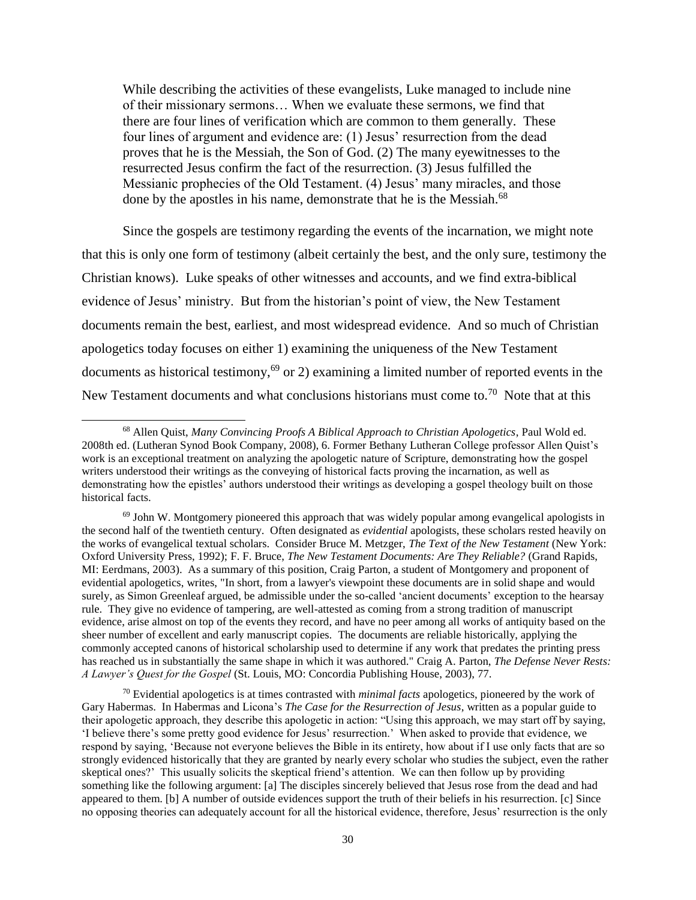> While describing the activities of these evangelists, Luke managed to include nine of their missionary sermons… When we evaluate these sermons, we find that there are four lines of verification which are common to them generally. These four lines of argument and evidence are: (1) Jesus' resurrection from the dead proves that he is the Messiah, the Son of God. (2) The many eyewitnesses to the resurrected Jesus confirm the fact of the resurrection. (3) Jesus fulfilled the Messianic prophecies of the Old Testament. (4) Jesus' many miracles, and those done by the apostles in his name, demonstrate that he is the Messiah.[68]

Since the gospels are testimony regarding the events of the incarnation, we might note that this is only one form of testimony (albeit certainly the best, and the only sure, testimony the Christian knows). Luke speaks of other witnesses and accounts, and we find extra-biblical evidence of Jesus' ministry. But from the historian's point of view, the New Testament documents remain the best, earliest, and most widespread evidence. And so much of Christian apologetics today focuses on either 1) examining the uniqueness of the New Testament documents as historical testimony,[69] or 2) examining a limited number of reported events in the New Testament documents and what conclusions historians must come to.[70] Note that at this

---

[68] Allen Quist, *Many Convincing Proofs A Biblical Approach to Christian Apologetics*, Paul Wold ed. 2008th ed. (Lutheran Synod Book Company, 2008), 6. Former Bethany Lutheran College professor Allen Quist's work is an exceptional treatment on analyzing the apologetic nature of Scripture, demonstrating how the gospel writers understood their writings as the conveying of historical facts proving the incarnation, as well as demonstrating how the epistles' authors understood their writings as developing a gospel theology built on those historical facts.

[69] John W. Montgomery pioneered this approach that was widely popular among evangelical apologists in the second half of the twentieth century. Often designated as *evidential* apologists, these scholars rested heavily on the works of evangelical textual scholars. Consider Bruce M. Metzger, *The Text of the New Testament* (New York: Oxford University Press, 1992); F. F. Bruce, *The New Testament Documents: Are They Reliable?* (Grand Rapids, MI: Eerdmans, 2003). As a summary of this position, Craig Parton, a student of Montgomery and proponent of evidential apologetics, writes, "In short, from a lawyer's viewpoint these documents are in solid shape and would surely, as Simon Greenleaf argued, be admissible under the so-called 'ancient documents' exception to the hearsay rule. They give no evidence of tampering, are well-attested as coming from a strong tradition of manuscript evidence, arise almost on top of the events they record, and have no peer among all works of antiquity based on the sheer number of excellent and early manuscript copies. The documents are reliable historically, applying the commonly accepted canons of historical scholarship used to determine if any work that predates the printing press has reached us in substantially the same shape in which it was authored." Craig A. Parton, *The Defense Never Rests: A Lawyer's Quest for the Gospel* (St. Louis, MO: Concordia Publishing House, 2003), 77.

[70] Evidential apologetics is at times contrasted with *minimal facts* apologetics, pioneered by the work of Gary Habermas. In Habermas and Licona's *The Case for the Resurrection of Jesus*, written as a popular guide to their apologetic approach, they describe this apologetic in action: "Using this approach, we may start off by saying, 'I believe there's some pretty good evidence for Jesus' resurrection.' When asked to provide that evidence, we respond by saying, 'Because not everyone believes the Bible in its entirety, how about if I use only facts that are so strongly evidenced historically that they are granted by nearly every scholar who studies the subject, even the rather skeptical ones?' This usually solicits the skeptical friend's attention. We can then follow up by providing something like the following argument: [a] The disciples sincerely believed that Jesus rose from the dead and had appeared to them. [b] A number of outside evidences support the truth of their beliefs in his resurrection. [c] Since no opposing theories can adequately account for all the historical evidence, therefore, Jesus' resurrection is the only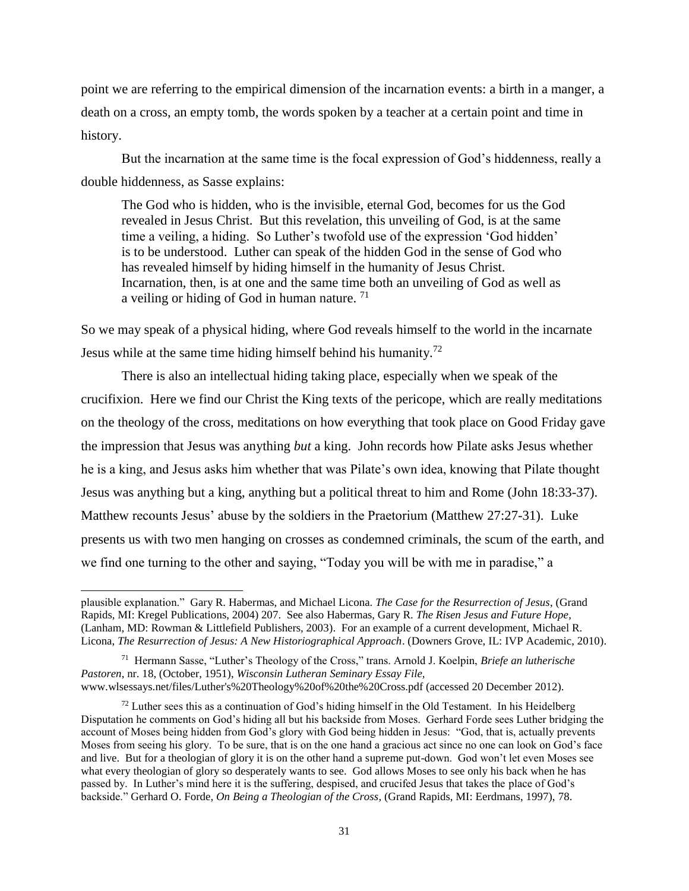point we are referring to the empirical dimension of the incarnation events: a birth in a manger, a death on a cross, an empty tomb, the words spoken by a teacher at a certain point and time in history.

But the incarnation at the same time is the focal expression of God's hiddenness, really a double hiddenness, as Sasse explains:

> The God who is hidden, who is the invisible, eternal God, becomes for us the God revealed in Jesus Christ. But this revelation, this unveiling of God, is at the same time a veiling, a hiding. So Luther's twofold use of the expression 'God hidden' is to be understood. Luther can speak of the hidden God in the sense of God who has revealed himself by hiding himself in the humanity of Jesus Christ. Incarnation, then, is at one and the same time both an unveiling of God as well as a veiling or hiding of God in human nature. [71]

So we may speak of a physical hiding, where God reveals himself to the world in the incarnate Jesus while at the same time hiding himself behind his humanity.[72]

There is also an intellectual hiding taking place, especially when we speak of the crucifixion. Here we find our Christ the King texts of the pericope, which are really meditations on the theology of the cross, meditations on how everything that took place on Good Friday gave the impression that Jesus was anything *but* a king. John records how Pilate asks Jesus whether he is a king, and Jesus asks him whether that was Pilate's own idea, knowing that Pilate thought Jesus was anything but a king, anything but a political threat to him and Rome (John 18:33-37). Matthew recounts Jesus' abuse by the soldiers in the Praetorium (Matthew 27:27-31). Luke presents us with two men hanging on crosses as condemned criminals, the scum of the earth, and we find one turning to the other and saying, "Today you will be with me in paradise," a

---

plausible explanation." Gary R. Habermas, and Michael Licona. *The Case for the Resurrection of Jesus*, (Grand Rapids, MI: Kregel Publications, 2004) 207. See also Habermas, Gary R. *The Risen Jesus and Future Hope*, (Lanham, MD: Rowman & Littlefield Publishers, 2003). For an example of a current development, Michael R. Licona, *The Resurrection of Jesus: A New Historiographical Approach*. (Downers Grove, IL: IVP Academic, 2010).

[71] Hermann Sasse, "Luther's Theology of the Cross," trans. Arnold J. Koelpin, *Briefe an lutherische Pastoren*, nr. 18, (October, 1951), *Wisconsin Lutheran Seminary Essay File*, www.wlsessays.net/files/Luther's%20Theology%20of%20the%20Cross.pdf (accessed 20 December 2012).

[72] Luther sees this as a continuation of God's hiding himself in the Old Testament. In his Heidelberg Disputation he comments on God's hiding all but his backside from Moses. Gerhard Forde sees Luther bridging the account of Moses being hidden from God's glory with God being hidden in Jesus: "God, that is, actually prevents Moses from seeing his glory. To be sure, that is on the one hand a gracious act since no one can look on God's face and live. But for a theologian of glory it is on the other hand a supreme put-down. God won't let even Moses see what every theologian of glory so desperately wants to see. God allows Moses to see only his back when he has passed by. In Luther's mind here it is the suffering, despised, and crucifed Jesus that takes the place of God's backside." Gerhard O. Forde, *On Being a Theologian of the Cross*, (Grand Rapids, MI: Eerdmans, 1997), 78.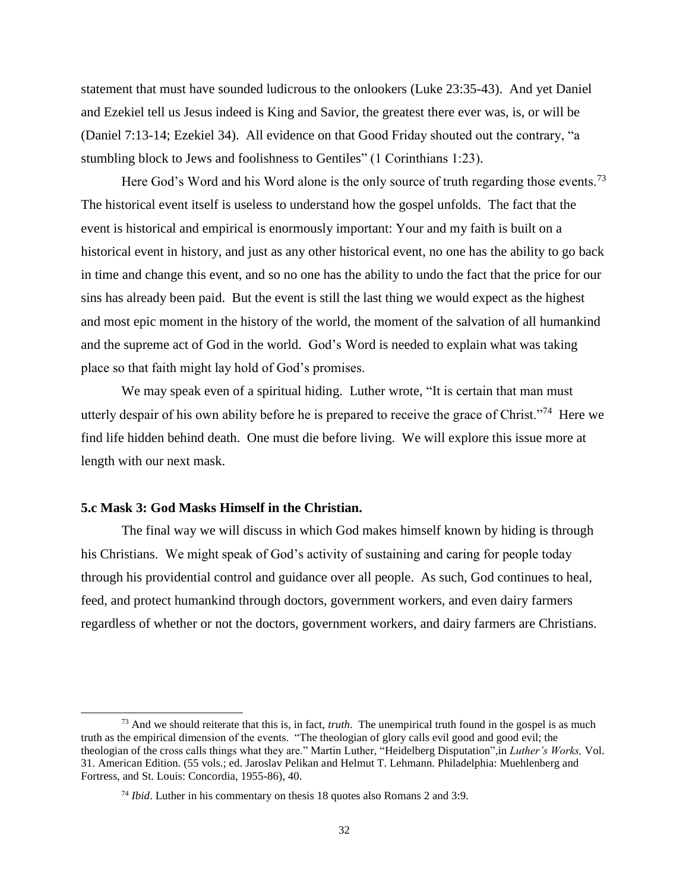statement that must have sounded ludicrous to the onlookers (Luke 23:35-43). And yet Daniel and Ezekiel tell us Jesus indeed is King and Savior, the greatest there ever was, is, or will be (Daniel 7:13-14; Ezekiel 34). All evidence on that Good Friday shouted out the contrary, "a stumbling block to Jews and foolishness to Gentiles" (1 Corinthians 1:23).

Here God's Word and his Word alone is the only source of truth regarding those events.[73] The historical event itself is useless to understand how the gospel unfolds. The fact that the event is historical and empirical is enormously important: Your and my faith is built on a historical event in history, and just as any other historical event, no one has the ability to go back in time and change this event, and so no one has the ability to undo the fact that the price for our sins has already been paid. But the event is still the last thing we would expect as the highest and most epic moment in the history of the world, the moment of the salvation of all humankind and the supreme act of God in the world. God's Word is needed to explain what was taking place so that faith might lay hold of God's promises.

We may speak even of a spiritual hiding. Luther wrote, "It is certain that man must utterly despair of his own ability before he is prepared to receive the grace of Christ."[74] Here we find life hidden behind death. One must die before living. We will explore this issue more at length with our next mask.

### 5.c Mask 3: God Masks Himself in the Christian.

The final way we will discuss in which God makes himself known by hiding is through his Christians. We might speak of God's activity of sustaining and caring for people today through his providential control and guidance over all people. As such, God continues to heal, feed, and protect humankind through doctors, government workers, and even dairy farmers regardless of whether or not the doctors, government workers, and dairy farmers are Christians.

---

[73] And we should reiterate that this is, in fact, *truth*. The unempirical truth found in the gospel is as much truth as the empirical dimension of the events. "The theologian of glory calls evil good and good evil; the theologian of the cross calls things what they are." Martin Luther, "Heidelberg Disputation",in *Luther's Works,* Vol. 31. American Edition. (55 vols.; ed. Jaroslav Pelikan and Helmut T. Lehmann. Philadelphia: Muehlenberg and Fortress, and St. Louis: Concordia, 1955-86), 40.

[74] *Ibid*. Luther in his commentary on thesis 18 quotes also Romans 2 and 3:9.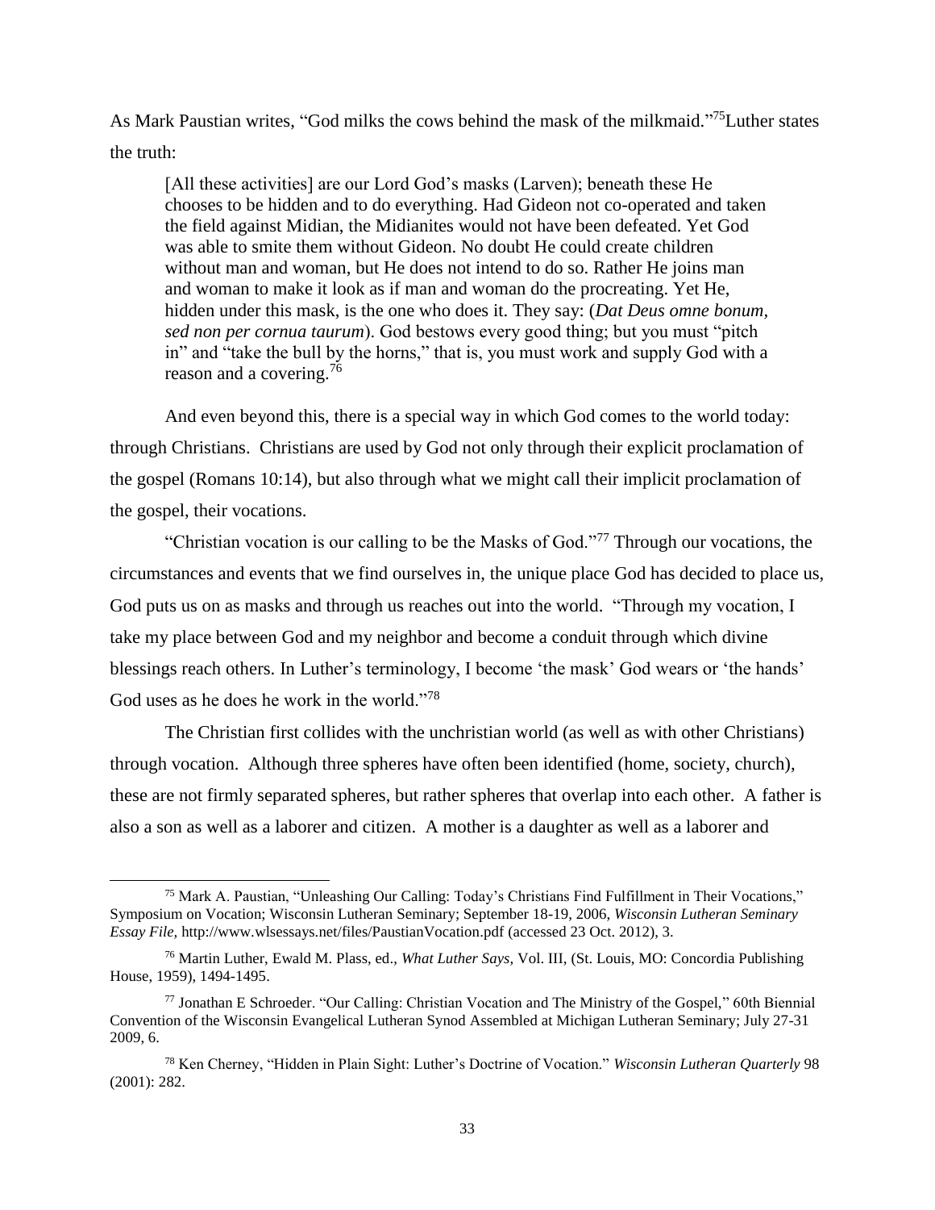As Mark Paustian writes, “God milks the cows behind the mask of the milkmaid.”[75]Luther states the truth:

> [All these activities] are our Lord God’s masks (Larven); beneath these He chooses to be hidden and to do everything. Had Gideon not co-operated and taken the field against Midian, the Midianites would not have been defeated. Yet God was able to smite them without Gideon. No doubt He could create children without man and woman, but He does not intend to do so. Rather He joins man and woman to make it look as if man and woman do the procreating. Yet He, hidden under this mask, is the one who does it. They say: (*Dat Deus omne bonum, sed non per cornua taurum*). God bestows every good thing; but you must “pitch in” and “take the bull by the horns,” that is, you must work and supply God with a reason and a covering.[76]

And even beyond this, there is a special way in which God comes to the world today: through Christians. Christians are used by God not only through their explicit proclamation of the gospel (Romans 10:14), but also through what we might call their implicit proclamation of the gospel, their vocations.

“Christian vocation is our calling to be the Masks of God.”[77] Through our vocations, the circumstances and events that we find ourselves in, the unique place God has decided to place us, God puts us on as masks and through us reaches out into the world. “Through my vocation, I take my place between God and my neighbor and become a conduit through which divine blessings reach others. In Luther’s terminology, I become ‘the mask’ God wears or ‘the hands’ God uses as he does he work in the world.”[78]

The Christian first collides with the unchristian world (as well as with other Christians) through vocation. Although three spheres have often been identified (home, society, church), these are not firmly separated spheres, but rather spheres that overlap into each other. A father is also a son as well as a laborer and citizen. A mother is a daughter as well as a laborer and

---

[75] Mark A. Paustian, “Unleashing Our Calling: Today’s Christians Find Fulfillment in Their Vocations,” Symposium on Vocation; Wisconsin Lutheran Seminary; September 18-19, 2006, *Wisconsin Lutheran Seminary Essay File,* http://www.wlsessays.net/files/PaustianVocation.pdf (accessed 23 Oct. 2012), 3.

[76] Martin Luther, Ewald M. Plass, ed., *What Luther Says*, Vol. III, (St. Louis, MO: Concordia Publishing House, 1959), 1494-1495.

[77] Jonathan E Schroeder. “Our Calling: Christian Vocation and The Ministry of the Gospel,” 60th Biennial Convention of the Wisconsin Evangelical Lutheran Synod Assembled at Michigan Lutheran Seminary; July 27-31 2009, 6.

[78] Ken Cherney, “Hidden in Plain Sight: Luther’s Doctrine of Vocation.” *Wisconsin Lutheran Quarterly* 98 (2001): 282.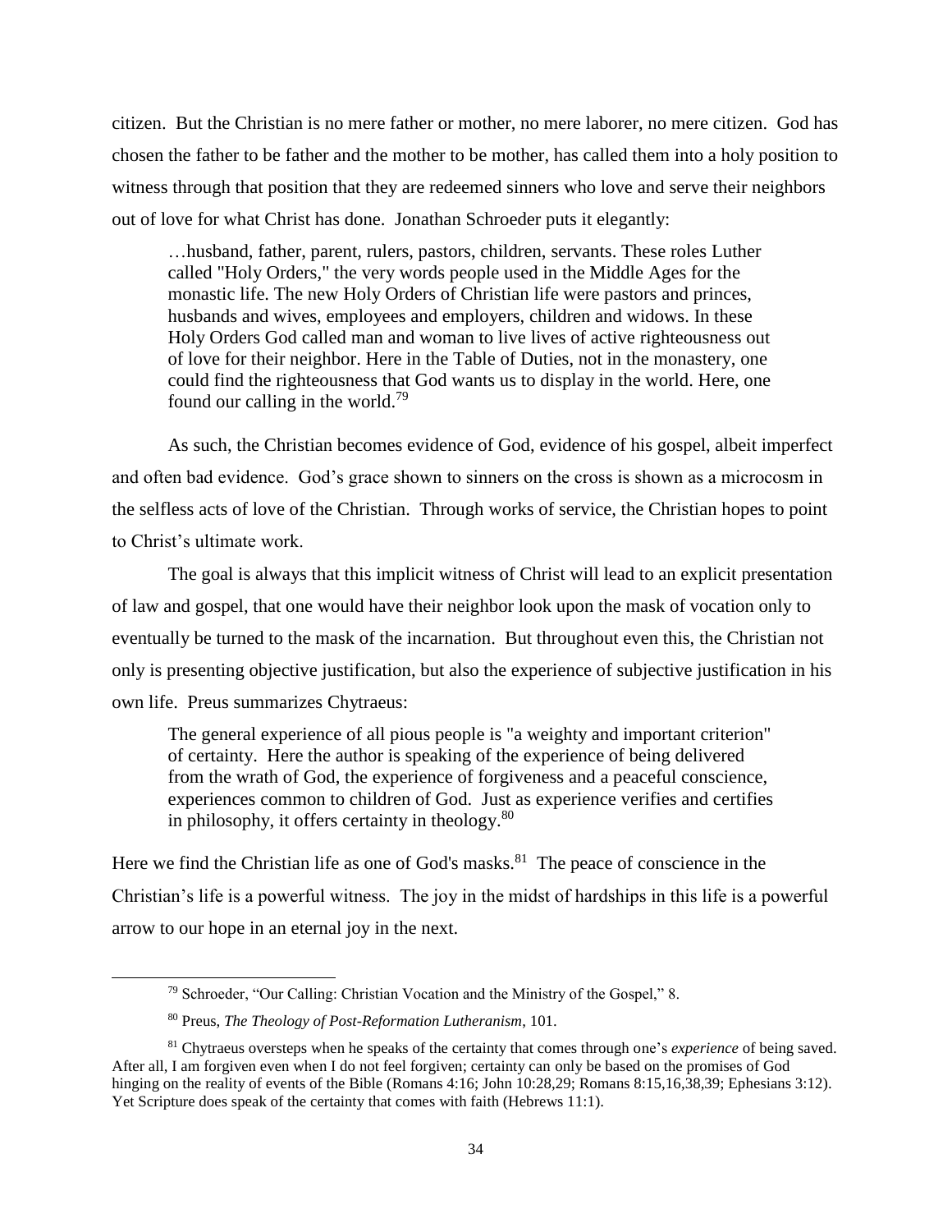citizen. But the Christian is no mere father or mother, no mere laborer, no mere citizen. God has chosen the father to be father and the mother to be mother, has called them into a holy position to witness through that position that they are redeemed sinners who love and serve their neighbors out of love for what Christ has done. Jonathan Schroeder puts it elegantly:

> …husband, father, parent, rulers, pastors, children, servants. These roles Luther called "Holy Orders," the very words people used in the Middle Ages for the monastic life. The new Holy Orders of Christian life were pastors and princes, husbands and wives, employees and employers, children and widows. In these Holy Orders God called man and woman to live lives of active righteousness out of love for their neighbor. Here in the Table of Duties, not in the monastery, one could find the righteousness that God wants us to display in the world. Here, one found our calling in the world.[79]

As such, the Christian becomes evidence of God, evidence of his gospel, albeit imperfect and often bad evidence. God's grace shown to sinners on the cross is shown as a microcosm in the selfless acts of love of the Christian. Through works of service, the Christian hopes to point to Christ's ultimate work.

The goal is always that this implicit witness of Christ will lead to an explicit presentation of law and gospel, that one would have their neighbor look upon the mask of vocation only to eventually be turned to the mask of the incarnation. But throughout even this, the Christian not only is presenting objective justification, but also the experience of subjective justification in his own life. Preus summarizes Chytraeus:

> The general experience of all pious people is "a weighty and important criterion" of certainty. Here the author is speaking of the experience of being delivered from the wrath of God, the experience of forgiveness and a peaceful conscience, experiences common to children of God. Just as experience verifies and certifies in philosophy, it offers certainty in theology.[80]

Here we find the Christian life as one of God's masks.[81] The peace of conscience in the Christian's life is a powerful witness. The joy in the midst of hardships in this life is a powerful arrow to our hope in an eternal joy in the next.

---

[79] Schroeder, "Our Calling: Christian Vocation and the Ministry of the Gospel," 8.

[80] Preus, *The Theology of Post-Reformation Lutheranism*, 101.

[81] Chytraeus oversteps when he speaks of the certainty that comes through one's *experience* of being saved. After all, I am forgiven even when I do not feel forgiven; certainty can only be based on the promises of God hinging on the reality of events of the Bible (Romans 4:16; John 10:28,29; Romans 8:15,16,38,39; Ephesians 3:12). Yet Scripture does speak of the certainty that comes with faith (Hebrews 11:1).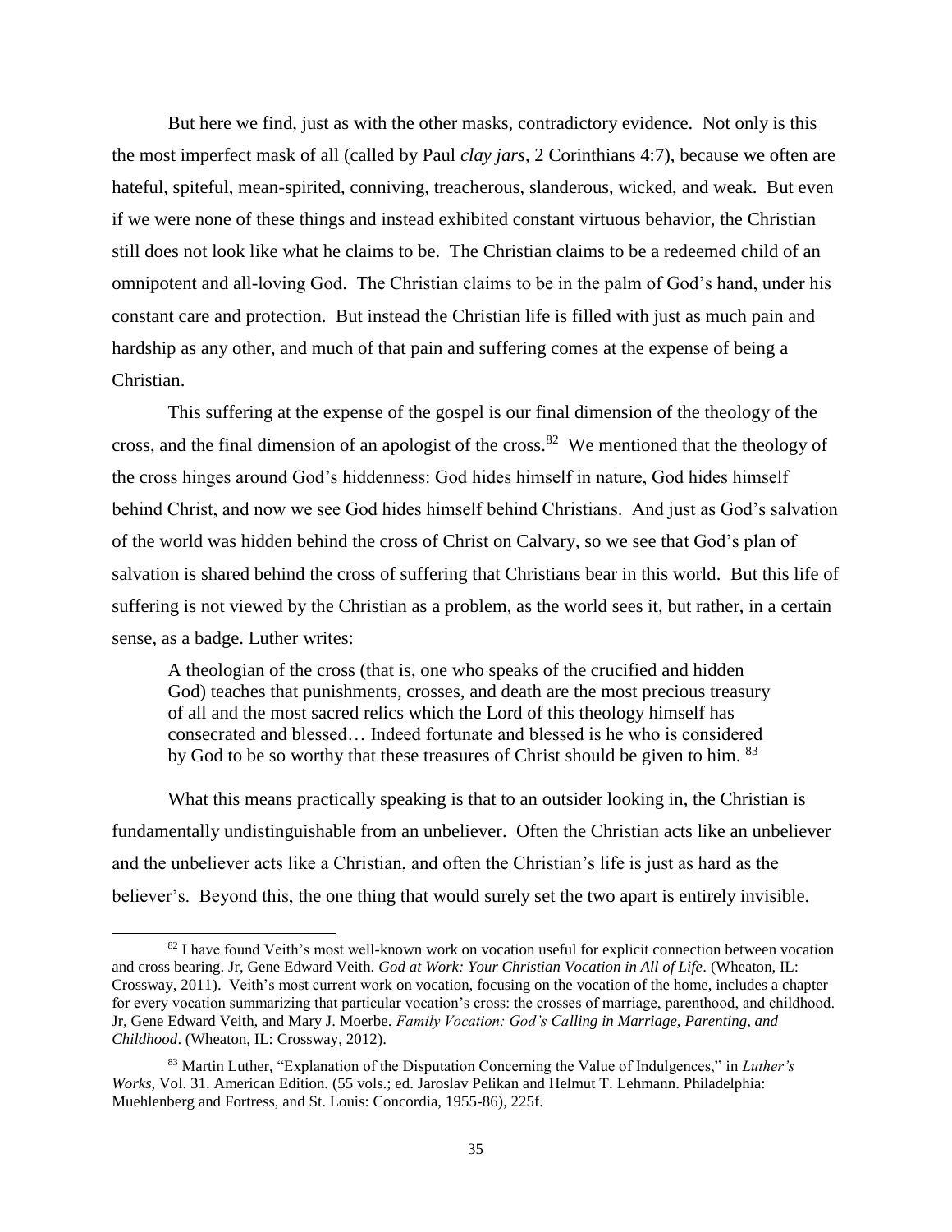But here we find, just as with the other masks, contradictory evidence. Not only is this the most imperfect mask of all (called by Paul *clay jars*, 2 Corinthians 4:7), because we often are hateful, spiteful, mean-spirited, conniving, treacherous, slanderous, wicked, and weak. But even if we were none of these things and instead exhibited constant virtuous behavior, the Christian still does not look like what he claims to be. The Christian claims to be a redeemed child of an omnipotent and all-loving God. The Christian claims to be in the palm of God's hand, under his constant care and protection. But instead the Christian life is filled with just as much pain and hardship as any other, and much of that pain and suffering comes at the expense of being a Christian.

This suffering at the expense of the gospel is our final dimension of the theology of the cross, and the final dimension of an apologist of the cross.[82] We mentioned that the theology of the cross hinges around God's hiddenness: God hides himself in nature, God hides himself behind Christ, and now we see God hides himself behind Christians. And just as God's salvation of the world was hidden behind the cross of Christ on Calvary, so we see that God's plan of salvation is shared behind the cross of suffering that Christians bear in this world. But this life of suffering is not viewed by the Christian as a problem, as the world sees it, but rather, in a certain sense, as a badge. Luther writes:

> A theologian of the cross (that is, one who speaks of the crucified and hidden God) teaches that punishments, crosses, and death are the most precious treasury of all and the most sacred relics which the Lord of this theology himself has consecrated and blessed… Indeed fortunate and blessed is he who is considered by God to be so worthy that these treasures of Christ should be given to him. [83]

What this means practically speaking is that to an outsider looking in, the Christian is fundamentally undistinguishable from an unbeliever. Often the Christian acts like an unbeliever and the unbeliever acts like a Christian, and often the Christian's life is just as hard as the believer's. Beyond this, the one thing that would surely set the two apart is entirely invisible.

---

[82] I have found Veith's most well-known work on vocation useful for explicit connection between vocation and cross bearing. Jr, Gene Edward Veith. *God at Work: Your Christian Vocation in All of Life*. (Wheaton, IL: Crossway, 2011). Veith's most current work on vocation, focusing on the vocation of the home, includes a chapter for every vocation summarizing that particular vocation's cross: the crosses of marriage, parenthood, and childhood. Jr, Gene Edward Veith, and Mary J. Moerbe. *Family Vocation: God's Calling in Marriage, Parenting, and Childhood*. (Wheaton, IL: Crossway, 2012).

[83] Martin Luther, "Explanation of the Disputation Concerning the Value of Indulgences," in *Luther's Works,* Vol. 31. American Edition. (55 vols.; ed. Jaroslav Pelikan and Helmut T. Lehmann. Philadelphia: Muehlenberg and Fortress, and St. Louis: Concordia, 1955-86), 225f.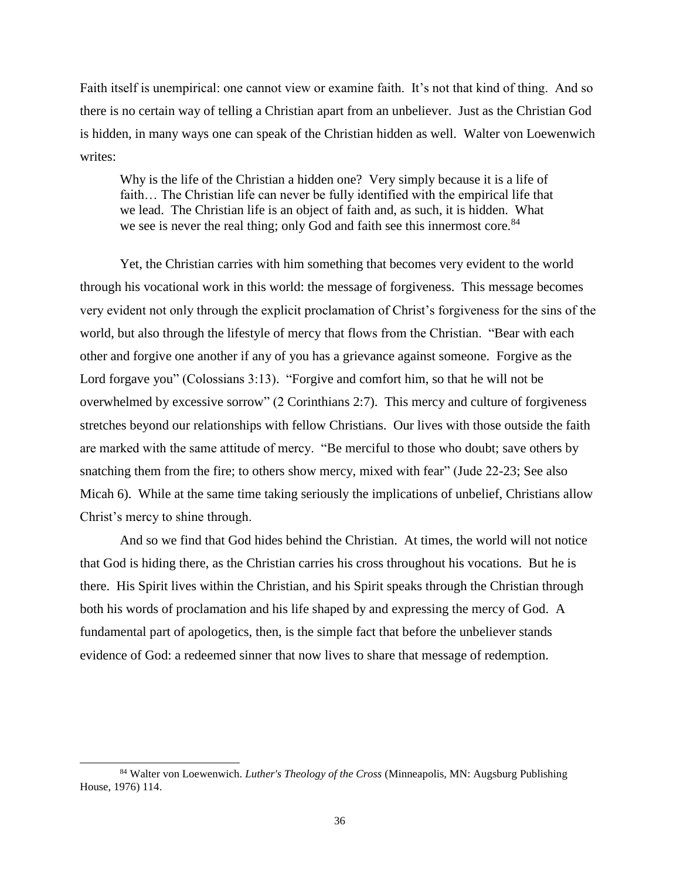Faith itself is unempirical: one cannot view or examine faith. It's not that kind of thing. And so there is no certain way of telling a Christian apart from an unbeliever. Just as the Christian God is hidden, in many ways one can speak of the Christian hidden as well. Walter von Loewenwich writes:

> Why is the life of the Christian a hidden one? Very simply because it is a life of faith… The Christian life can never be fully identified with the empirical life that we lead. The Christian life is an object of faith and, as such, it is hidden. What we see is never the real thing; only God and faith see this innermost core.[84]

Yet, the Christian carries with him something that becomes very evident to the world through his vocational work in this world: the message of forgiveness. This message becomes very evident not only through the explicit proclamation of Christ's forgiveness for the sins of the world, but also through the lifestyle of mercy that flows from the Christian. "Bear with each other and forgive one another if any of you has a grievance against someone. Forgive as the Lord forgave you" (Colossians 3:13). "Forgive and comfort him, so that he will not be overwhelmed by excessive sorrow" (2 Corinthians 2:7). This mercy and culture of forgiveness stretches beyond our relationships with fellow Christians. Our lives with those outside the faith are marked with the same attitude of mercy. "Be merciful to those who doubt; save others by snatching them from the fire; to others show mercy, mixed with fear" (Jude 22-23; See also Micah 6). While at the same time taking seriously the implications of unbelief, Christians allow Christ's mercy to shine through.

And so we find that God hides behind the Christian. At times, the world will not notice that God is hiding there, as the Christian carries his cross throughout his vocations. But he is there. His Spirit lives within the Christian, and his Spirit speaks through the Christian through both his words of proclamation and his life shaped by and expressing the mercy of God. A fundamental part of apologetics, then, is the simple fact that before the unbeliever stands evidence of God: a redeemed sinner that now lives to share that message of redemption.

---

[84] Walter von Loewenwich. *Luther's Theology of the Cross* (Minneapolis, MN: Augsburg Publishing House, 1976) 114.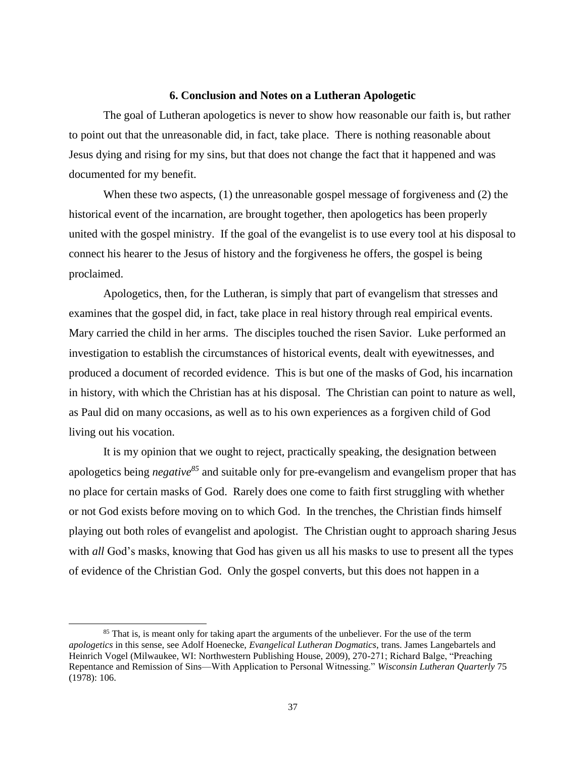## 6. Conclusion and Notes on a Lutheran Apologetic

The goal of Lutheran apologetics is never to show how reasonable our faith is, but rather to point out that the unreasonable did, in fact, take place. There is nothing reasonable about Jesus dying and rising for my sins, but that does not change the fact that it happened and was documented for my benefit.

When these two aspects, (1) the unreasonable gospel message of forgiveness and (2) the historical event of the incarnation, are brought together, then apologetics has been properly united with the gospel ministry. If the goal of the evangelist is to use every tool at his disposal to connect his hearer to the Jesus of history and the forgiveness he offers, the gospel is being proclaimed.

Apologetics, then, for the Lutheran, is simply that part of evangelism that stresses and examines that the gospel did, in fact, take place in real history through real empirical events. Mary carried the child in her arms. The disciples touched the risen Savior. Luke performed an investigation to establish the circumstances of historical events, dealt with eyewitnesses, and produced a document of recorded evidence. This is but one of the masks of God, his incarnation in history, with which the Christian has at his disposal. The Christian can point to nature as well, as Paul did on many occasions, as well as to his own experiences as a forgiven child of God living out his vocation.

It is my opinion that we ought to reject, practically speaking, the designation between apologetics being *negative*[85] and suitable only for pre-evangelism and evangelism proper that has no place for certain masks of God. Rarely does one come to faith first struggling with whether or not God exists before moving on to which God. In the trenches, the Christian finds himself playing out both roles of evangelist and apologist. The Christian ought to approach sharing Jesus with *all* God's masks, knowing that God has given us all his masks to use to present all the types of evidence of the Christian God. Only the gospel converts, but this does not happen in a

---

[85] That is, is meant only for taking apart the arguments of the unbeliever. For the use of the term *apologetics* in this sense, see Adolf Hoenecke, *Evangelical Lutheran Dogmatics*, trans. James Langebartels and Heinrich Vogel (Milwaukee, WI: Northwestern Publishing House, 2009), 270-271; Richard Balge, "Preaching Repentance and Remission of Sins—With Application to Personal Witnessing." *Wisconsin Lutheran Quarterly* 75 (1978): 106.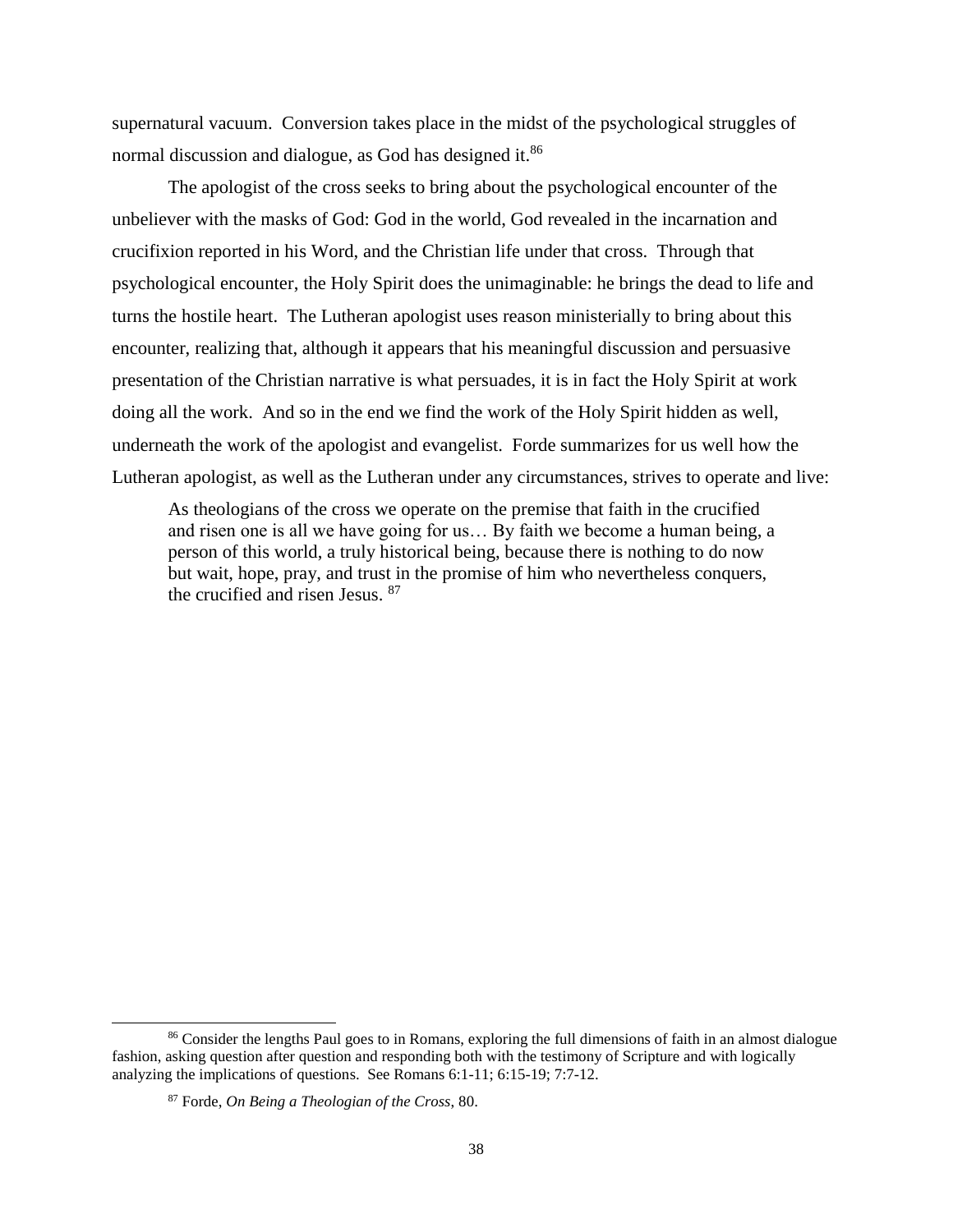supernatural vacuum. Conversion takes place in the midst of the psychological struggles of normal discussion and dialogue, as God has designed it.[86]

The apologist of the cross seeks to bring about the psychological encounter of the unbeliever with the masks of God: God in the world, God revealed in the incarnation and crucifixion reported in his Word, and the Christian life under that cross. Through that psychological encounter, the Holy Spirit does the unimaginable: he brings the dead to life and turns the hostile heart. The Lutheran apologist uses reason ministerially to bring about this encounter, realizing that, although it appears that his meaningful discussion and persuasive presentation of the Christian narrative is what persuades, it is in fact the Holy Spirit at work doing all the work. And so in the end we find the work of the Holy Spirit hidden as well, underneath the work of the apologist and evangelist. Forde summarizes for us well how the Lutheran apologist, as well as the Lutheran under any circumstances, strives to operate and live:

> As theologians of the cross we operate on the premise that faith in the crucified and risen one is all we have going for us… By faith we become a human being, a person of this world, a truly historical being, because there is nothing to do now but wait, hope, pray, and trust in the promise of him who nevertheless conquers, the crucified and risen Jesus. [87]

---

[86] Consider the lengths Paul goes to in Romans, exploring the full dimensions of faith in an almost dialogue fashion, asking question after question and responding both with the testimony of Scripture and with logically analyzing the implications of questions. See Romans 6:1-11; 6:15-19; 7:7-12.

[87] Forde, *On Being a Theologian of the Cross*, 80.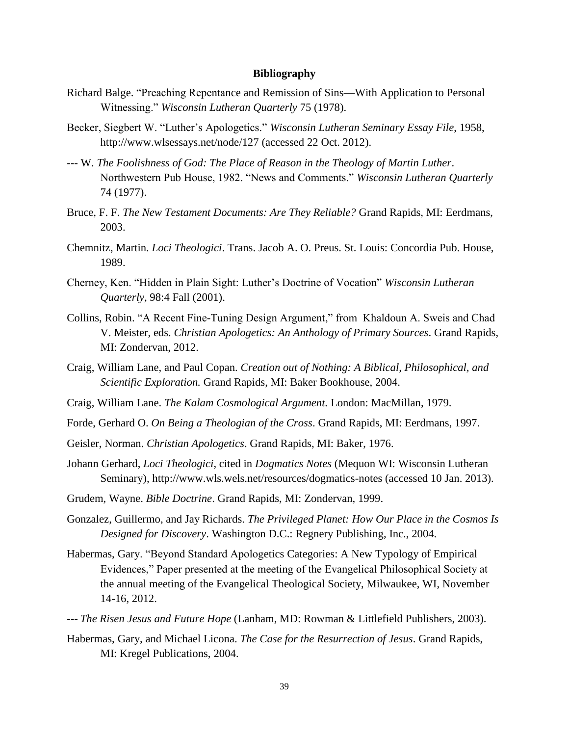**Bibliography**

Richard Balge. "Preaching Repentance and Remission of Sins—With Application to Personal Witnessing." *Wisconsin Lutheran Quarterly* 75 (1978).

Becker, Siegbert W. "Luther's Apologetics." *Wisconsin Lutheran Seminary Essay File*, 1958, http://www.wlsessays.net/node/127 (accessed 22 Oct. 2012).

--- W. *The Foolishness of God: The Place of Reason in the Theology of Martin Luther*. Northwestern Pub House, 1982. "News and Comments." *Wisconsin Lutheran Quarterly* 74 (1977).

Bruce, F. F. *The New Testament Documents: Are They Reliable?* Grand Rapids, MI: Eerdmans, 2003.

Chemnitz, Martin. *Loci Theologici*. Trans. Jacob A. O. Preus. St. Louis: Concordia Pub. House, 1989.

Cherney, Ken. "Hidden in Plain Sight: Luther's Doctrine of Vocation" *Wisconsin Lutheran Quarterly*, 98:4 Fall (2001).

Collins, Robin. "A Recent Fine-Tuning Design Argument," from Khaldoun A. Sweis and Chad V. Meister, eds. *Christian Apologetics: An Anthology of Primary Sources*. Grand Rapids, MI: Zondervan, 2012.

Craig, William Lane, and Paul Copan. *Creation out of Nothing: A Biblical, Philosophical, and Scientific Exploration.* Grand Rapids, MI: Baker Bookhouse, 2004.

Craig, William Lane. *The Kalam Cosmological Argument.* London: MacMillan, 1979.

Forde, Gerhard O. *On Being a Theologian of the Cross*. Grand Rapids, MI: Eerdmans, 1997.

Geisler, Norman. *Christian Apologetics*. Grand Rapids, MI: Baker, 1976.

Johann Gerhard, *Loci Theologici*, cited in *Dogmatics Notes* (Mequon WI: Wisconsin Lutheran Seminary), http://www.wls.wels.net/resources/dogmatics-notes (accessed 10 Jan. 2013).

Grudem, Wayne. *Bible Doctrine*. Grand Rapids, MI: Zondervan, 1999.

Gonzalez, Guillermo, and Jay Richards. *The Privileged Planet: How Our Place in the Cosmos Is Designed for Discovery*. Washington D.C.: Regnery Publishing, Inc., 2004.

Habermas, Gary. "Beyond Standard Apologetics Categories: A New Typology of Empirical Evidences," Paper presented at the meeting of the Evangelical Philosophical Society at the annual meeting of the Evangelical Theological Society, Milwaukee, WI, November 14-16, 2012.

--- *The Risen Jesus and Future Hope* (Lanham, MD: Rowman & Littlefield Publishers, 2003).

Habermas, Gary, and Michael Licona. *The Case for the Resurrection of Jesus*. Grand Rapids, MI: Kregel Publications, 2004.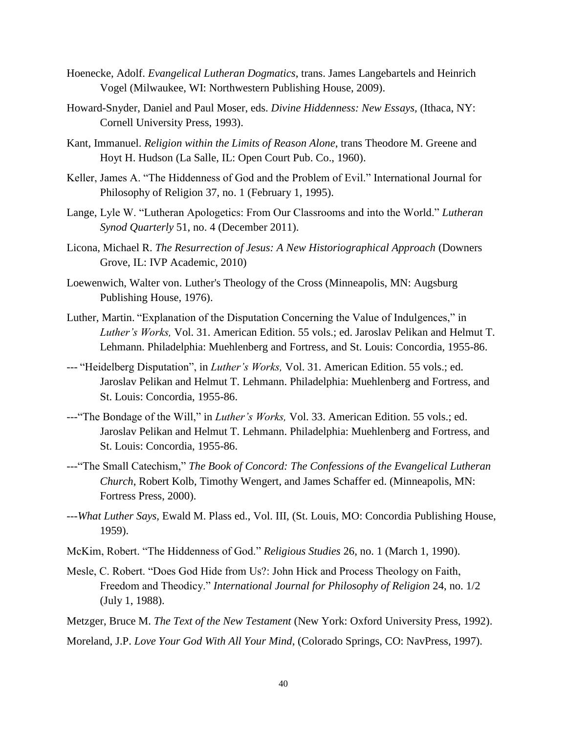Hoenecke, Adolf. *Evangelical Lutheran Dogmatics*, trans. James Langebartels and Heinrich Vogel (Milwaukee, WI: Northwestern Publishing House, 2009).

Howard-Snyder, Daniel and Paul Moser, eds. *Divine Hiddenness: New Essays*, (Ithaca, NY: Cornell University Press, 1993).

Kant, Immanuel. *Religion within the Limits of Reason Alone*, trans Theodore M. Greene and Hoyt H. Hudson (La Salle, IL: Open Court Pub. Co., 1960).

Keller, James A. "The Hiddenness of God and the Problem of Evil." International Journal for Philosophy of Religion 37, no. 1 (February 1, 1995).

Lange, Lyle W. "Lutheran Apologetics: From Our Classrooms and into the World." *Lutheran Synod Quarterly* 51, no. 4 (December 2011).

Licona, Michael R. *The Resurrection of Jesus: A New Historiographical Approach* (Downers Grove, IL: IVP Academic, 2010)

Loewenwich, Walter von. Luther's Theology of the Cross (Minneapolis, MN: Augsburg Publishing House, 1976).

Luther, Martin. "Explanation of the Disputation Concerning the Value of Indulgences," in *Luther's Works,* Vol. 31. American Edition. 55 vols.; ed. Jaroslav Pelikan and Helmut T. Lehmann. Philadelphia: Muehlenberg and Fortress, and St. Louis: Concordia, 1955-86.

--- "Heidelberg Disputation", in *Luther's Works,* Vol. 31. American Edition. 55 vols.; ed. Jaroslav Pelikan and Helmut T. Lehmann. Philadelphia: Muehlenberg and Fortress, and St. Louis: Concordia, 1955-86.

---"The Bondage of the Will," in *Luther's Works,* Vol. 33. American Edition. 55 vols.; ed. Jaroslav Pelikan and Helmut T. Lehmann. Philadelphia: Muehlenberg and Fortress, and St. Louis: Concordia, 1955-86.

---"The Small Catechism," *The Book of Concord: The Confessions of the Evangelical Lutheran Church*, Robert Kolb, Timothy Wengert, and James Schaffer ed. (Minneapolis, MN: Fortress Press, 2000).

---*What Luther Says,* Ewald M. Plass ed., Vol. III, (St. Louis, MO: Concordia Publishing House, 1959).

McKim, Robert. "The Hiddenness of God." *Religious Studies* 26, no. 1 (March 1, 1990).

Mesle, C. Robert. "Does God Hide from Us?: John Hick and Process Theology on Faith, Freedom and Theodicy." *International Journal for Philosophy of Religion* 24, no. 1/2 (July 1, 1988).

Metzger, Bruce M. *The Text of the New Testament* (New York: Oxford University Press, 1992).

Moreland, J.P. *Love Your God With All Your Mind*, (Colorado Springs, CO: NavPress, 1997).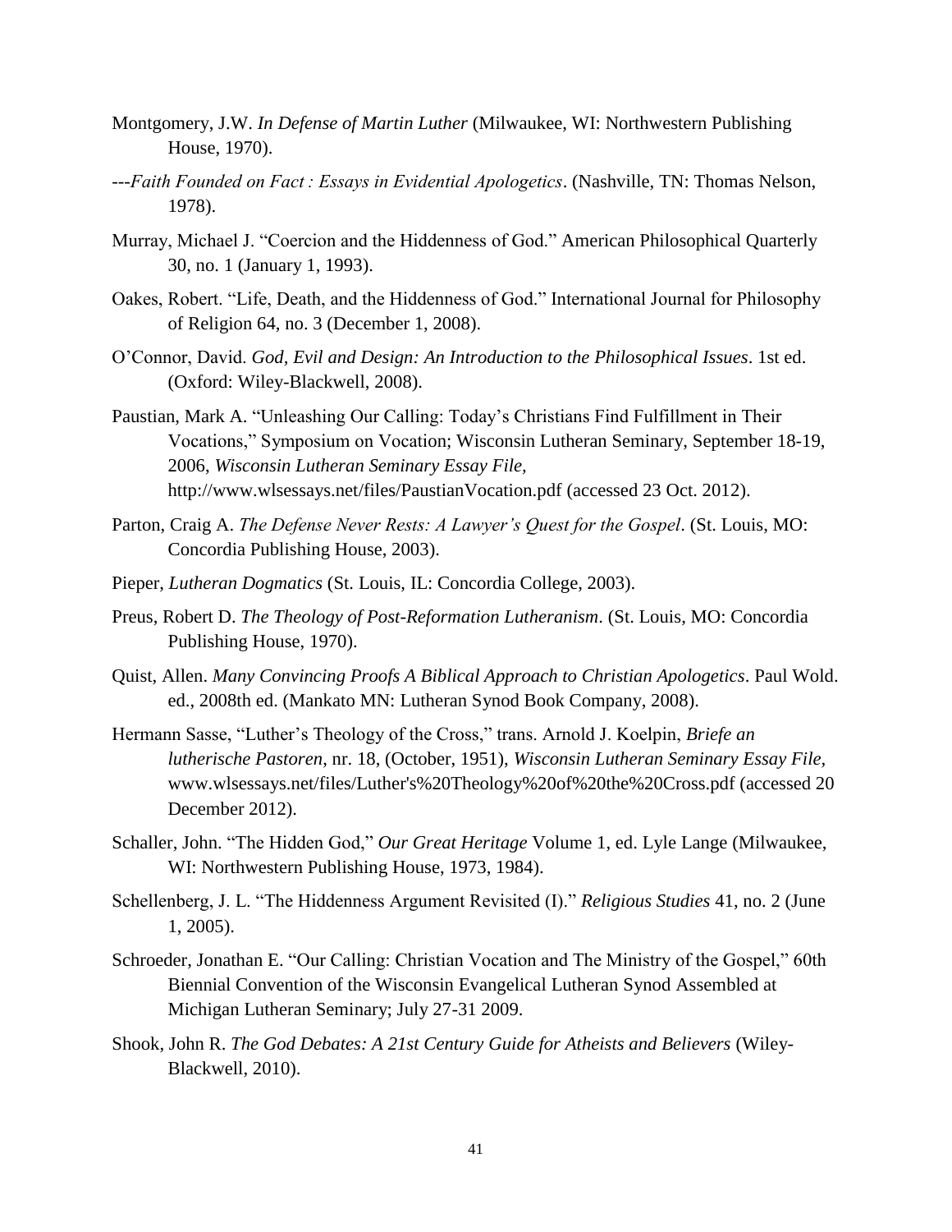Montgomery, J.W. *In Defense of Martin Luther* (Milwaukee, WI: Northwestern Publishing House, 1970).

---*Faith Founded on Fact : Essays in Evidential Apologetics*. (Nashville, TN: Thomas Nelson, 1978).

Murray, Michael J. "Coercion and the Hiddenness of God." American Philosophical Quarterly 30, no. 1 (January 1, 1993).

Oakes, Robert. "Life, Death, and the Hiddenness of God." International Journal for Philosophy of Religion 64, no. 3 (December 1, 2008).

O'Connor, David. *God, Evil and Design: An Introduction to the Philosophical Issues*. 1st ed. (Oxford: Wiley-Blackwell, 2008).

Paustian, Mark A. "Unleashing Our Calling: Today's Christians Find Fulfillment in Their Vocations," Symposium on Vocation; Wisconsin Lutheran Seminary, September 18-19, 2006, *Wisconsin Lutheran Seminary Essay File,* http://www.wlsessays.net/files/PaustianVocation.pdf (accessed 23 Oct. 2012).

Parton, Craig A. *The Defense Never Rests: A Lawyer's Quest for the Gospel*. (St. Louis, MO: Concordia Publishing House, 2003).

Pieper, *Lutheran Dogmatics* (St. Louis, IL: Concordia College, 2003).

Preus, Robert D. *The Theology of Post-Reformation Lutheranism*. (St. Louis, MO: Concordia Publishing House, 1970).

Quist, Allen. *Many Convincing Proofs A Biblical Approach to Christian Apologetics*. Paul Wold. ed., 2008th ed. (Mankato MN: Lutheran Synod Book Company, 2008).

Hermann Sasse, "Luther's Theology of the Cross," trans. Arnold J. Koelpin, *Briefe an lutherische Pastoren*, nr. 18, (October, 1951), *Wisconsin Lutheran Seminary Essay File,* www.wlsessays.net/files/Luther's%20Theology%20of%20the%20Cross.pdf (accessed 20 December 2012).

Schaller, John. "The Hidden God," *Our Great Heritage* Volume 1, ed. Lyle Lange (Milwaukee, WI: Northwestern Publishing House, 1973, 1984).

Schellenberg, J. L. "The Hiddenness Argument Revisited (I)." *Religious Studies* 41, no. 2 (June 1, 2005).

Schroeder, Jonathan E. "Our Calling: Christian Vocation and The Ministry of the Gospel," 60th Biennial Convention of the Wisconsin Evangelical Lutheran Synod Assembled at Michigan Lutheran Seminary; July 27-31 2009.

Shook, John R. *The God Debates: A 21st Century Guide for Atheists and Believers* (Wiley-Blackwell, 2010).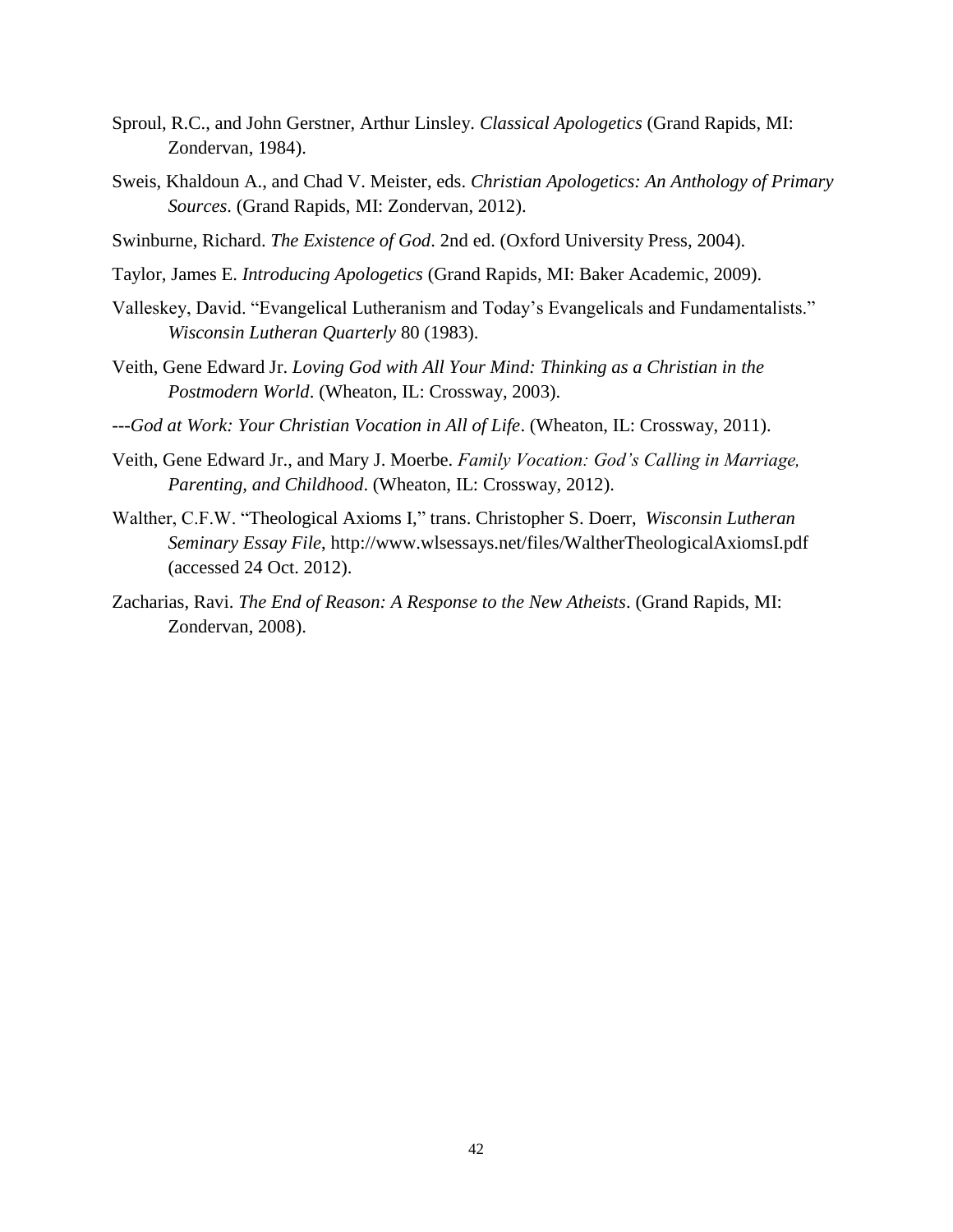Sproul, R.C., and John Gerstner, Arthur Linsley. *Classical Apologetics* (Grand Rapids, MI: Zondervan, 1984).

Sweis, Khaldoun A., and Chad V. Meister, eds. *Christian Apologetics: An Anthology of Primary Sources*. (Grand Rapids, MI: Zondervan, 2012).

Swinburne, Richard. *The Existence of God*. 2nd ed. (Oxford University Press, 2004).

Taylor, James E. *Introducing Apologetics* (Grand Rapids, MI: Baker Academic, 2009).

Valleskey, David. "Evangelical Lutheranism and Today's Evangelicals and Fundamentalists." *Wisconsin Lutheran Quarterly* 80 (1983).

Veith, Gene Edward Jr. *Loving God with All Your Mind: Thinking as a Christian in the Postmodern World*. (Wheaton, IL: Crossway, 2003).

---*God at Work: Your Christian Vocation in All of Life*. (Wheaton, IL: Crossway, 2011).

Veith, Gene Edward Jr., and Mary J. Moerbe. *Family Vocation: God's Calling in Marriage, Parenting, and Childhood*. (Wheaton, IL: Crossway, 2012).

Walther, C.F.W. "Theological Axioms I," trans. Christopher S. Doerr, *Wisconsin Lutheran Seminary Essay File*, http://www.wlsessays.net/files/WaltherTheologicalAxiomsI.pdf (accessed 24 Oct. 2012).

Zacharias, Ravi. *The End of Reason: A Response to the New Atheists*. (Grand Rapids, MI: Zondervan, 2008).